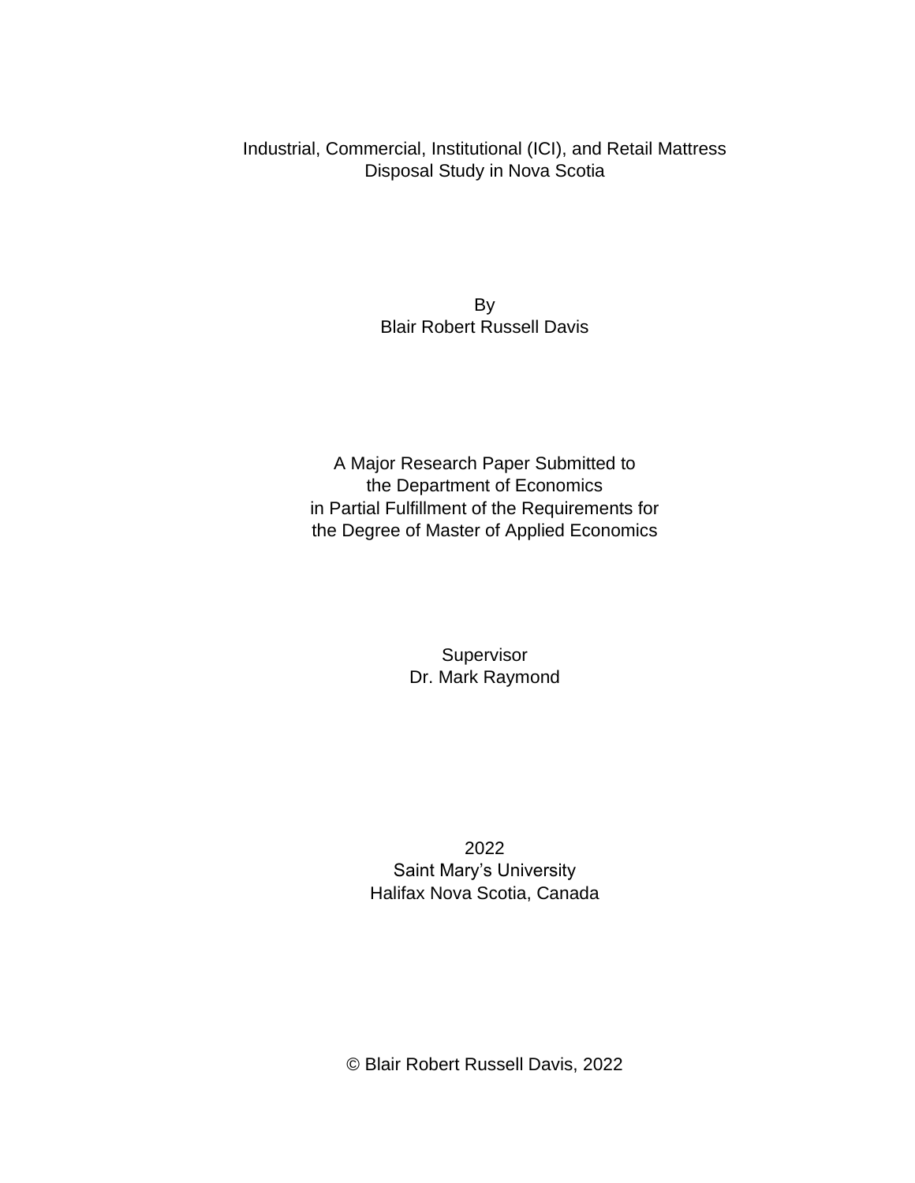# Industrial, Commercial, Institutional (ICI), and Retail Mattress Disposal Study in Nova Scotia

By
Blair Robert Russell Davis

A Major Research Paper Submitted to
the Department of Economics
in Partial Fulfillment of the Requirements for
the Degree of Master of Applied Economics

Supervisor
Dr. Mark Raymond

2022
Saint Mary's University
Halifax Nova Scotia, Canada

© Blair Robert Russell Davis, 2022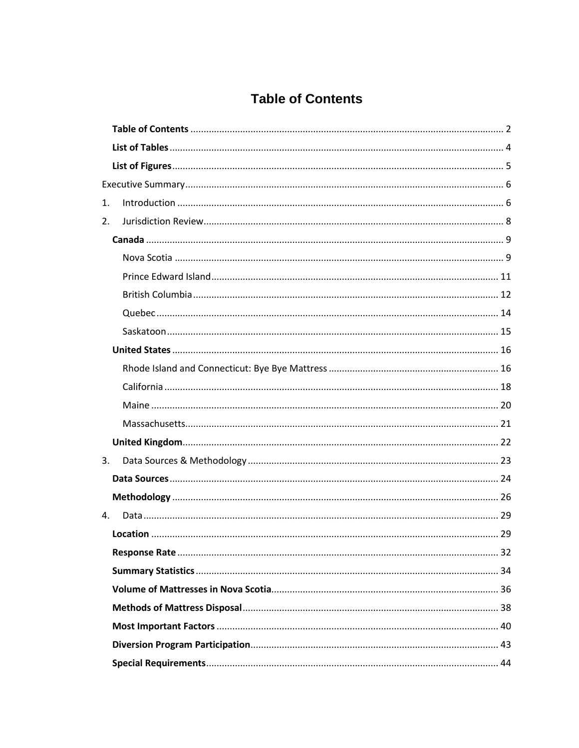# Table of Contents

**Table of Contents** ........................................................ 2

**List of Tables** ........................................................ 4

**List of Figures** ........................................................ 5

Executive Summary ........................................................ 6

1. Introduction ........................................................ 6

2. Jurisdiction Review ........................................................ 8

**Canada** ........................................................ 9

Nova Scotia ........................................................ 9

Prince Edward Island ........................................................ 11

British Columbia ........................................................ 12

Quebec ........................................................ 14

Saskatoon ........................................................ 15

**United States** ........................................................ 16

Rhode Island and Connecticut: Bye Bye Mattress ........................................................ 16

California ........................................................ 18

Maine ........................................................ 20

Massachusetts ........................................................ 21

**United Kingdom** ........................................................ 22

3. Data Sources & Methodology ........................................................ 23

**Data Sources** ........................................................ 24

**Methodology** ........................................................ 26

4. Data ........................................................ 29

**Location** ........................................................ 29

**Response Rate** ........................................................ 32

**Summary Statistics** ........................................................ 34

**Volume of Mattresses in Nova Scotia** ........................................................ 36

**Methods of Mattress Disposal** ........................................................ 38

**Most Important Factors** ........................................................ 40

**Diversion Program Participation** ........................................................ 43

**Special Requirements** ........................................................ 44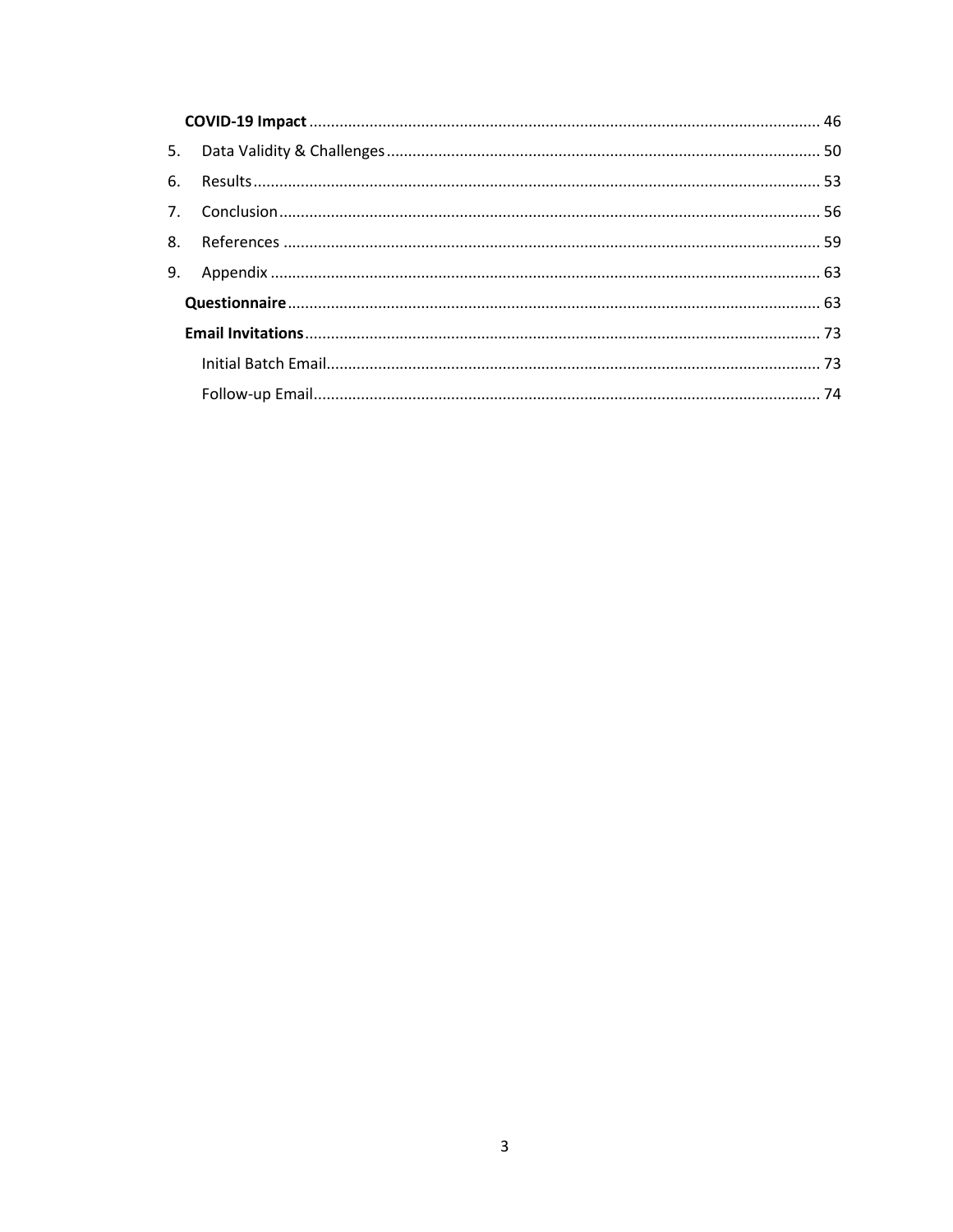**COVID-19 Impact** ..................................................................... 46

5. Data Validity & Challenges ..................................................................... 50
6. Results ..................................................................... 53
7. Conclusion ..................................................................... 56
8. References ..................................................................... 59
9. Appendix ..................................................................... 63

**Questionnaire** ..................................................................... 63

**Email Invitations** ..................................................................... 73

Initial Batch Email ..................................................................... 73

Follow-up Email ..................................................................... 74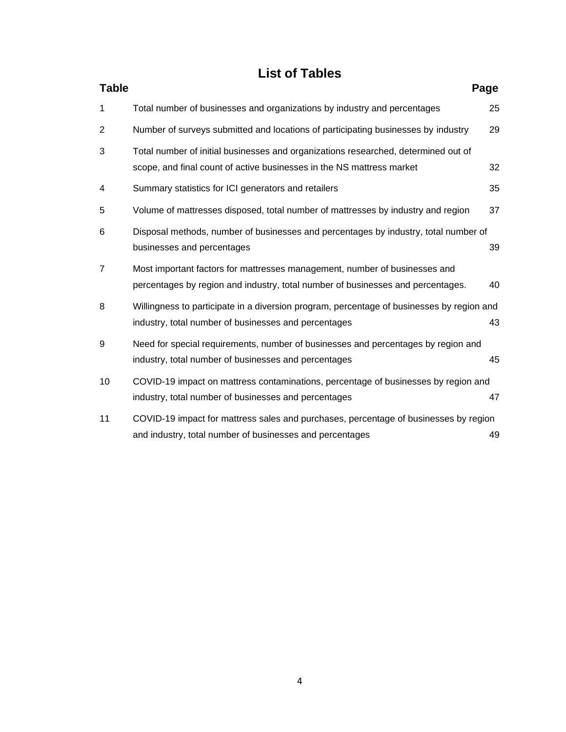# List of Tables

| Table | | Page |
|---|---|---|
| 1 | Total number of businesses and organizations by industry and percentages | 25 |
| 2 | Number of surveys submitted and locations of participating businesses by industry | 29 |
| 3 | Total number of initial businesses and organizations researched, determined out of scope, and final count of active businesses in the NS mattress market | 32 |
| 4 | Summary statistics for ICI generators and retailers | 35 |
| 5 | Volume of mattresses disposed, total number of mattresses by industry and region | 37 |
| 6 | Disposal methods, number of businesses and percentages by industry, total number of businesses and percentages | 39 |
| 7 | Most important factors for mattresses management, number of businesses and percentages by region and industry, total number of businesses and percentages. | 40 |
| 8 | Willingness to participate in a diversion program, percentage of businesses by region and industry, total number of businesses and percentages | 43 |
| 9 | Need for special requirements, number of businesses and percentages by region and industry, total number of businesses and percentages | 45 |
| 10 | COVID-19 impact on mattress contaminations, percentage of businesses by region and industry, total number of businesses and percentages | 47 |
| 11 | COVID-19 impact for mattress sales and purchases, percentage of businesses by region and industry, total number of businesses and percentages | 49 |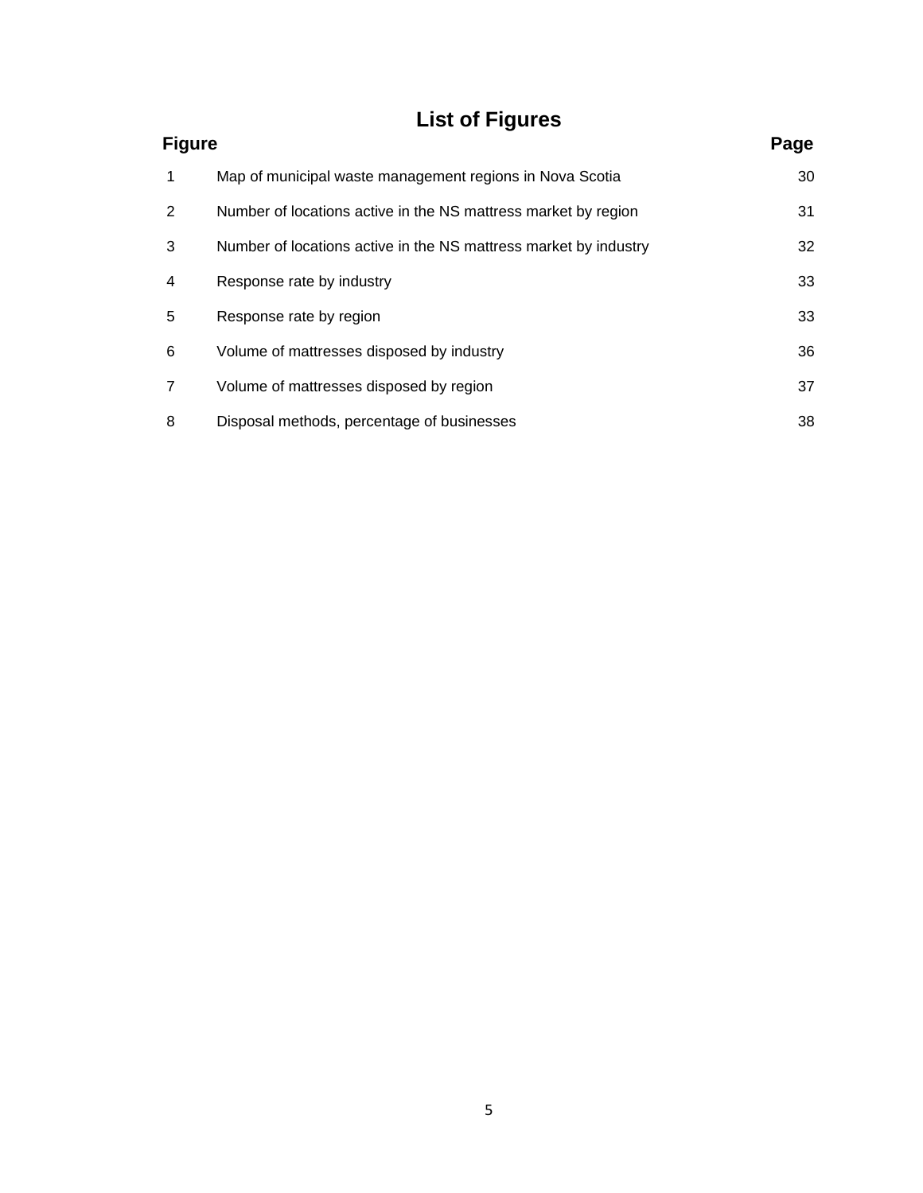# List of Figures

| Figure | | Page |
|---|---|---|
| 1 | Map of municipal waste management regions in Nova Scotia | 30 |
| 2 | Number of locations active in the NS mattress market by region | 31 |
| 3 | Number of locations active in the NS mattress market by industry | 32 |
| 4 | Response rate by industry | 33 |
| 5 | Response rate by region | 33 |
| 6 | Volume of mattresses disposed by industry | 36 |
| 7 | Volume of mattresses disposed by region | 37 |
| 8 | Disposal methods, percentage of businesses | 38 |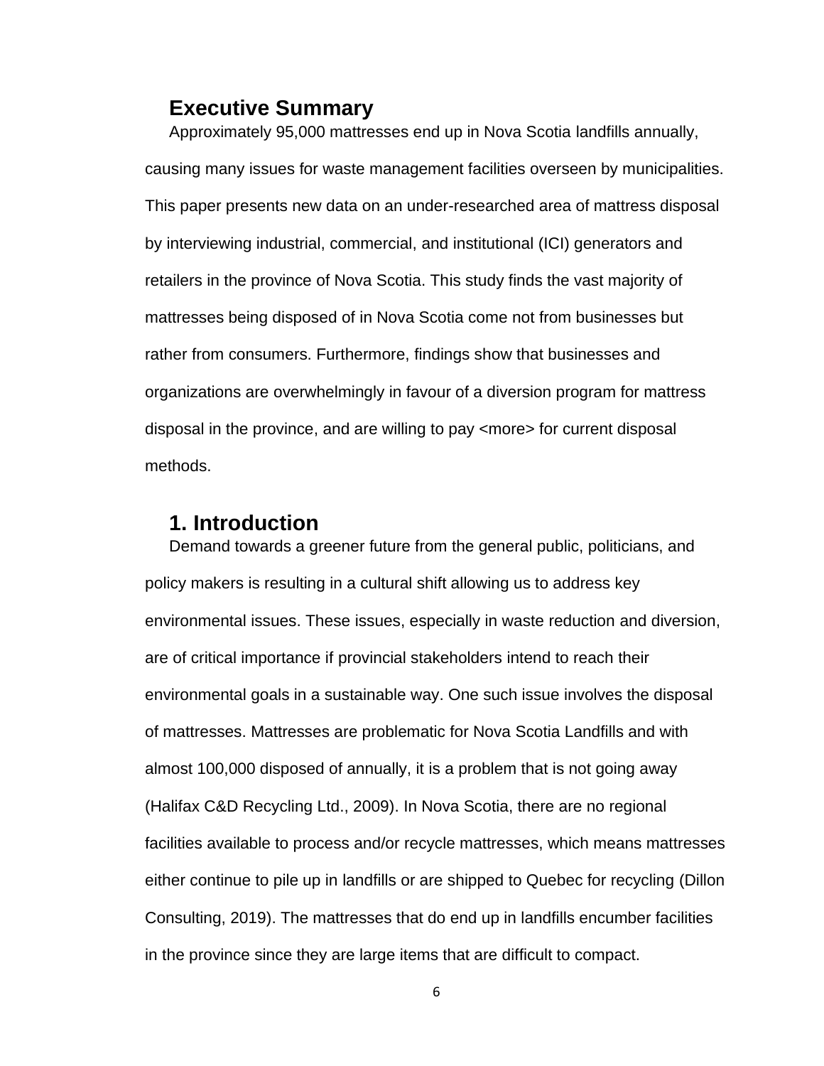## Executive Summary

Approximately 95,000 mattresses end up in Nova Scotia landfills annually, causing many issues for waste management facilities overseen by municipalities. This paper presents new data on an under-researched area of mattress disposal by interviewing industrial, commercial, and institutional (ICI) generators and retailers in the province of Nova Scotia. This study finds the vast majority of mattresses being disposed of in Nova Scotia come not from businesses but rather from consumers. Furthermore, findings show that businesses and organizations are overwhelmingly in favour of a diversion program for mattress disposal in the province, and are willing to pay <more> for current disposal methods.

## 1. Introduction

Demand towards a greener future from the general public, politicians, and policy makers is resulting in a cultural shift allowing us to address key environmental issues. These issues, especially in waste reduction and diversion, are of critical importance if provincial stakeholders intend to reach their environmental goals in a sustainable way. One such issue involves the disposal of mattresses. Mattresses are problematic for Nova Scotia Landfills and with almost 100,000 disposed of annually, it is a problem that is not going away (Halifax C&D Recycling Ltd., 2009). In Nova Scotia, there are no regional facilities available to process and/or recycle mattresses, which means mattresses either continue to pile up in landfills or are shipped to Quebec for recycling (Dillon Consulting, 2019). The mattresses that do end up in landfills encumber facilities in the province since they are large items that are difficult to compact.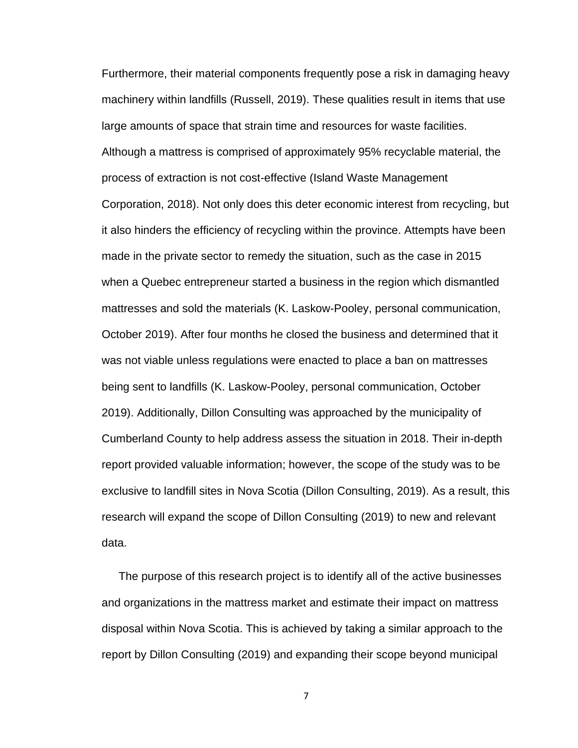Furthermore, their material components frequently pose a risk in damaging heavy machinery within landfills (Russell, 2019). These qualities result in items that use large amounts of space that strain time and resources for waste facilities. Although a mattress is comprised of approximately 95% recyclable material, the process of extraction is not cost-effective (Island Waste Management Corporation, 2018). Not only does this deter economic interest from recycling, but it also hinders the efficiency of recycling within the province. Attempts have been made in the private sector to remedy the situation, such as the case in 2015 when a Quebec entrepreneur started a business in the region which dismantled mattresses and sold the materials (K. Laskow-Pooley, personal communication, October 2019). After four months he closed the business and determined that it was not viable unless regulations were enacted to place a ban on mattresses being sent to landfills (K. Laskow-Pooley, personal communication, October 2019). Additionally, Dillon Consulting was approached by the municipality of Cumberland County to help address assess the situation in 2018. Their in-depth report provided valuable information; however, the scope of the study was to be exclusive to landfill sites in Nova Scotia (Dillon Consulting, 2019). As a result, this research will expand the scope of Dillon Consulting (2019) to new and relevant data.

The purpose of this research project is to identify all of the active businesses and organizations in the mattress market and estimate their impact on mattress disposal within Nova Scotia. This is achieved by taking a similar approach to the report by Dillon Consulting (2019) and expanding their scope beyond municipal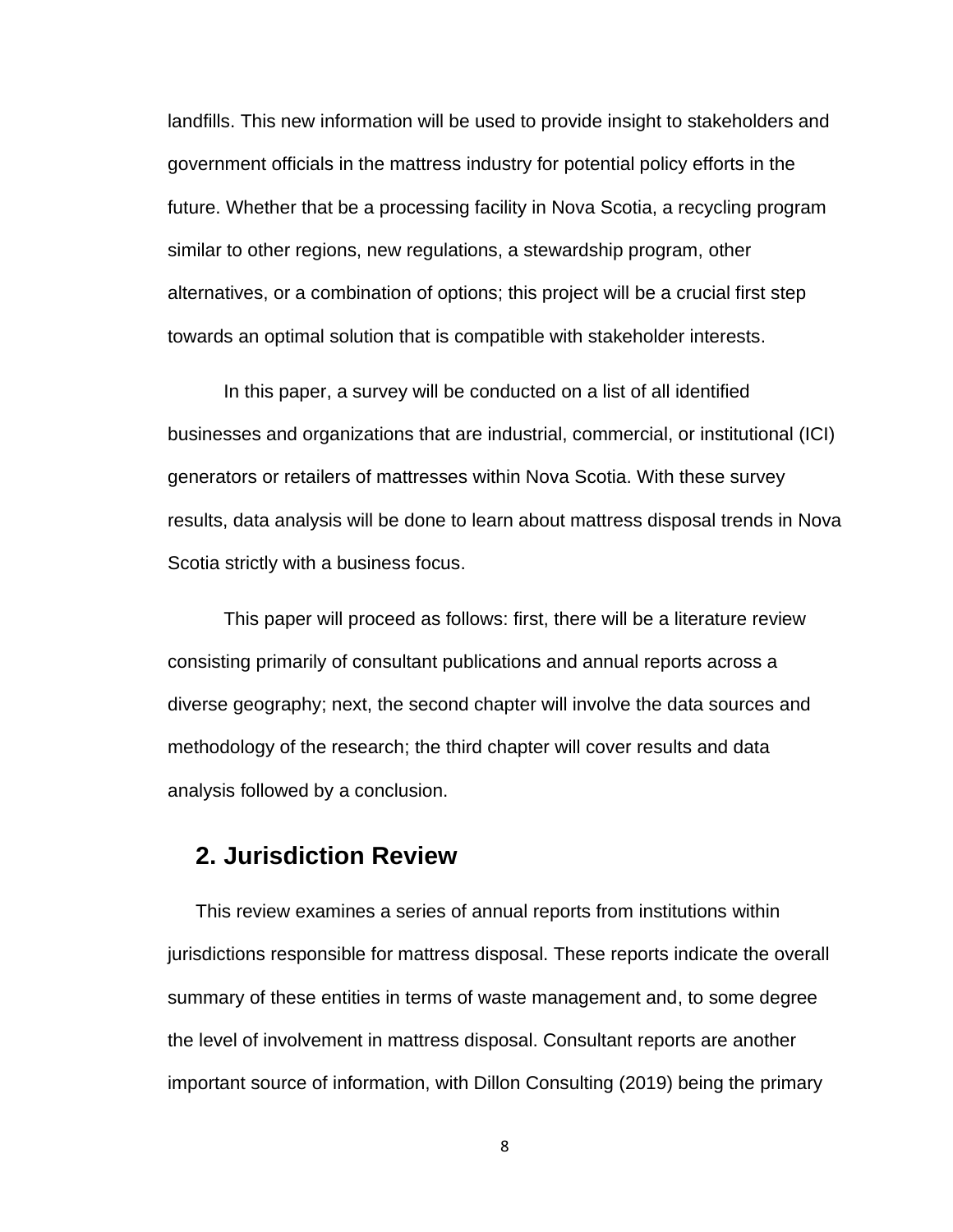landfills. This new information will be used to provide insight to stakeholders and government officials in the mattress industry for potential policy efforts in the future. Whether that be a processing facility in Nova Scotia, a recycling program similar to other regions, new regulations, a stewardship program, other alternatives, or a combination of options; this project will be a crucial first step towards an optimal solution that is compatible with stakeholder interests.

In this paper, a survey will be conducted on a list of all identified businesses and organizations that are industrial, commercial, or institutional (ICI) generators or retailers of mattresses within Nova Scotia. With these survey results, data analysis will be done to learn about mattress disposal trends in Nova Scotia strictly with a business focus.

This paper will proceed as follows: first, there will be a literature review consisting primarily of consultant publications and annual reports across a diverse geography; next, the second chapter will involve the data sources and methodology of the research; the third chapter will cover results and data analysis followed by a conclusion.

## 2. Jurisdiction Review

This review examines a series of annual reports from institutions within jurisdictions responsible for mattress disposal. These reports indicate the overall summary of these entities in terms of waste management and, to some degree the level of involvement in mattress disposal. Consultant reports are another important source of information, with Dillon Consulting (2019) being the primary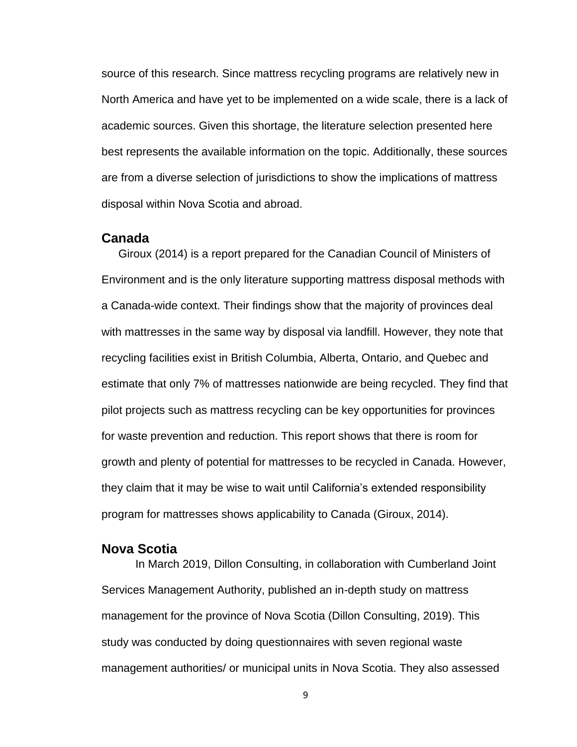source of this research. Since mattress recycling programs are relatively new in North America and have yet to be implemented on a wide scale, there is a lack of academic sources. Given this shortage, the literature selection presented here best represents the available information on the topic. Additionally, these sources are from a diverse selection of jurisdictions to show the implications of mattress disposal within Nova Scotia and abroad.

## Canada

Giroux (2014) is a report prepared for the Canadian Council of Ministers of Environment and is the only literature supporting mattress disposal methods with a Canada-wide context. Their findings show that the majority of provinces deal with mattresses in the same way by disposal via landfill. However, they note that recycling facilities exist in British Columbia, Alberta, Ontario, and Quebec and estimate that only 7% of mattresses nationwide are being recycled. They find that pilot projects such as mattress recycling can be key opportunities for provinces for waste prevention and reduction. This report shows that there is room for growth and plenty of potential for mattresses to be recycled in Canada. However, they claim that it may be wise to wait until California's extended responsibility program for mattresses shows applicability to Canada (Giroux, 2014).

## Nova Scotia

In March 2019, Dillon Consulting, in collaboration with Cumberland Joint Services Management Authority, published an in-depth study on mattress management for the province of Nova Scotia (Dillon Consulting, 2019). This study was conducted by doing questionnaires with seven regional waste management authorities/ or municipal units in Nova Scotia. They also assessed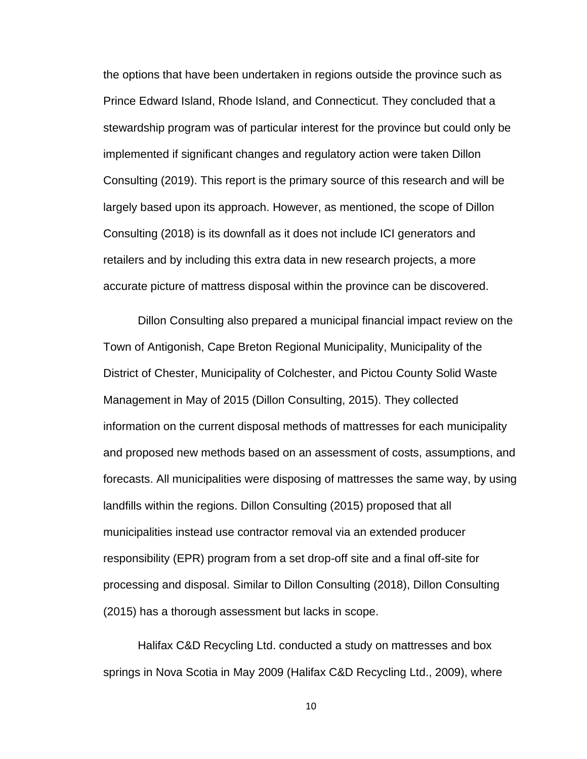the options that have been undertaken in regions outside the province such as Prince Edward Island, Rhode Island, and Connecticut. They concluded that a stewardship program was of particular interest for the province but could only be implemented if significant changes and regulatory action were taken Dillon Consulting (2019). This report is the primary source of this research and will be largely based upon its approach. However, as mentioned, the scope of Dillon Consulting (2018) is its downfall as it does not include ICI generators and retailers and by including this extra data in new research projects, a more accurate picture of mattress disposal within the province can be discovered.

Dillon Consulting also prepared a municipal financial impact review on the Town of Antigonish, Cape Breton Regional Municipality, Municipality of the District of Chester, Municipality of Colchester, and Pictou County Solid Waste Management in May of 2015 (Dillon Consulting, 2015). They collected information on the current disposal methods of mattresses for each municipality and proposed new methods based on an assessment of costs, assumptions, and forecasts. All municipalities were disposing of mattresses the same way, by using landfills within the regions. Dillon Consulting (2015) proposed that all municipalities instead use contractor removal via an extended producer responsibility (EPR) program from a set drop-off site and a final off-site for processing and disposal. Similar to Dillon Consulting (2018), Dillon Consulting (2015) has a thorough assessment but lacks in scope.

Halifax C&D Recycling Ltd. conducted a study on mattresses and box springs in Nova Scotia in May 2009 (Halifax C&D Recycling Ltd., 2009), where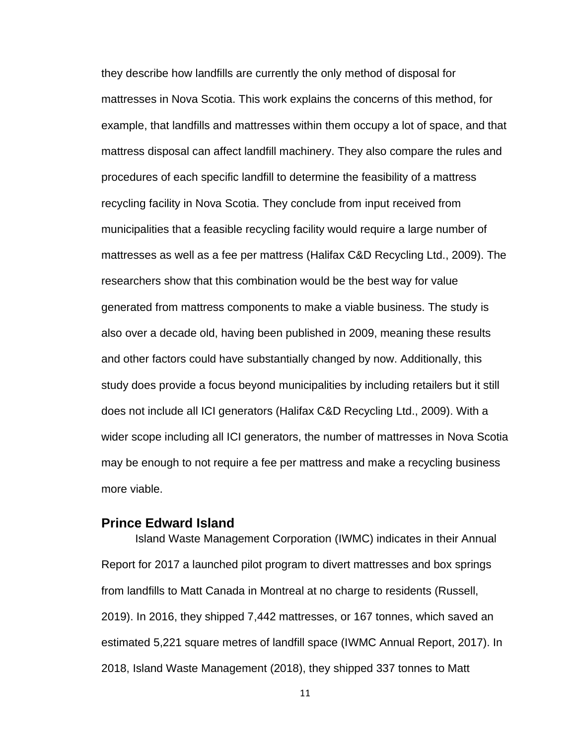they describe how landfills are currently the only method of disposal for mattresses in Nova Scotia. This work explains the concerns of this method, for example, that landfills and mattresses within them occupy a lot of space, and that mattress disposal can affect landfill machinery. They also compare the rules and procedures of each specific landfill to determine the feasibility of a mattress recycling facility in Nova Scotia. They conclude from input received from municipalities that a feasible recycling facility would require a large number of mattresses as well as a fee per mattress (Halifax C&D Recycling Ltd., 2009). The researchers show that this combination would be the best way for value generated from mattress components to make a viable business. The study is also over a decade old, having been published in 2009, meaning these results and other factors could have substantially changed by now. Additionally, this study does provide a focus beyond municipalities by including retailers but it still does not include all ICI generators (Halifax C&D Recycling Ltd., 2009). With a wider scope including all ICI generators, the number of mattresses in Nova Scotia may be enough to not require a fee per mattress and make a recycling business more viable.

## Prince Edward Island

Island Waste Management Corporation (IWMC) indicates in their Annual Report for 2017 a launched pilot program to divert mattresses and box springs from landfills to Matt Canada in Montreal at no charge to residents (Russell, 2019). In 2016, they shipped 7,442 mattresses, or 167 tonnes, which saved an estimated 5,221 square metres of landfill space (IWMC Annual Report, 2017). In 2018, Island Waste Management (2018), they shipped 337 tonnes to Matt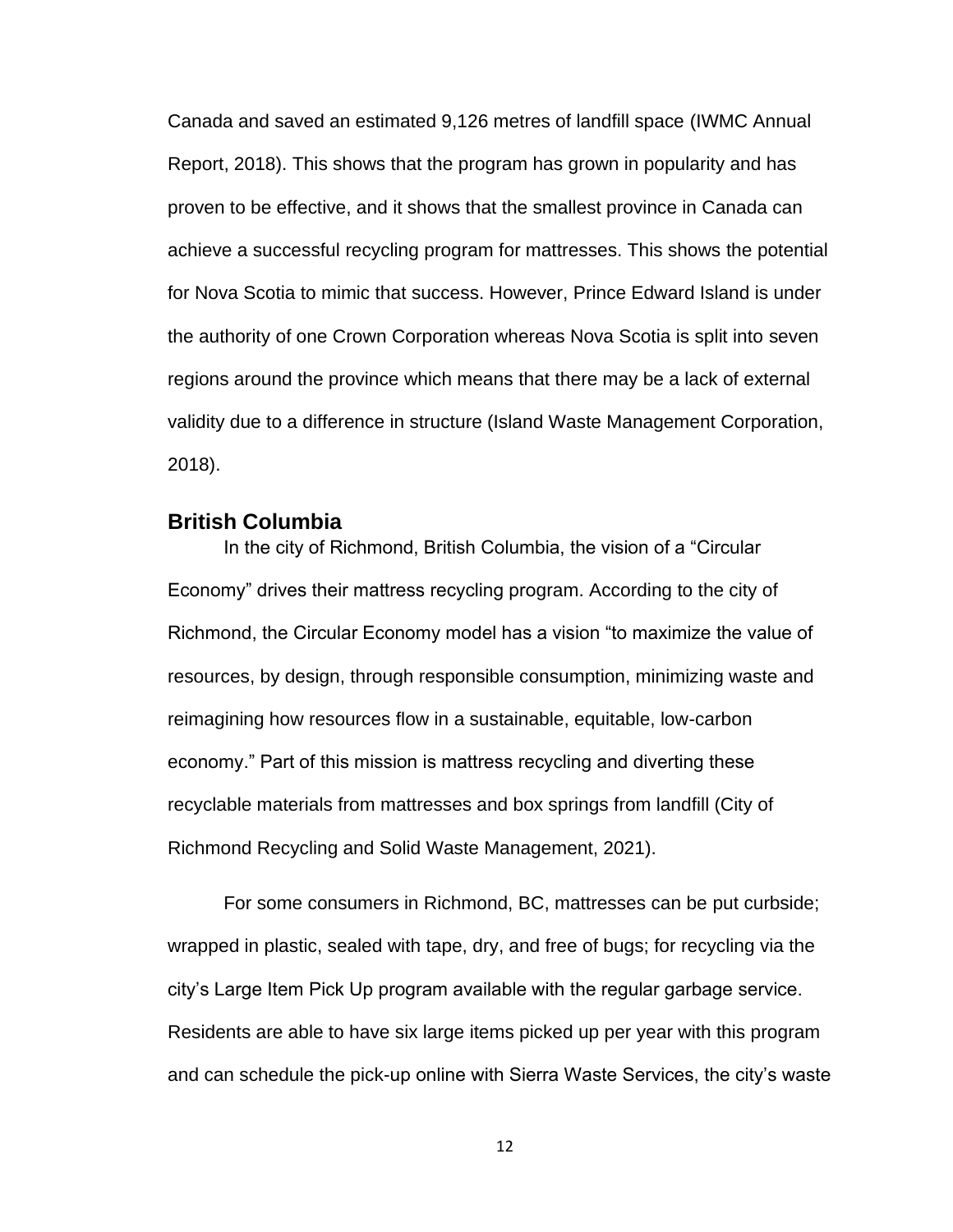Canada and saved an estimated 9,126 metres of landfill space (IWMC Annual Report, 2018). This shows that the program has grown in popularity and has proven to be effective, and it shows that the smallest province in Canada can achieve a successful recycling program for mattresses. This shows the potential for Nova Scotia to mimic that success. However, Prince Edward Island is under the authority of one Crown Corporation whereas Nova Scotia is split into seven regions around the province which means that there may be a lack of external validity due to a difference in structure (Island Waste Management Corporation, 2018).

## British Columbia

In the city of Richmond, British Columbia, the vision of a "Circular Economy" drives their mattress recycling program. According to the city of Richmond, the Circular Economy model has a vision "to maximize the value of resources, by design, through responsible consumption, minimizing waste and reimagining how resources flow in a sustainable, equitable, low-carbon economy." Part of this mission is mattress recycling and diverting these recyclable materials from mattresses and box springs from landfill (City of Richmond Recycling and Solid Waste Management, 2021).

For some consumers in Richmond, BC, mattresses can be put curbside; wrapped in plastic, sealed with tape, dry, and free of bugs; for recycling via the city's Large Item Pick Up program available with the regular garbage service. Residents are able to have six large items picked up per year with this program and can schedule the pick-up online with Sierra Waste Services, the city's waste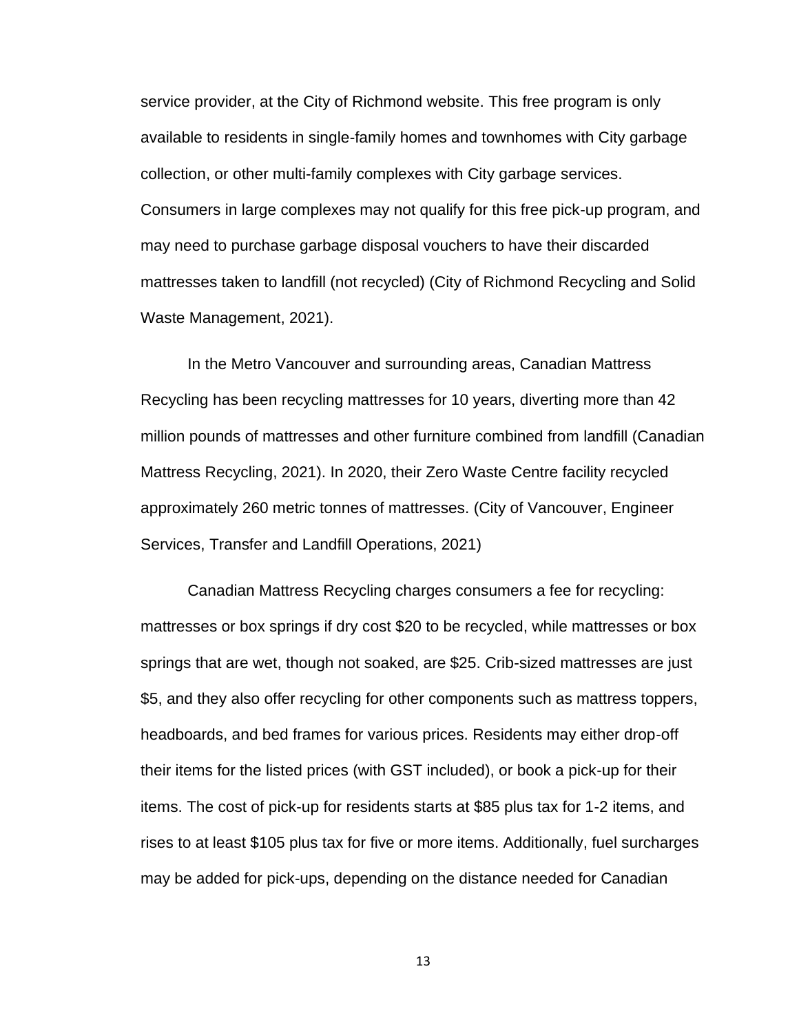service provider, at the City of Richmond website. This free program is only available to residents in single-family homes and townhomes with City garbage collection, or other multi-family complexes with City garbage services. Consumers in large complexes may not qualify for this free pick-up program, and may need to purchase garbage disposal vouchers to have their discarded mattresses taken to landfill (not recycled) (City of Richmond Recycling and Solid Waste Management, 2021).

In the Metro Vancouver and surrounding areas, Canadian Mattress Recycling has been recycling mattresses for 10 years, diverting more than 42 million pounds of mattresses and other furniture combined from landfill (Canadian Mattress Recycling, 2021). In 2020, their Zero Waste Centre facility recycled approximately 260 metric tonnes of mattresses. (City of Vancouver, Engineer Services, Transfer and Landfill Operations, 2021)

Canadian Mattress Recycling charges consumers a fee for recycling: mattresses or box springs if dry cost $20 to be recycled, while mattresses or box springs that are wet, though not soaked, are $25. Crib-sized mattresses are just $5, and they also offer recycling for other components such as mattress toppers, headboards, and bed frames for various prices. Residents may either drop-off their items for the listed prices (with GST included), or book a pick-up for their items. The cost of pick-up for residents starts at $85 plus tax for 1-2 items, and rises to at least $105 plus tax for five or more items. Additionally, fuel surcharges may be added for pick-ups, depending on the distance needed for Canadian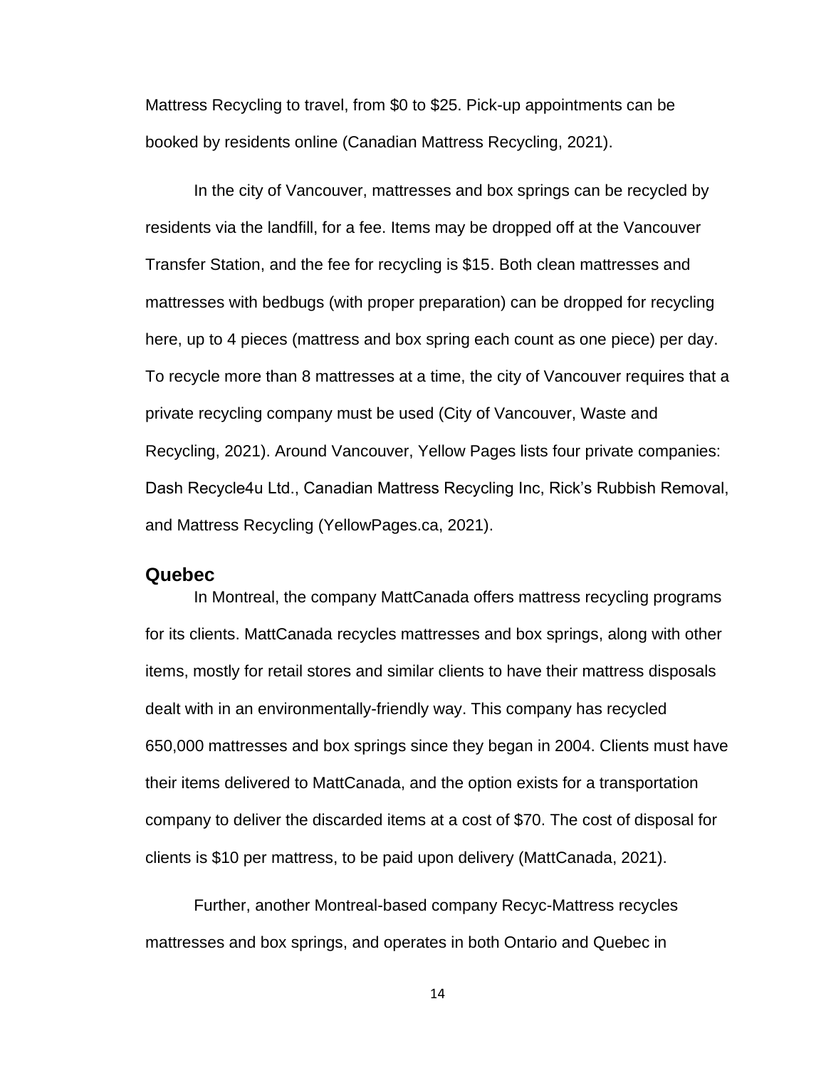Mattress Recycling to travel, from $0 to $25. Pick-up appointments can be booked by residents online (Canadian Mattress Recycling, 2021).

In the city of Vancouver, mattresses and box springs can be recycled by residents via the landfill, for a fee. Items may be dropped off at the Vancouver Transfer Station, and the fee for recycling is $15. Both clean mattresses and mattresses with bedbugs (with proper preparation) can be dropped for recycling here, up to 4 pieces (mattress and box spring each count as one piece) per day. To recycle more than 8 mattresses at a time, the city of Vancouver requires that a private recycling company must be used (City of Vancouver, Waste and Recycling, 2021). Around Vancouver, Yellow Pages lists four private companies: Dash Recycle4u Ltd., Canadian Mattress Recycling Inc, Rick's Rubbish Removal, and Mattress Recycling (YellowPages.ca, 2021).

## Quebec

In Montreal, the company MattCanada offers mattress recycling programs for its clients. MattCanada recycles mattresses and box springs, along with other items, mostly for retail stores and similar clients to have their mattress disposals dealt with in an environmentally-friendly way. This company has recycled 650,000 mattresses and box springs since they began in 2004. Clients must have their items delivered to MattCanada, and the option exists for a transportation company to deliver the discarded items at a cost of $70. The cost of disposal for clients is $10 per mattress, to be paid upon delivery (MattCanada, 2021).

Further, another Montreal-based company Recyc-Mattress recycles mattresses and box springs, and operates in both Ontario and Quebec in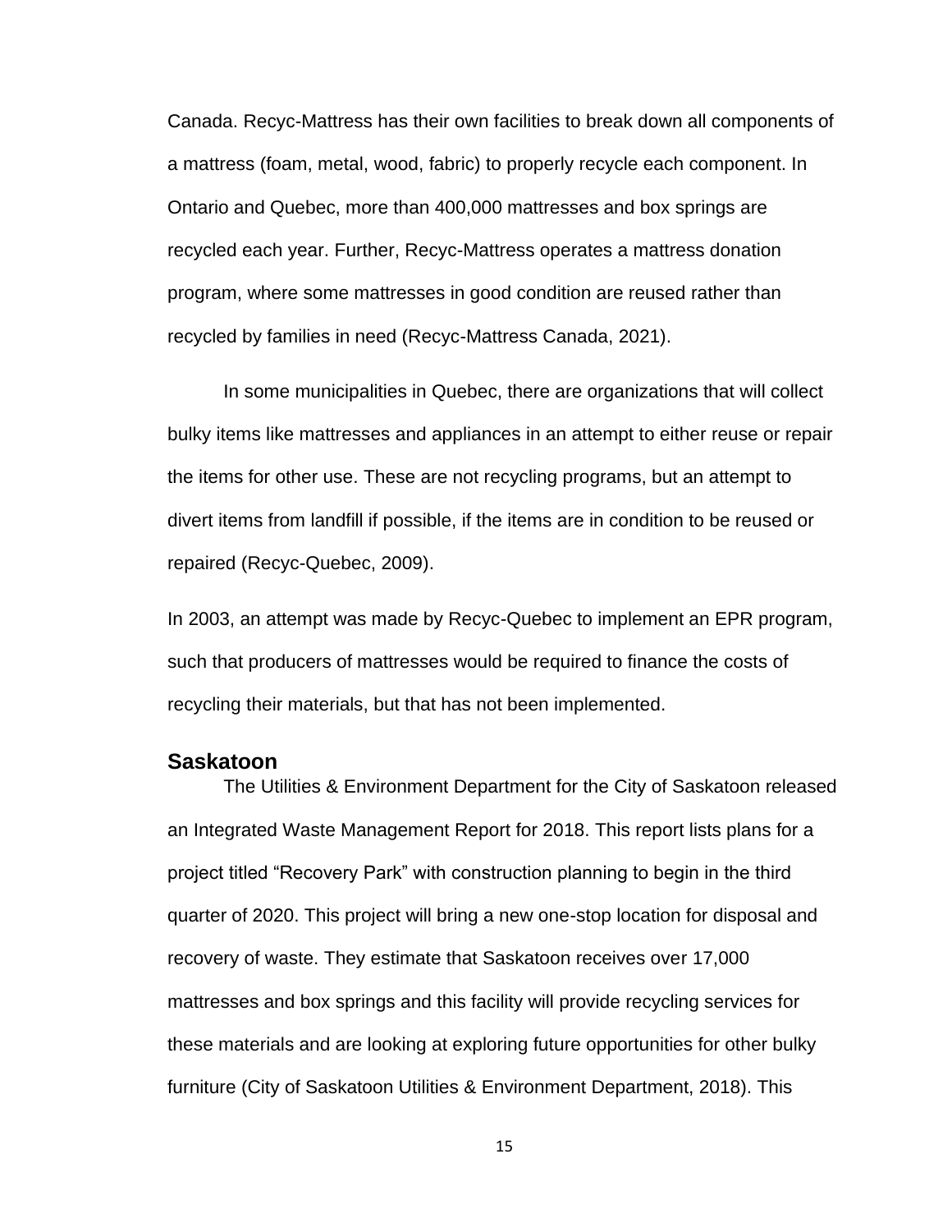Canada. Recyc-Mattress has their own facilities to break down all components of a mattress (foam, metal, wood, fabric) to properly recycle each component. In Ontario and Quebec, more than 400,000 mattresses and box springs are recycled each year. Further, Recyc-Mattress operates a mattress donation program, where some mattresses in good condition are reused rather than recycled by families in need (Recyc-Mattress Canada, 2021).

In some municipalities in Quebec, there are organizations that will collect bulky items like mattresses and appliances in an attempt to either reuse or repair the items for other use. These are not recycling programs, but an attempt to divert items from landfill if possible, if the items are in condition to be reused or repaired (Recyc-Quebec, 2009).

In 2003, an attempt was made by Recyc-Quebec to implement an EPR program, such that producers of mattresses would be required to finance the costs of recycling their materials, but that has not been implemented.

## Saskatoon

The Utilities & Environment Department for the City of Saskatoon released an Integrated Waste Management Report for 2018. This report lists plans for a project titled "Recovery Park" with construction planning to begin in the third quarter of 2020. This project will bring a new one-stop location for disposal and recovery of waste. They estimate that Saskatoon receives over 17,000 mattresses and box springs and this facility will provide recycling services for these materials and are looking at exploring future opportunities for other bulky furniture (City of Saskatoon Utilities & Environment Department, 2018). This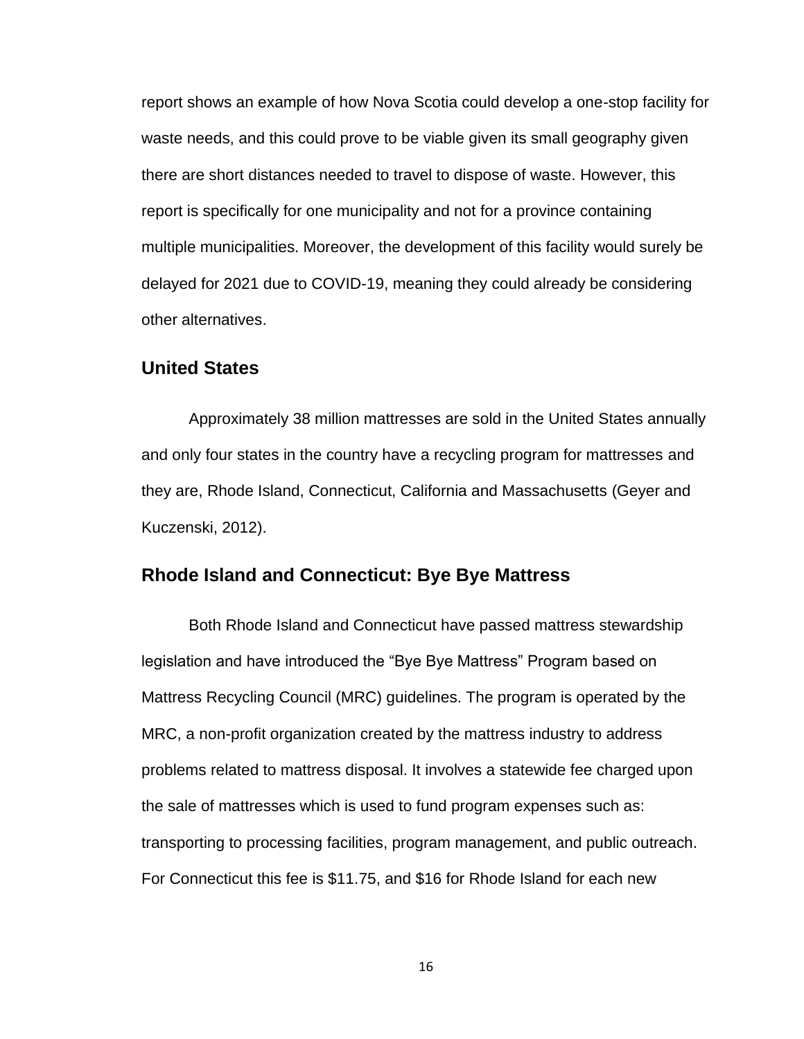report shows an example of how Nova Scotia could develop a one-stop facility for waste needs, and this could prove to be viable given its small geography given there are short distances needed to travel to dispose of waste. However, this report is specifically for one municipality and not for a province containing multiple municipalities. Moreover, the development of this facility would surely be delayed for 2021 due to COVID-19, meaning they could already be considering other alternatives.

## United States

Approximately 38 million mattresses are sold in the United States annually and only four states in the country have a recycling program for mattresses and they are, Rhode Island, Connecticut, California and Massachusetts (Geyer and Kuczenski, 2012).

## Rhode Island and Connecticut: Bye Bye Mattress

Both Rhode Island and Connecticut have passed mattress stewardship legislation and have introduced the "Bye Bye Mattress" Program based on Mattress Recycling Council (MRC) guidelines. The program is operated by the MRC, a non-profit organization created by the mattress industry to address problems related to mattress disposal. It involves a statewide fee charged upon the sale of mattresses which is used to fund program expenses such as: transporting to processing facilities, program management, and public outreach. For Connecticut this fee is $11.75, and $16 for Rhode Island for each new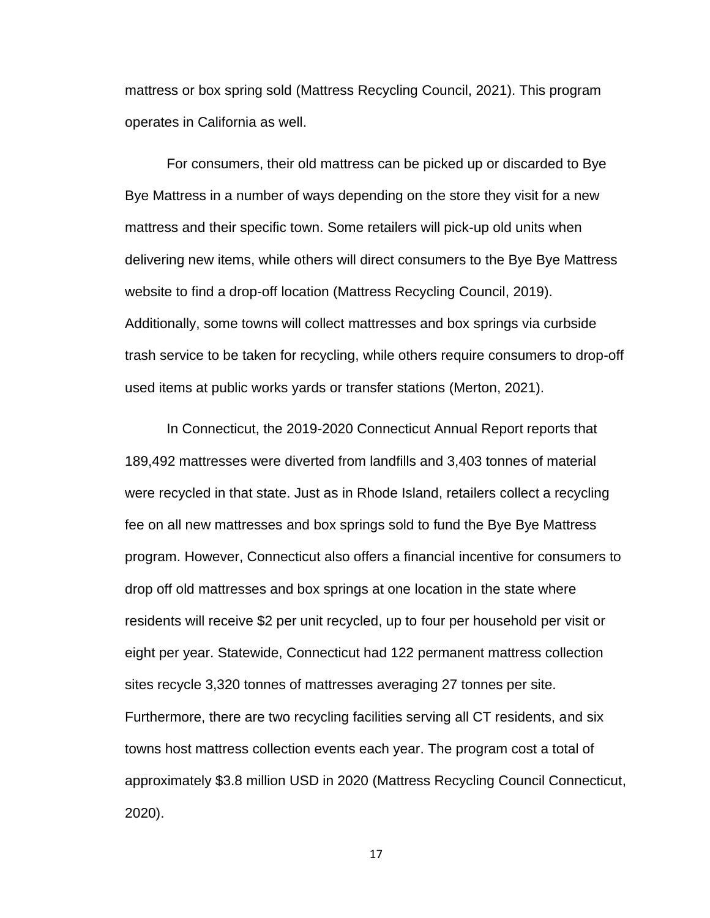mattress or box spring sold (Mattress Recycling Council, 2021). This program operates in California as well.

For consumers, their old mattress can be picked up or discarded to Bye Bye Mattress in a number of ways depending on the store they visit for a new mattress and their specific town. Some retailers will pick-up old units when delivering new items, while others will direct consumers to the Bye Bye Mattress website to find a drop-off location (Mattress Recycling Council, 2019). Additionally, some towns will collect mattresses and box springs via curbside trash service to be taken for recycling, while others require consumers to drop-off used items at public works yards or transfer stations (Merton, 2021).

In Connecticut, the 2019-2020 Connecticut Annual Report reports that 189,492 mattresses were diverted from landfills and 3,403 tonnes of material were recycled in that state. Just as in Rhode Island, retailers collect a recycling fee on all new mattresses and box springs sold to fund the Bye Bye Mattress program. However, Connecticut also offers a financial incentive for consumers to drop off old mattresses and box springs at one location in the state where residents will receive $2 per unit recycled, up to four per household per visit or eight per year. Statewide, Connecticut had 122 permanent mattress collection sites recycle 3,320 tonnes of mattresses averaging 27 tonnes per site. Furthermore, there are two recycling facilities serving all CT residents, and six towns host mattress collection events each year. The program cost a total of approximately $3.8 million USD in 2020 (Mattress Recycling Council Connecticut, 2020).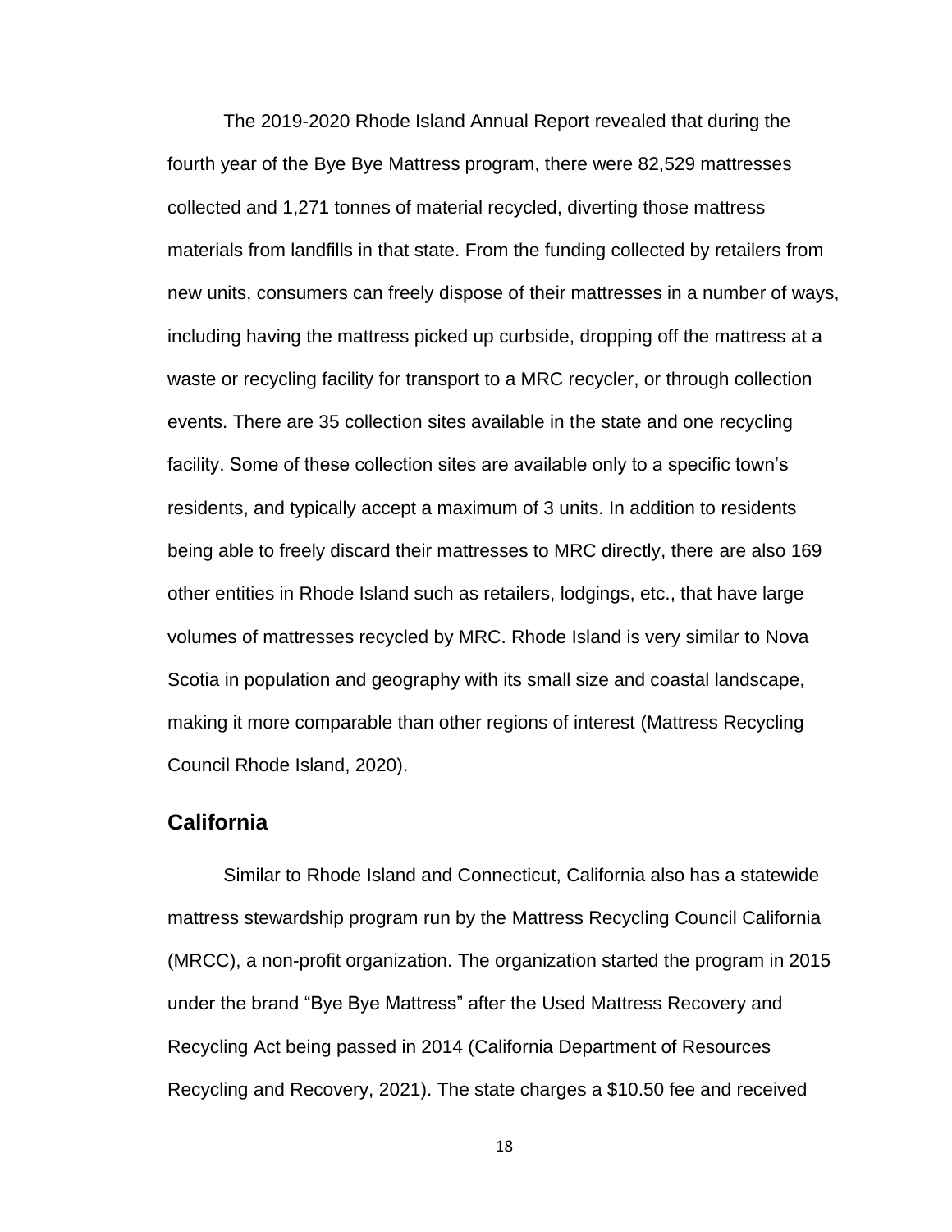The 2019-2020 Rhode Island Annual Report revealed that during the fourth year of the Bye Bye Mattress program, there were 82,529 mattresses collected and 1,271 tonnes of material recycled, diverting those mattress materials from landfills in that state. From the funding collected by retailers from new units, consumers can freely dispose of their mattresses in a number of ways, including having the mattress picked up curbside, dropping off the mattress at a waste or recycling facility for transport to a MRC recycler, or through collection events. There are 35 collection sites available in the state and one recycling facility. Some of these collection sites are available only to a specific town's residents, and typically accept a maximum of 3 units. In addition to residents being able to freely discard their mattresses to MRC directly, there are also 169 other entities in Rhode Island such as retailers, lodgings, etc., that have large volumes of mattresses recycled by MRC. Rhode Island is very similar to Nova Scotia in population and geography with its small size and coastal landscape, making it more comparable than other regions of interest (Mattress Recycling Council Rhode Island, 2020).

## California

Similar to Rhode Island and Connecticut, California also has a statewide mattress stewardship program run by the Mattress Recycling Council California (MRCC), a non-profit organization. The organization started the program in 2015 under the brand "Bye Bye Mattress" after the Used Mattress Recovery and Recycling Act being passed in 2014 (California Department of Resources Recycling and Recovery, 2021). The state charges a $10.50 fee and received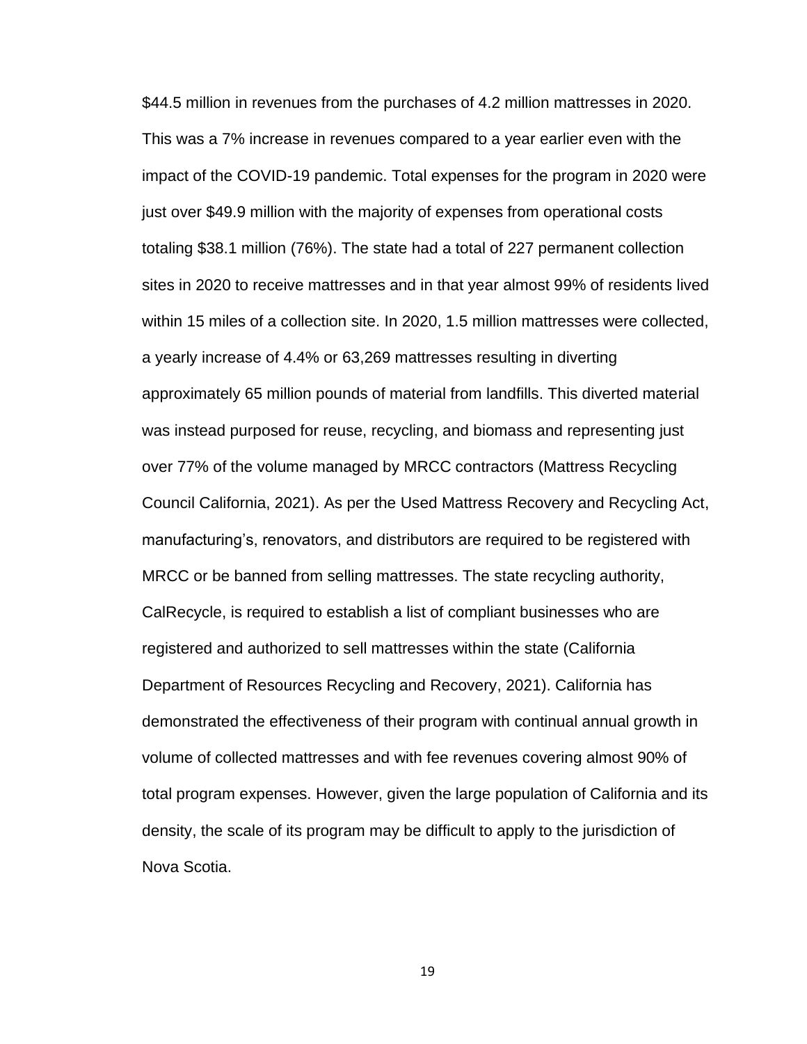$44.5 million in revenues from the purchases of 4.2 million mattresses in 2020. This was a 7% increase in revenues compared to a year earlier even with the impact of the COVID-19 pandemic. Total expenses for the program in 2020 were just over $49.9 million with the majority of expenses from operational costs totaling $38.1 million (76%). The state had a total of 227 permanent collection sites in 2020 to receive mattresses and in that year almost 99% of residents lived within 15 miles of a collection site. In 2020, 1.5 million mattresses were collected, a yearly increase of 4.4% or 63,269 mattresses resulting in diverting approximately 65 million pounds of material from landfills. This diverted material was instead purposed for reuse, recycling, and biomass and representing just over 77% of the volume managed by MRCC contractors (Mattress Recycling Council California, 2021). As per the Used Mattress Recovery and Recycling Act, manufacturing's, renovators, and distributors are required to be registered with MRCC or be banned from selling mattresses. The state recycling authority, CalRecycle, is required to establish a list of compliant businesses who are registered and authorized to sell mattresses within the state (California Department of Resources Recycling and Recovery, 2021). California has demonstrated the effectiveness of their program with continual annual growth in volume of collected mattresses and with fee revenues covering almost 90% of total program expenses. However, given the large population of California and its density, the scale of its program may be difficult to apply to the jurisdiction of Nova Scotia.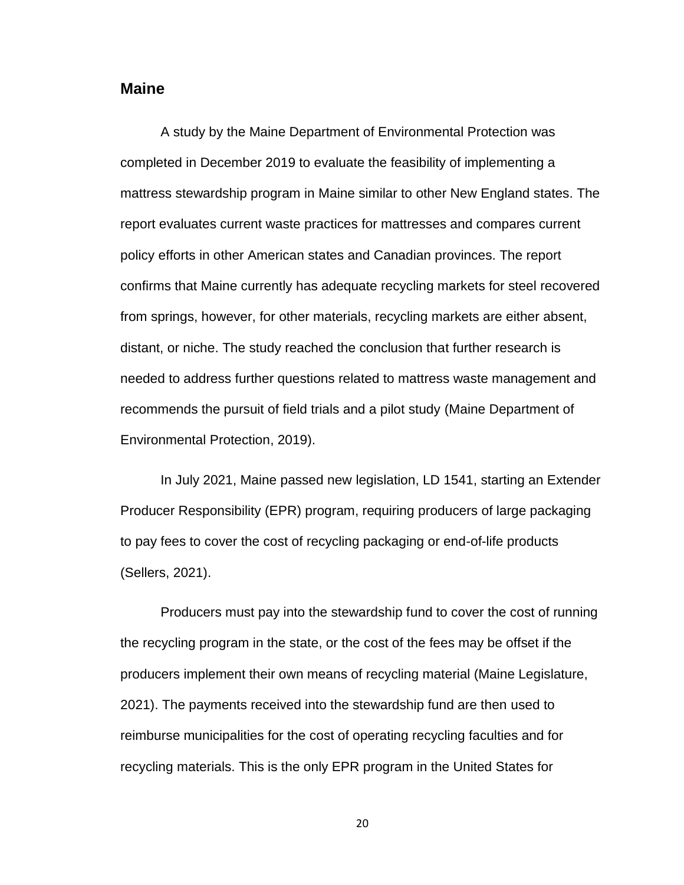## Maine

A study by the Maine Department of Environmental Protection was completed in December 2019 to evaluate the feasibility of implementing a mattress stewardship program in Maine similar to other New England states. The report evaluates current waste practices for mattresses and compares current policy efforts in other American states and Canadian provinces. The report confirms that Maine currently has adequate recycling markets for steel recovered from springs, however, for other materials, recycling markets are either absent, distant, or niche. The study reached the conclusion that further research is needed to address further questions related to mattress waste management and recommends the pursuit of field trials and a pilot study (Maine Department of Environmental Protection, 2019).

In July 2021, Maine passed new legislation, LD 1541, starting an Extender Producer Responsibility (EPR) program, requiring producers of large packaging to pay fees to cover the cost of recycling packaging or end-of-life products (Sellers, 2021).

Producers must pay into the stewardship fund to cover the cost of running the recycling program in the state, or the cost of the fees may be offset if the producers implement their own means of recycling material (Maine Legislature, 2021). The payments received into the stewardship fund are then used to reimburse municipalities for the cost of operating recycling faculties and for recycling materials. This is the only EPR program in the United States for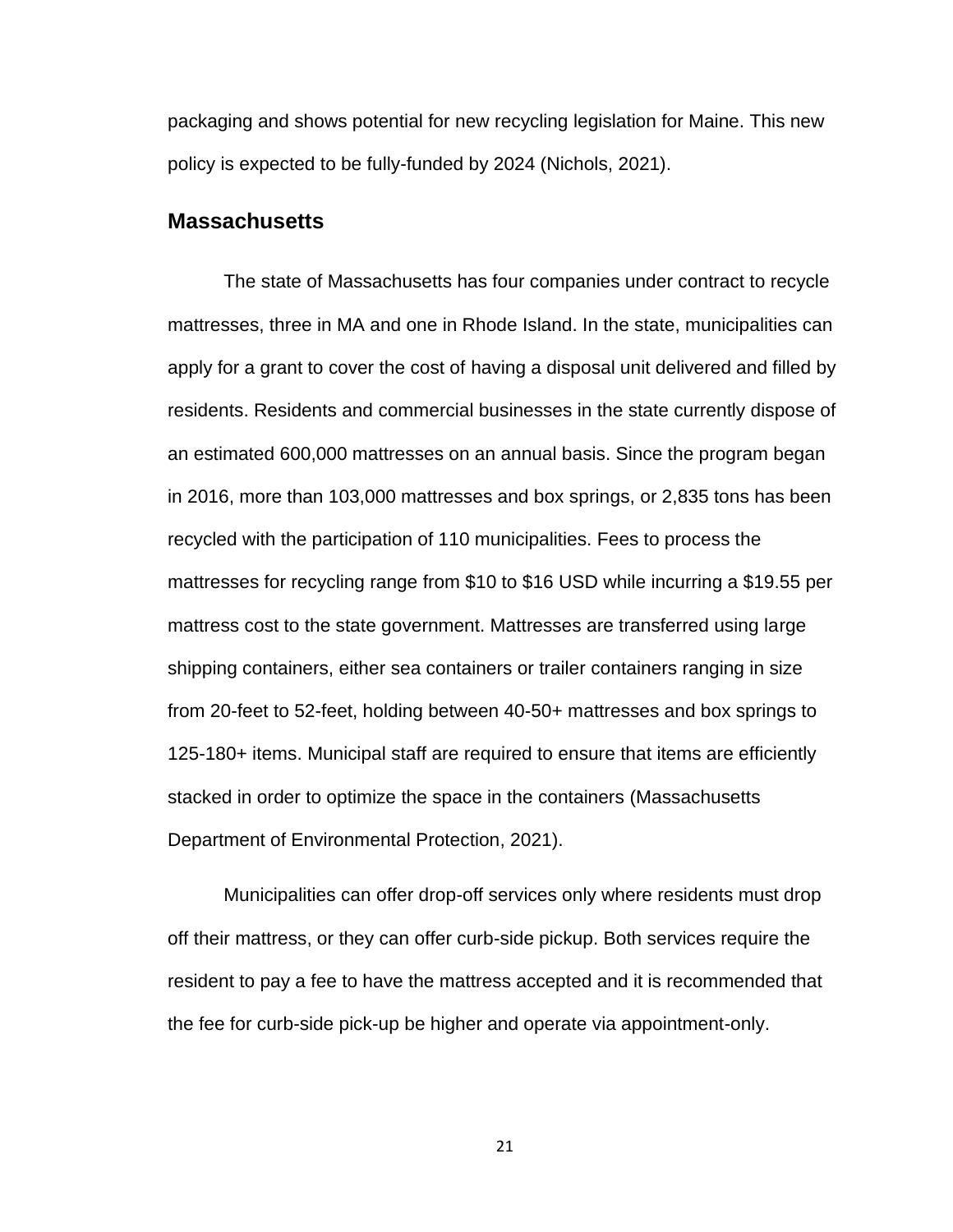packaging and shows potential for new recycling legislation for Maine. This new policy is expected to be fully-funded by 2024 (Nichols, 2021).

## Massachusetts

The state of Massachusetts has four companies under contract to recycle mattresses, three in MA and one in Rhode Island. In the state, municipalities can apply for a grant to cover the cost of having a disposal unit delivered and filled by residents. Residents and commercial businesses in the state currently dispose of an estimated 600,000 mattresses on an annual basis. Since the program began in 2016, more than 103,000 mattresses and box springs, or 2,835 tons has been recycled with the participation of 110 municipalities. Fees to process the mattresses for recycling range from $10 to $16 USD while incurring a $19.55 per mattress cost to the state government. Mattresses are transferred using large shipping containers, either sea containers or trailer containers ranging in size from 20-feet to 52-feet, holding between 40-50+ mattresses and box springs to 125-180+ items. Municipal staff are required to ensure that items are efficiently stacked in order to optimize the space in the containers (Massachusetts Department of Environmental Protection, 2021).

Municipalities can offer drop-off services only where residents must drop off their mattress, or they can offer curb-side pickup. Both services require the resident to pay a fee to have the mattress accepted and it is recommended that the fee for curb-side pick-up be higher and operate via appointment-only.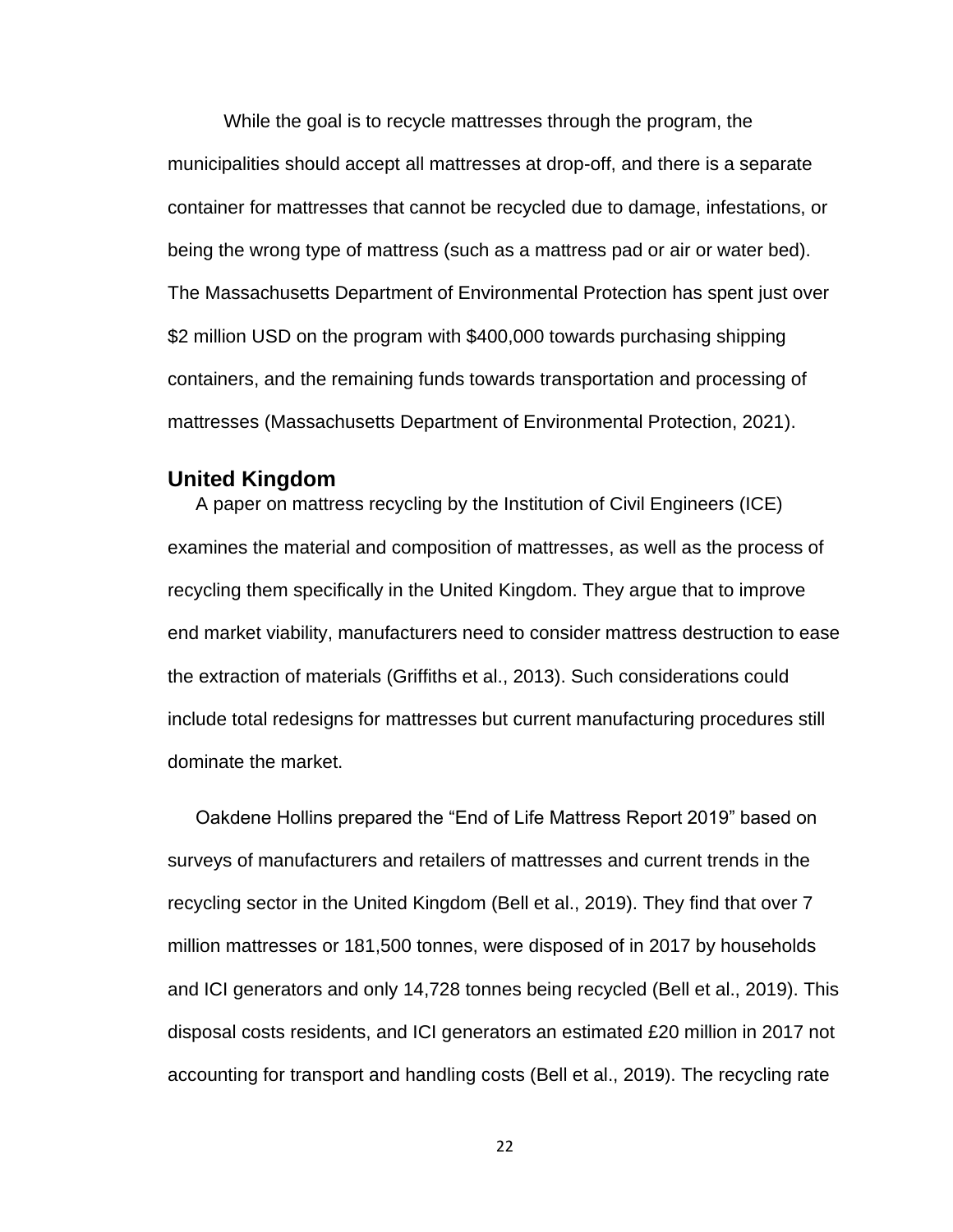While the goal is to recycle mattresses through the program, the municipalities should accept all mattresses at drop-off, and there is a separate container for mattresses that cannot be recycled due to damage, infestations, or being the wrong type of mattress (such as a mattress pad or air or water bed). The Massachusetts Department of Environmental Protection has spent just over $2 million USD on the program with $400,000 towards purchasing shipping containers, and the remaining funds towards transportation and processing of mattresses (Massachusetts Department of Environmental Protection, 2021).

## United Kingdom

A paper on mattress recycling by the Institution of Civil Engineers (ICE) examines the material and composition of mattresses, as well as the process of recycling them specifically in the United Kingdom. They argue that to improve end market viability, manufacturers need to consider mattress destruction to ease the extraction of materials (Griffiths et al., 2013). Such considerations could include total redesigns for mattresses but current manufacturing procedures still dominate the market.

Oakdene Hollins prepared the "End of Life Mattress Report 2019" based on surveys of manufacturers and retailers of mattresses and current trends in the recycling sector in the United Kingdom (Bell et al., 2019). They find that over 7 million mattresses or 181,500 tonnes, were disposed of in 2017 by households and ICI generators and only 14,728 tonnes being recycled (Bell et al., 2019). This disposal costs residents, and ICI generators an estimated £20 million in 2017 not accounting for transport and handling costs (Bell et al., 2019). The recycling rate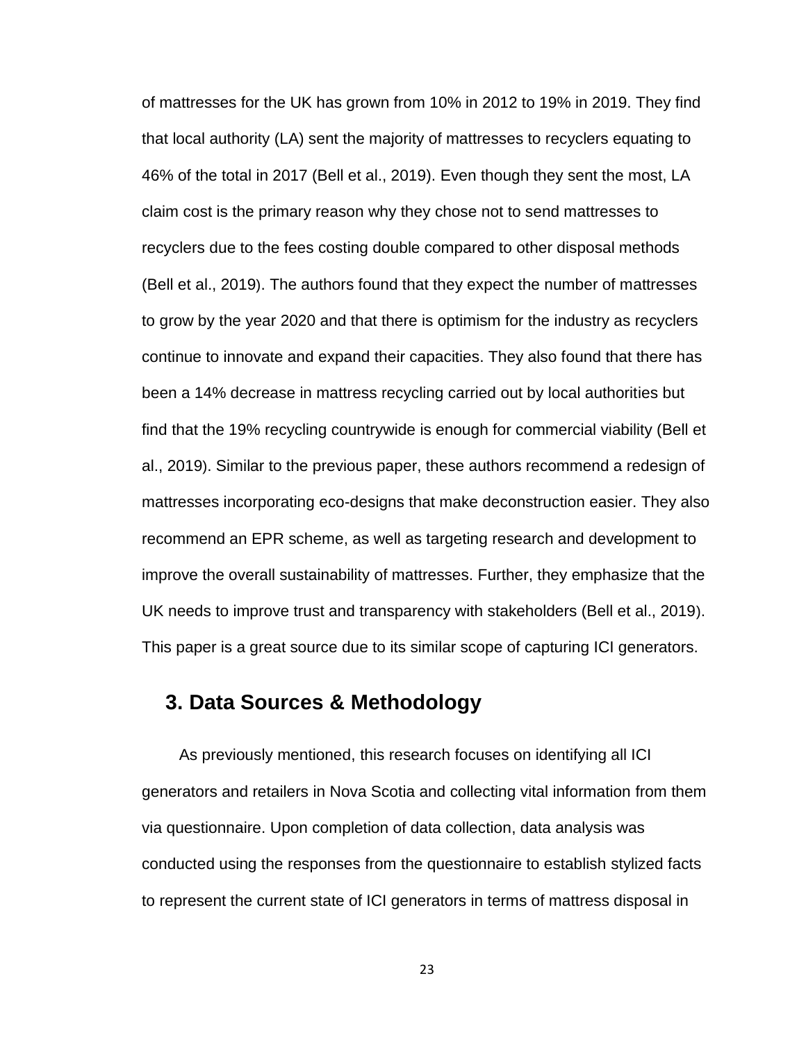of mattresses for the UK has grown from 10% in 2012 to 19% in 2019. They find that local authority (LA) sent the majority of mattresses to recyclers equating to 46% of the total in 2017 (Bell et al., 2019). Even though they sent the most, LA claim cost is the primary reason why they chose not to send mattresses to recyclers due to the fees costing double compared to other disposal methods (Bell et al., 2019). The authors found that they expect the number of mattresses to grow by the year 2020 and that there is optimism for the industry as recyclers continue to innovate and expand their capacities. They also found that there has been a 14% decrease in mattress recycling carried out by local authorities but find that the 19% recycling countrywide is enough for commercial viability (Bell et al., 2019). Similar to the previous paper, these authors recommend a redesign of mattresses incorporating eco-designs that make deconstruction easier. They also recommend an EPR scheme, as well as targeting research and development to improve the overall sustainability of mattresses. Further, they emphasize that the UK needs to improve trust and transparency with stakeholders (Bell et al., 2019). This paper is a great source due to its similar scope of capturing ICI generators.

## 3. Data Sources & Methodology

As previously mentioned, this research focuses on identifying all ICI generators and retailers in Nova Scotia and collecting vital information from them via questionnaire. Upon completion of data collection, data analysis was conducted using the responses from the questionnaire to establish stylized facts to represent the current state of ICI generators in terms of mattress disposal in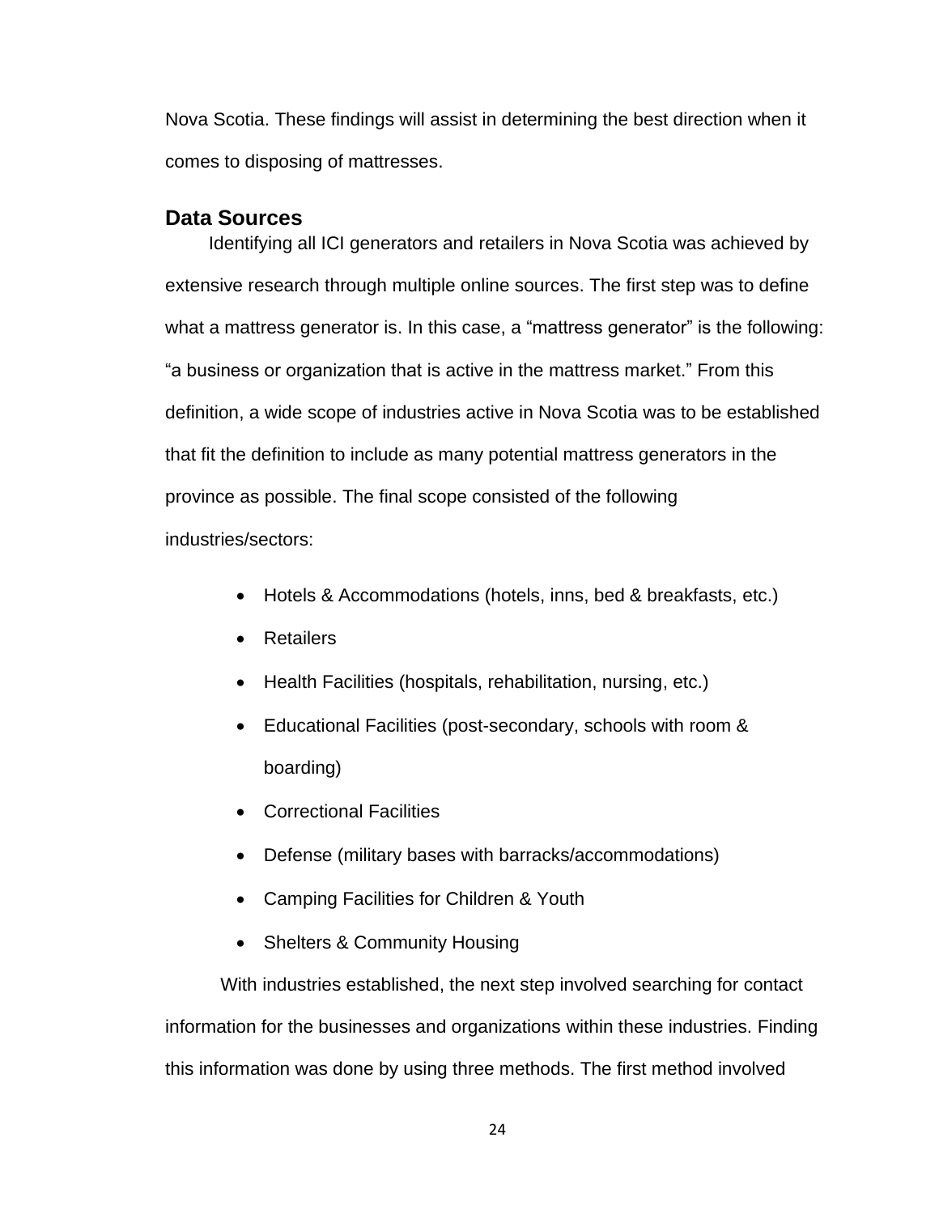Nova Scotia. These findings will assist in determining the best direction when it comes to disposing of mattresses.

## Data Sources

Identifying all ICI generators and retailers in Nova Scotia was achieved by extensive research through multiple online sources. The first step was to define what a mattress generator is. In this case, a "mattress generator" is the following: "a business or organization that is active in the mattress market." From this definition, a wide scope of industries active in Nova Scotia was to be established that fit the definition to include as many potential mattress generators in the province as possible. The final scope consisted of the following industries/sectors:

- Hotels & Accommodations (hotels, inns, bed & breakfasts, etc.)
- Retailers
- Health Facilities (hospitals, rehabilitation, nursing, etc.)
- Educational Facilities (post-secondary, schools with room & boarding)
- Correctional Facilities
- Defense (military bases with barracks/accommodations)
- Camping Facilities for Children & Youth
- Shelters & Community Housing

With industries established, the next step involved searching for contact information for the businesses and organizations within these industries. Finding this information was done by using three methods. The first method involved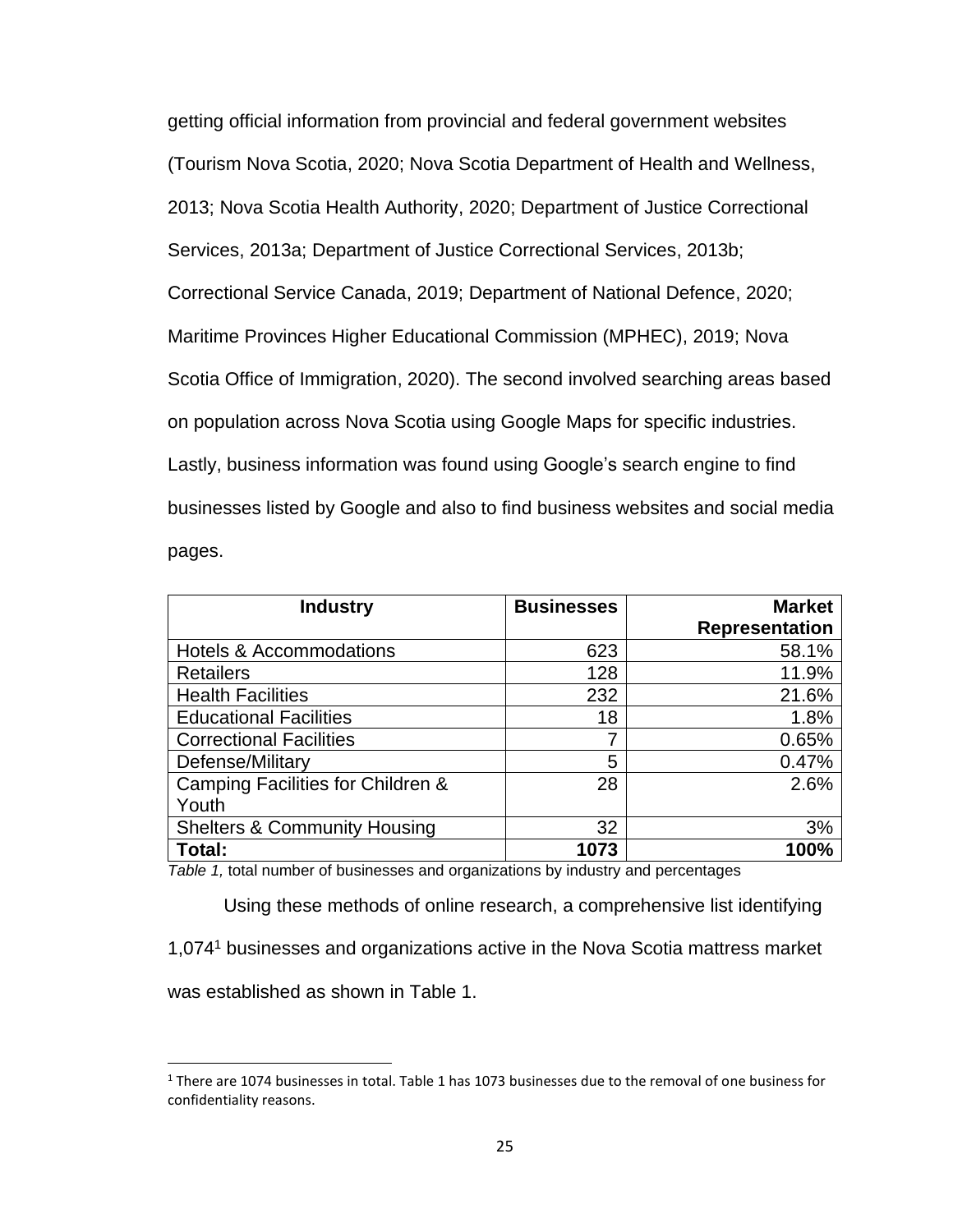getting official information from provincial and federal government websites (Tourism Nova Scotia, 2020; Nova Scotia Department of Health and Wellness, 2013; Nova Scotia Health Authority, 2020; Department of Justice Correctional Services, 2013a; Department of Justice Correctional Services, 2013b; Correctional Service Canada, 2019; Department of National Defence, 2020; Maritime Provinces Higher Educational Commission (MPHEC), 2019; Nova Scotia Office of Immigration, 2020). The second involved searching areas based on population across Nova Scotia using Google Maps for specific industries. Lastly, business information was found using Google's search engine to find businesses listed by Google and also to find business websites and social media pages.

| Industry | Businesses | Market Representation |
|---|---:|---:|
| Hotels & Accommodations | 623 | 58.1% |
| Retailers | 128 | 11.9% |
| Health Facilities | 232 | 21.6% |
| Educational Facilities | 18 | 1.8% |
| Correctional Facilities | 7 | 0.65% |
| Defense/Military | 5 | 0.47% |
| Camping Facilities for Children & Youth | 28 | 2.6% |
| Shelters & Community Housing | 32 | 3% |
| **Total:** | **1073** | **100%** |

*Table 1,* total number of businesses and organizations by industry and percentages

Using these methods of online research, a comprehensive list identifying 1,074[1] businesses and organizations active in the Nova Scotia mattress market was established as shown in Table 1.

[1] There are 1074 businesses in total. Table 1 has 1073 businesses due to the removal of one business for confidentiality reasons.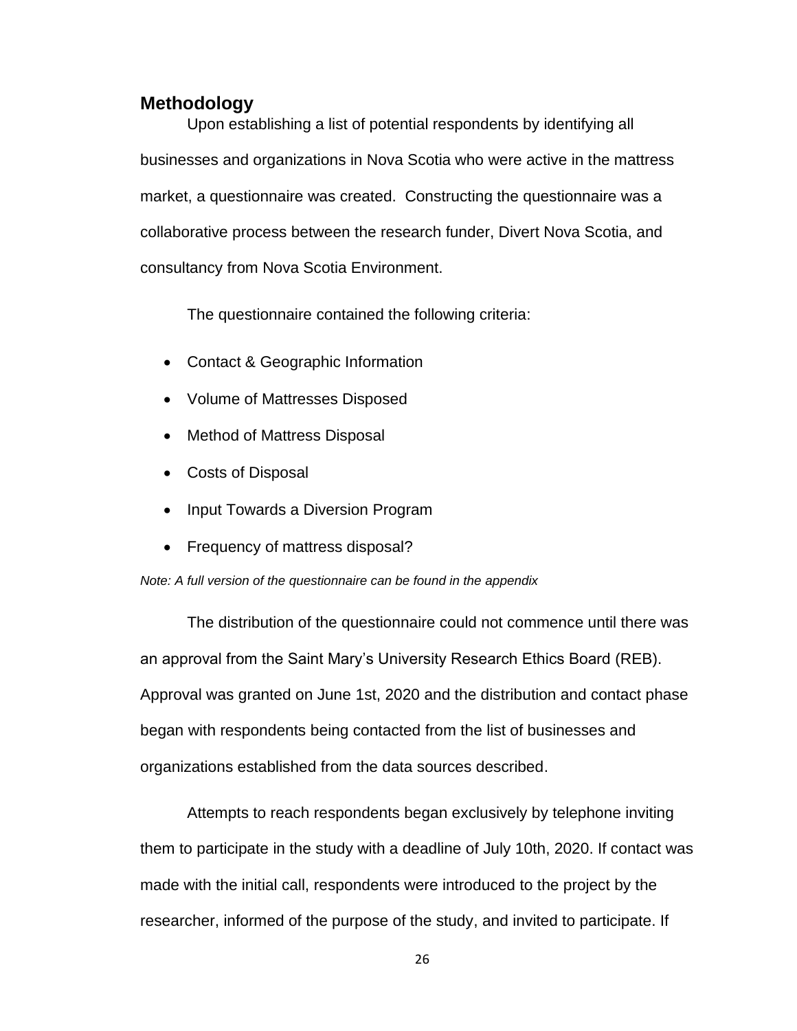## Methodology

Upon establishing a list of potential respondents by identifying all businesses and organizations in Nova Scotia who were active in the mattress market, a questionnaire was created. Constructing the questionnaire was a collaborative process between the research funder, Divert Nova Scotia, and consultancy from Nova Scotia Environment.

The questionnaire contained the following criteria:

- Contact & Geographic Information
- Volume of Mattresses Disposed
- Method of Mattress Disposal
- Costs of Disposal
- Input Towards a Diversion Program
- Frequency of mattress disposal?

*Note: A full version of the questionnaire can be found in the appendix*

The distribution of the questionnaire could not commence until there was an approval from the Saint Mary's University Research Ethics Board (REB). Approval was granted on June 1st, 2020 and the distribution and contact phase began with respondents being contacted from the list of businesses and organizations established from the data sources described.

Attempts to reach respondents began exclusively by telephone inviting them to participate in the study with a deadline of July 10th, 2020. If contact was made with the initial call, respondents were introduced to the project by the researcher, informed of the purpose of the study, and invited to participate. If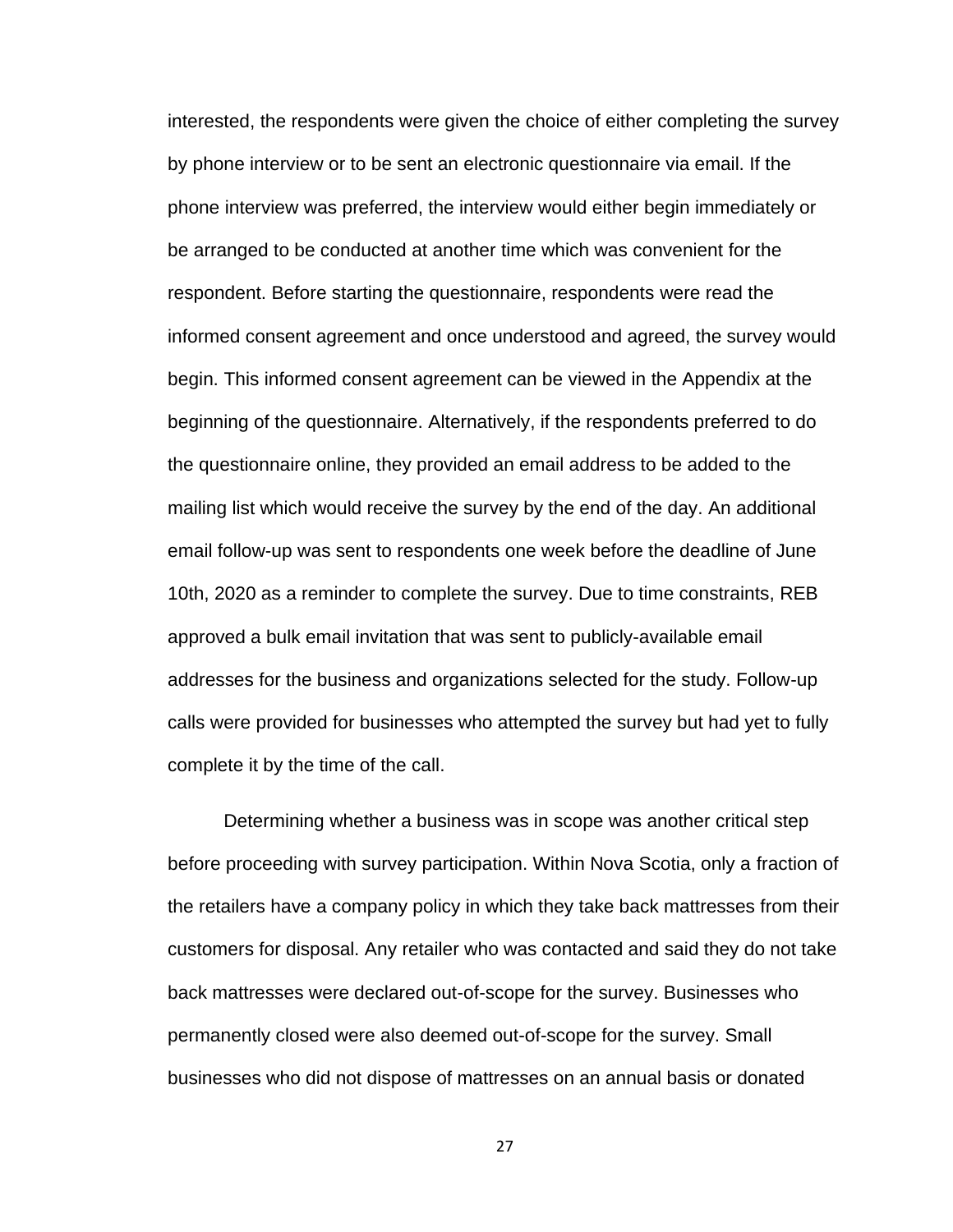interested, the respondents were given the choice of either completing the survey by phone interview or to be sent an electronic questionnaire via email. If the phone interview was preferred, the interview would either begin immediately or be arranged to be conducted at another time which was convenient for the respondent. Before starting the questionnaire, respondents were read the informed consent agreement and once understood and agreed, the survey would begin. This informed consent agreement can be viewed in the Appendix at the beginning of the questionnaire. Alternatively, if the respondents preferred to do the questionnaire online, they provided an email address to be added to the mailing list which would receive the survey by the end of the day. An additional email follow-up was sent to respondents one week before the deadline of June 10th, 2020 as a reminder to complete the survey. Due to time constraints, REB approved a bulk email invitation that was sent to publicly-available email addresses for the business and organizations selected for the study. Follow-up calls were provided for businesses who attempted the survey but had yet to fully complete it by the time of the call.

Determining whether a business was in scope was another critical step before proceeding with survey participation. Within Nova Scotia, only a fraction of the retailers have a company policy in which they take back mattresses from their customers for disposal. Any retailer who was contacted and said they do not take back mattresses were declared out-of-scope for the survey. Businesses who permanently closed were also deemed out-of-scope for the survey. Small businesses who did not dispose of mattresses on an annual basis or donated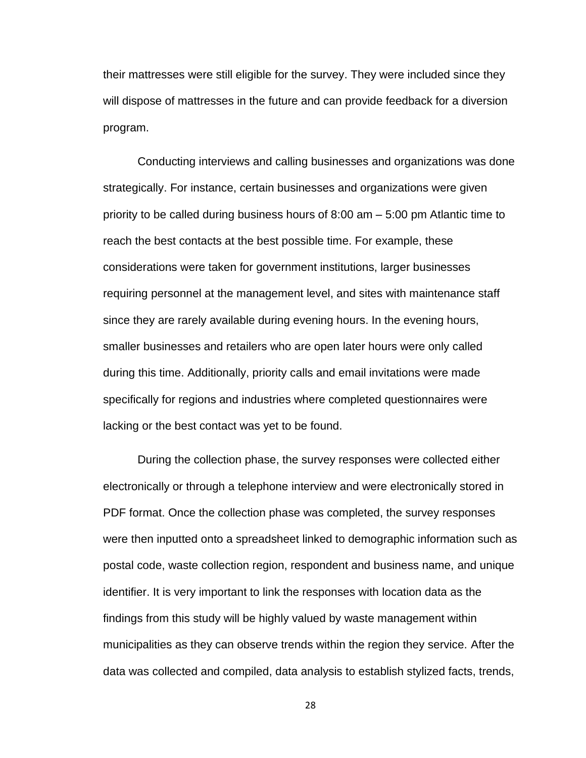their mattresses were still eligible for the survey. They were included since they will dispose of mattresses in the future and can provide feedback for a diversion program.

Conducting interviews and calling businesses and organizations was done strategically. For instance, certain businesses and organizations were given priority to be called during business hours of 8:00 am – 5:00 pm Atlantic time to reach the best contacts at the best possible time. For example, these considerations were taken for government institutions, larger businesses requiring personnel at the management level, and sites with maintenance staff since they are rarely available during evening hours. In the evening hours, smaller businesses and retailers who are open later hours were only called during this time. Additionally, priority calls and email invitations were made specifically for regions and industries where completed questionnaires were lacking or the best contact was yet to be found.

During the collection phase, the survey responses were collected either electronically or through a telephone interview and were electronically stored in PDF format. Once the collection phase was completed, the survey responses were then inputted onto a spreadsheet linked to demographic information such as postal code, waste collection region, respondent and business name, and unique identifier. It is very important to link the responses with location data as the findings from this study will be highly valued by waste management within municipalities as they can observe trends within the region they service. After the data was collected and compiled, data analysis to establish stylized facts, trends,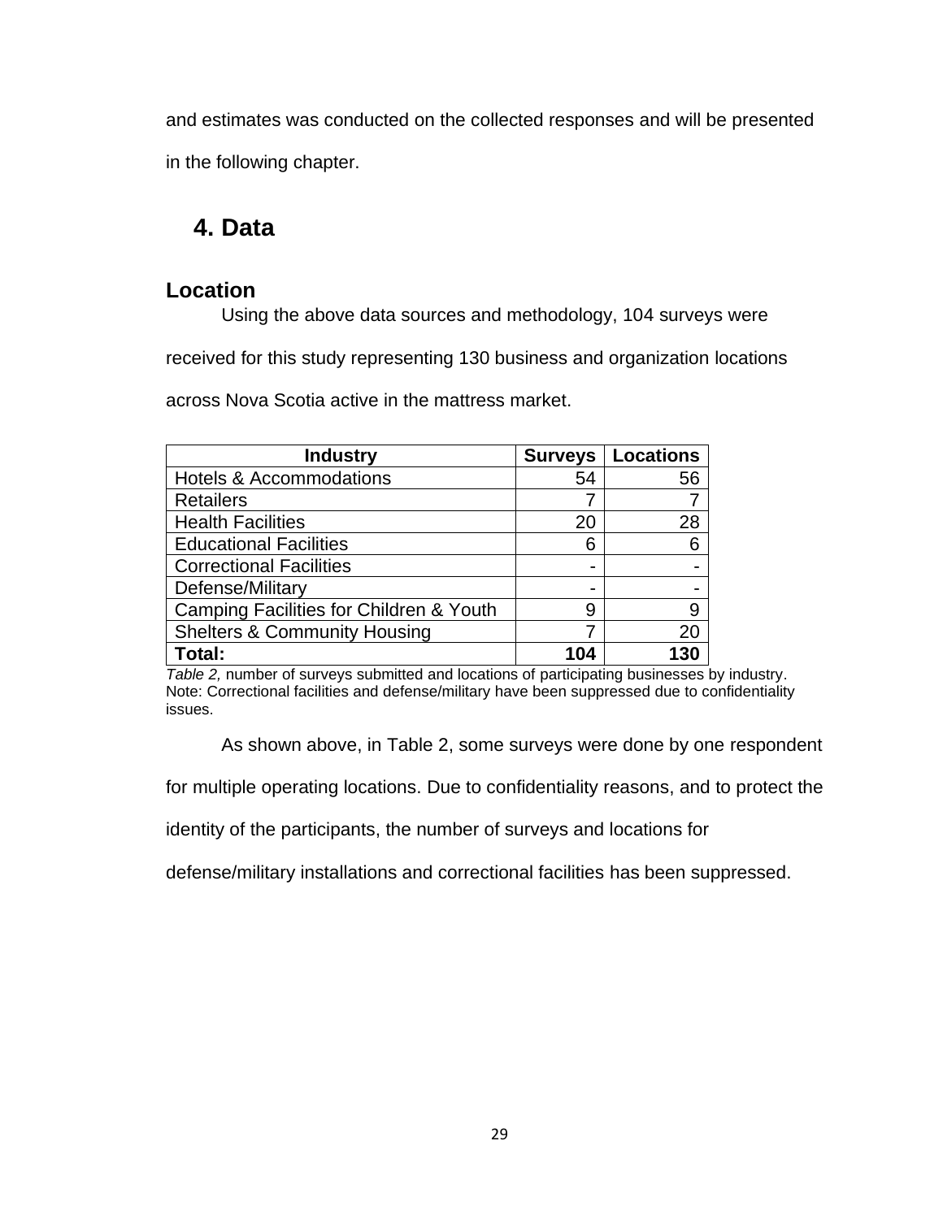and estimates was conducted on the collected responses and will be presented in the following chapter.

# 4. Data

## Location

Using the above data sources and methodology, 104 surveys were received for this study representing 130 business and organization locations across Nova Scotia active in the mattress market.

| Industry | Surveys | Locations |
|---|---|---|
| Hotels & Accommodations | 54 | 56 |
| Retailers | 7 | 7 |
| Health Facilities | 20 | 28 |
| Educational Facilities | 6 | 6 |
| Correctional Facilities | - | - |
| Defense/Military | - | - |
| Camping Facilities for Children & Youth | 9 | 9 |
| Shelters & Community Housing | 7 | 20 |
| **Total:** | **104** | **130** |

*Table 2,* number of surveys submitted and locations of participating businesses by industry. Note: Correctional facilities and defense/military have been suppressed due to confidentiality issues.

As shown above, in Table 2, some surveys were done by one respondent for multiple operating locations. Due to confidentiality reasons, and to protect the identity of the participants, the number of surveys and locations for defense/military installations and correctional facilities has been suppressed.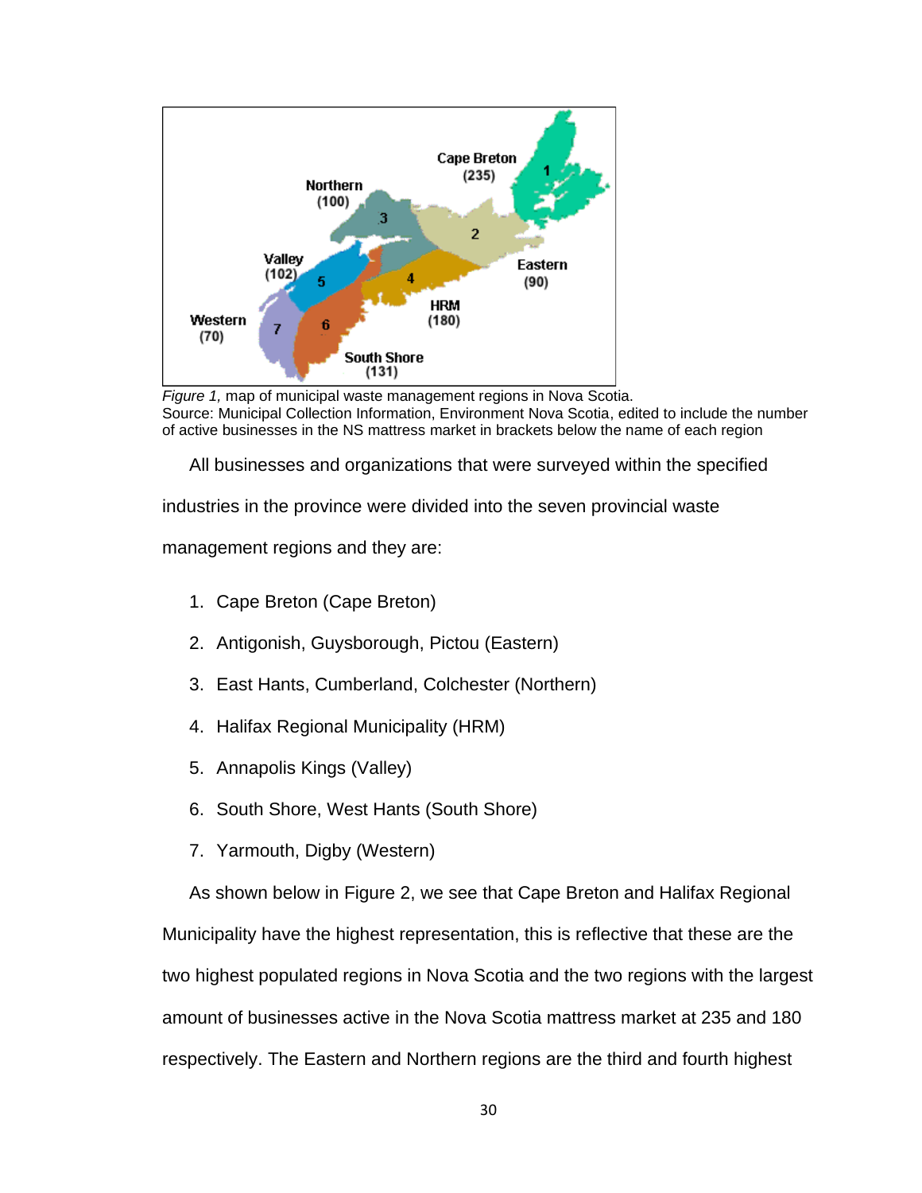*Figure 1,* map of municipal waste management regions in Nova Scotia.
Source: Municipal Collection Information, Environment Nova Scotia, edited to include the number of active businesses in the NS mattress market in brackets below the name of each region

All businesses and organizations that were surveyed within the specified industries in the province were divided into the seven provincial waste management regions and they are:

1. Cape Breton (Cape Breton)
2. Antigonish, Guysborough, Pictou (Eastern)
3. East Hants, Cumberland, Colchester (Northern)
4. Halifax Regional Municipality (HRM)
5. Annapolis Kings (Valley)
6. South Shore, West Hants (South Shore)
7. Yarmouth, Digby (Western)

As shown below in Figure 2, we see that Cape Breton and Halifax Regional Municipality have the highest representation, this is reflective that these are the two highest populated regions in Nova Scotia and the two regions with the largest amount of businesses active in the Nova Scotia mattress market at 235 and 180 respectively. The Eastern and Northern regions are the third and fourth highest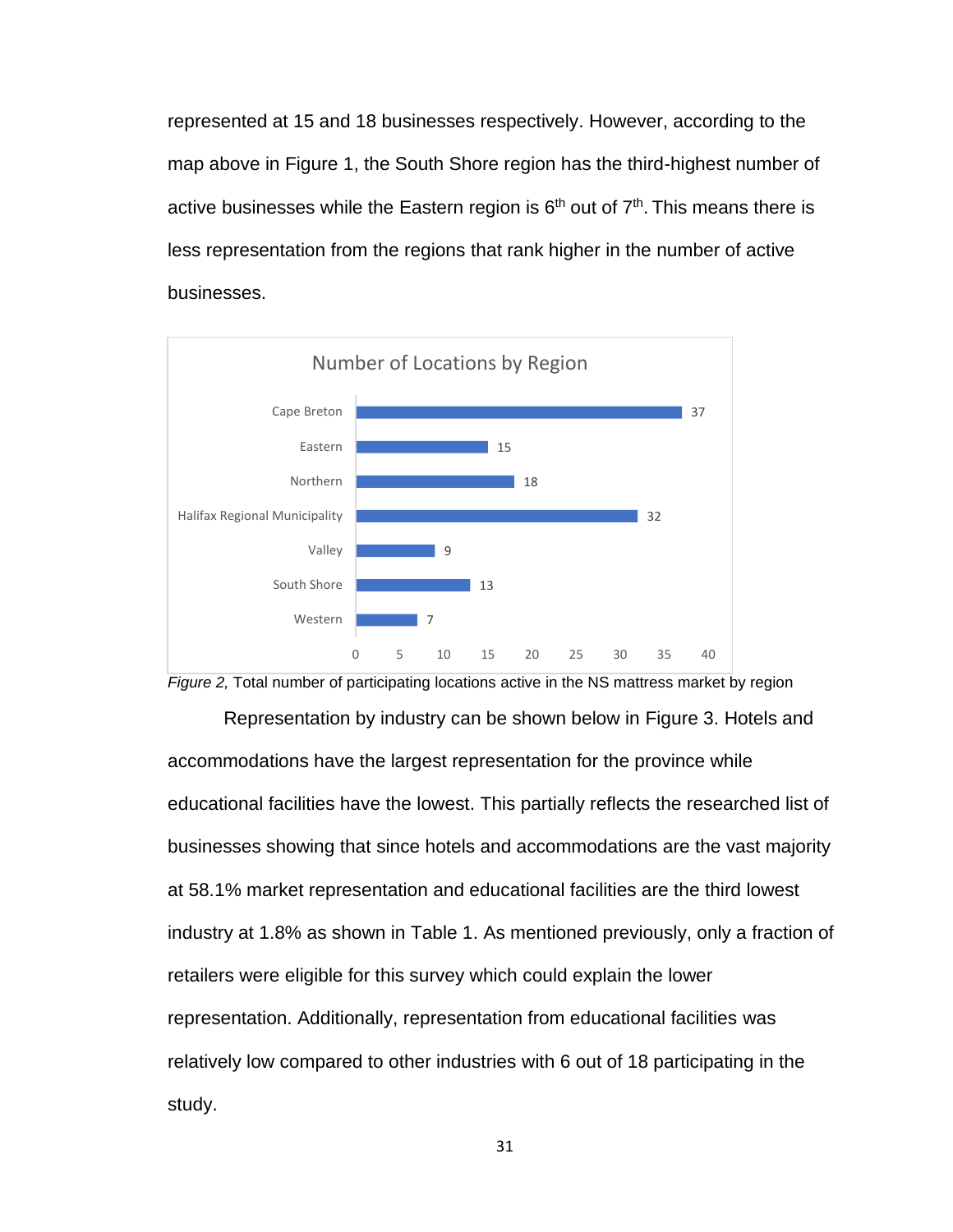represented at 15 and 18 businesses respectively. However, according to the map above in Figure 1, the South Shore region has the third-highest number of active businesses while the Eastern region is 6th out of 7th. This means there is less representation from the regions that rank higher in the number of active businesses.

*Figure 2,* Total number of participating locations active in the NS mattress market by region

Representation by industry can be shown below in Figure 3. Hotels and accommodations have the largest representation for the province while educational facilities have the lowest. This partially reflects the researched list of businesses showing that since hotels and accommodations are the vast majority at 58.1% market representation and educational facilities are the third lowest industry at 1.8% as shown in Table 1. As mentioned previously, only a fraction of retailers were eligible for this survey which could explain the lower representation. Additionally, representation from educational facilities was relatively low compared to other industries with 6 out of 18 participating in the study.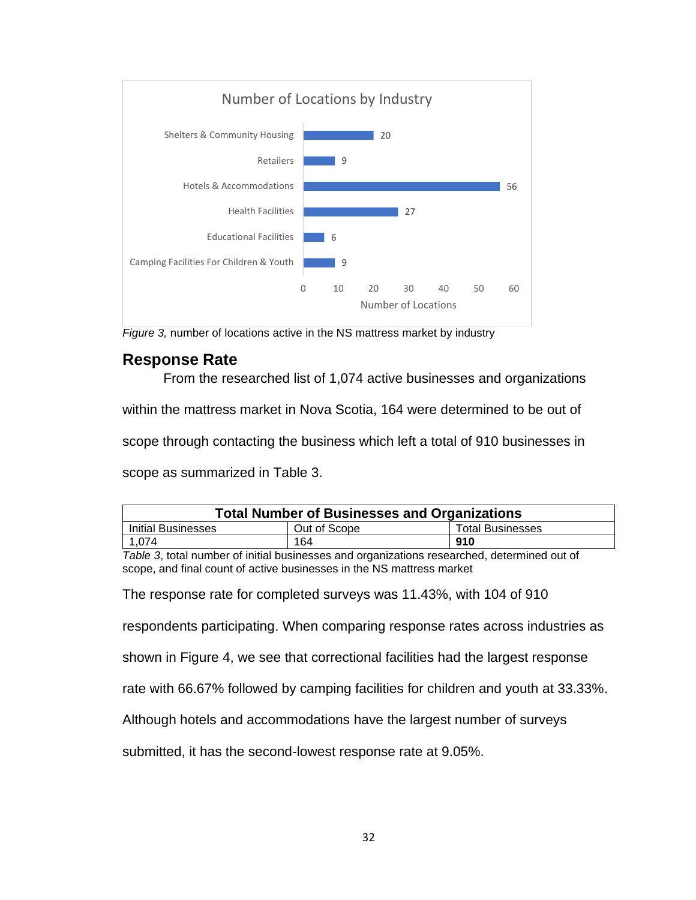Number of Locations by Industry

| Industry | Number of Locations |
|---|---|
| Shelters & Community Housing | 20 |
| Retailers | 9 |
| Hotels & Accommodations | 56 |
| Health Facilities | 27 |
| Educational Facilities | 6 |
| Camping Facilities For Children & Youth | 9 |

*Figure 3,* number of locations active in the NS mattress market by industry

## Response Rate

From the researched list of 1,074 active businesses and organizations within the mattress market in Nova Scotia, 164 were determined to be out of scope through contacting the business which left a total of 910 businesses in scope as summarized in Table 3.

| Total Number of Businesses and Organizations | | |
|---|---|---|
| Initial Businesses | Out of Scope | Total Businesses |
| 1,074 | 164 | **910** |

*Table 3*, total number of initial businesses and organizations researched, determined out of scope, and final count of active businesses in the NS mattress market

The response rate for completed surveys was 11.43%, with 104 of 910 respondents participating. When comparing response rates across industries as shown in Figure 4, we see that correctional facilities had the largest response rate with 66.67% followed by camping facilities for children and youth at 33.33%. Although hotels and accommodations have the largest number of surveys submitted, it has the second-lowest response rate at 9.05%.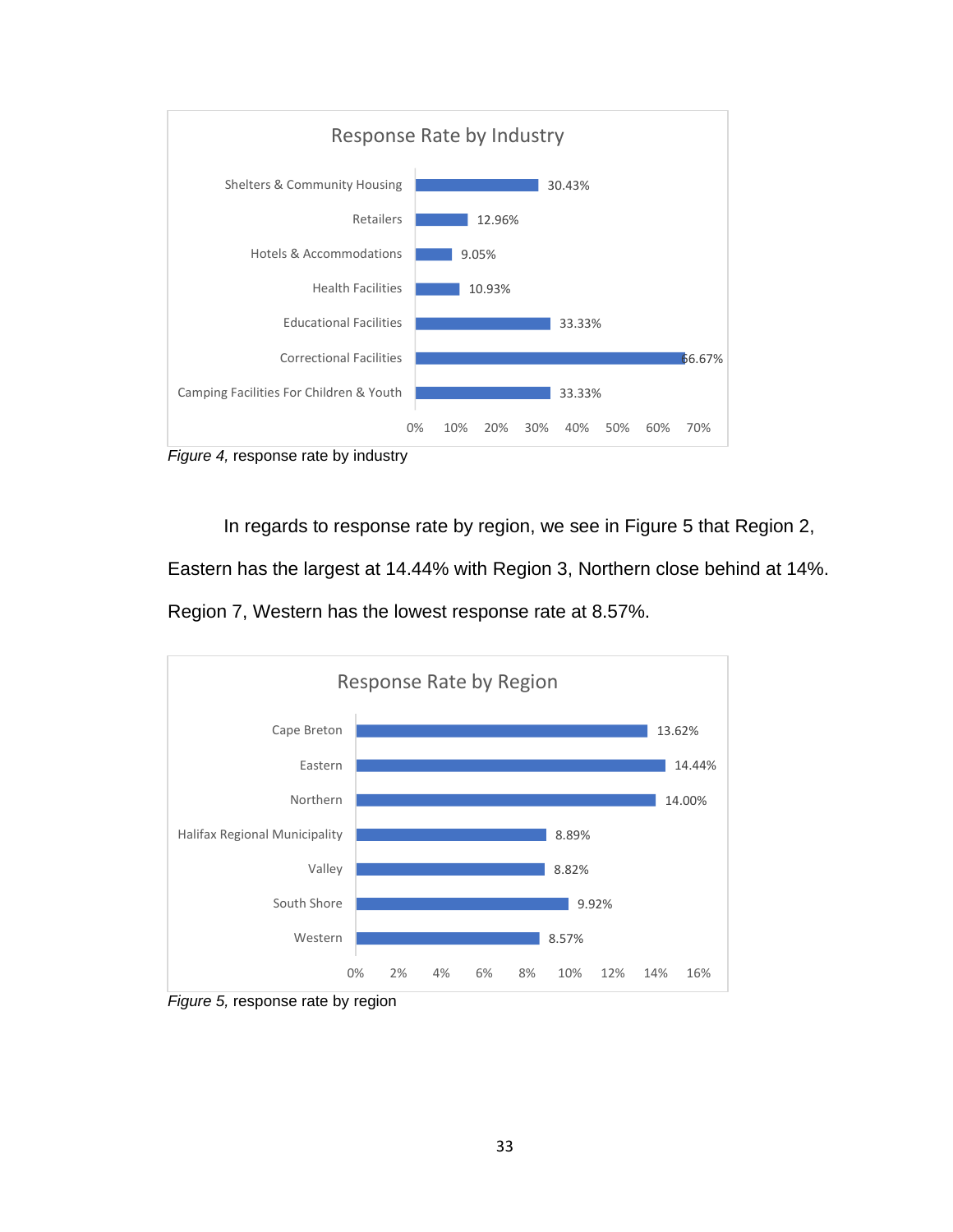**Response Rate by Industry**

| Industry | Response Rate |
|---|---|
| Shelters & Community Housing | 30.43% |
| Retailers | 12.96% |
| Hotels & Accommodations | 9.05% |
| Health Facilities | 10.93% |
| Educational Facilities | 33.33% |
| Correctional Facilities | 66.67% |
| Camping Facilities For Children & Youth | 33.33% |

*Figure 4,* response rate by industry

In regards to response rate by region, we see in Figure 5 that Region 2, Eastern has the largest at 14.44% with Region 3, Northern close behind at 14%. Region 7, Western has the lowest response rate at 8.57%.

**Response Rate by Region**

| Region | Response Rate |
|---|---|
| Cape Breton | 13.62% |
| Eastern | 14.44% |
| Northern | 14.00% |
| Halifax Regional Municipality | 8.89% |
| Valley | 8.82% |
| South Shore | 9.92% |
| Western | 8.57% |

*Figure 5,* response rate by region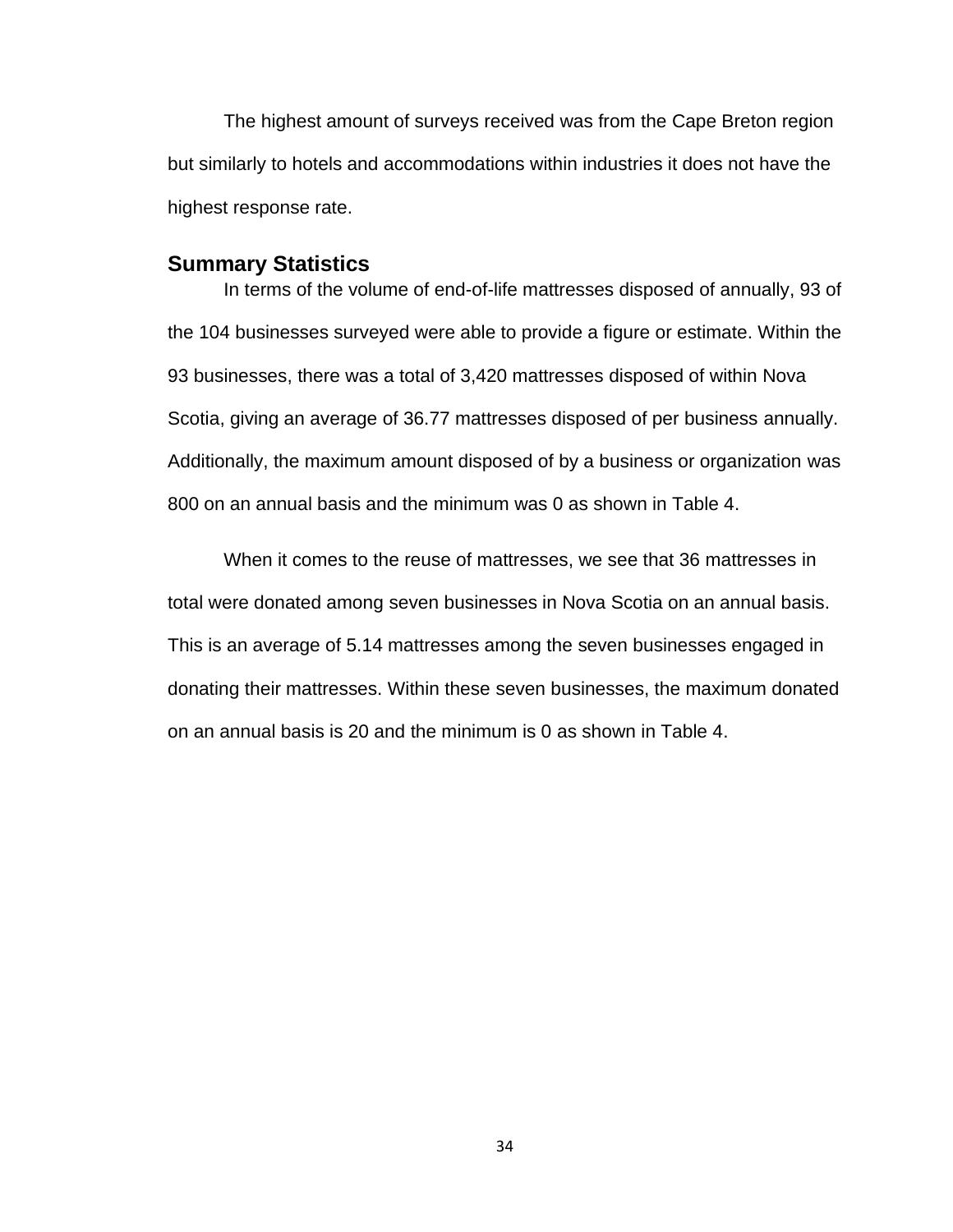The highest amount of surveys received was from the Cape Breton region but similarly to hotels and accommodations within industries it does not have the highest response rate.

## Summary Statistics

In terms of the volume of end-of-life mattresses disposed of annually, 93 of the 104 businesses surveyed were able to provide a figure or estimate. Within the 93 businesses, there was a total of 3,420 mattresses disposed of within Nova Scotia, giving an average of 36.77 mattresses disposed of per business annually. Additionally, the maximum amount disposed of by a business or organization was 800 on an annual basis and the minimum was 0 as shown in Table 4.

When it comes to the reuse of mattresses, we see that 36 mattresses in total were donated among seven businesses in Nova Scotia on an annual basis. This is an average of 5.14 mattresses among the seven businesses engaged in donating their mattresses. Within these seven businesses, the maximum donated on an annual basis is 20 and the minimum is 0 as shown in Table 4.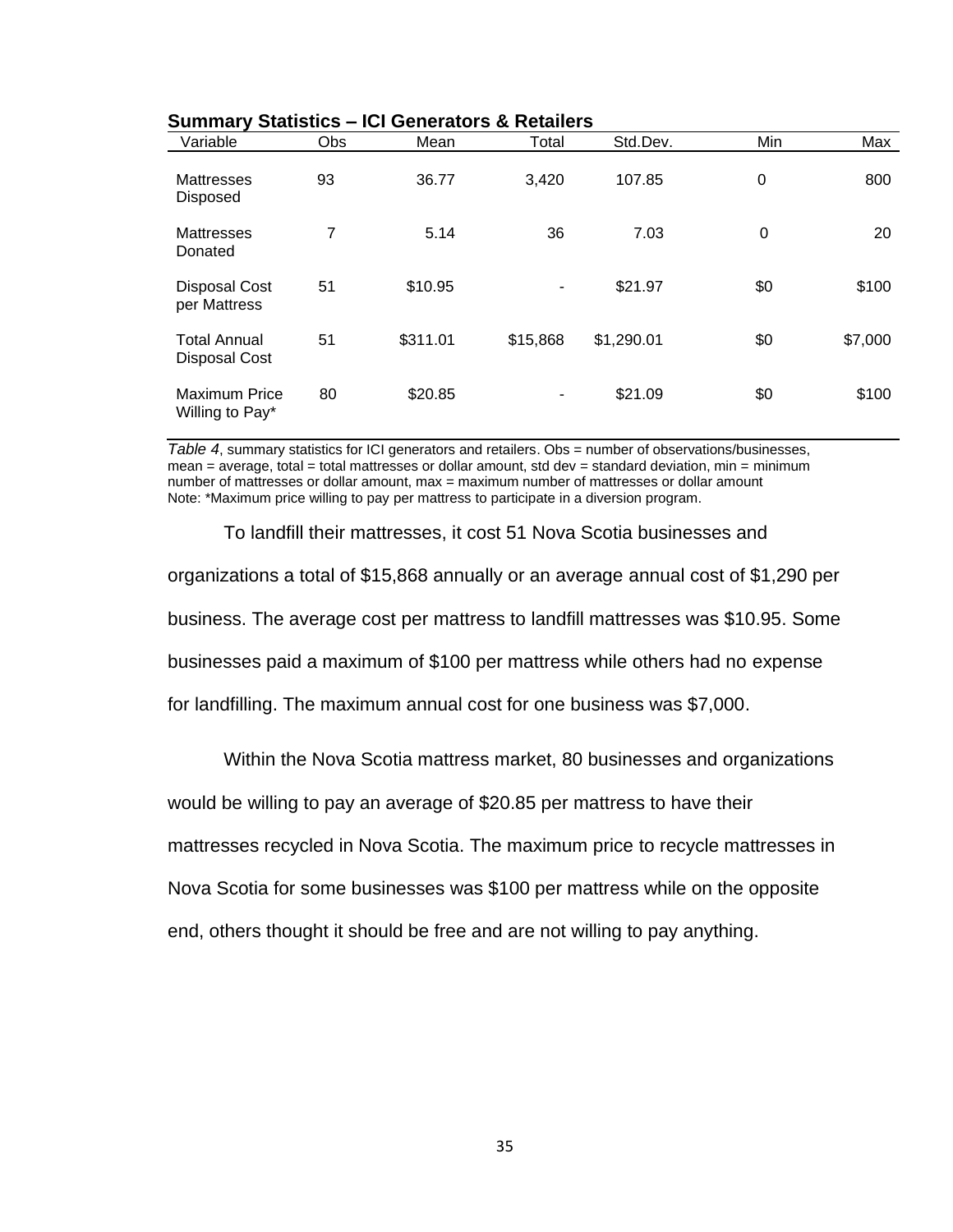**Summary Statistics – ICI Generators & Retailers**

| Variable | Obs | Mean | Total | Std.Dev. | Min | Max |
|---|---|---|---|---|---|---|
| Mattresses Disposed | 93 | 36.77 | 3,420 | 107.85 | 0 | 800 |
| Mattresses Donated | 7 | 5.14 | 36 | 7.03 | 0 | 20 |
| Disposal Cost per Mattress | 51 | $10.95 | - | $21.97 | $0 | $100 |
| Total Annual Disposal Cost | 51 | $311.01 | $15,868 | $1,290.01 | $0 | $7,000 |
| Maximum Price Willing to Pay* | 80 | $20.85 | - | $21.09 | $0 | $100 |

*Table 4*, summary statistics for ICI generators and retailers. Obs = number of observations/businesses, mean = average, total = total mattresses or dollar amount, std dev = standard deviation, min = minimum number of mattresses or dollar amount, max = maximum number of mattresses or dollar amount
Note: *Maximum price willing to pay per mattress to participate in a diversion program.

To landfill their mattresses, it cost 51 Nova Scotia businesses and organizations a total of $15,868 annually or an average annual cost of $1,290 per business. The average cost per mattress to landfill mattresses was $10.95. Some businesses paid a maximum of $100 per mattress while others had no expense for landfilling. The maximum annual cost for one business was $7,000.

Within the Nova Scotia mattress market, 80 businesses and organizations would be willing to pay an average of $20.85 per mattress to have their mattresses recycled in Nova Scotia. The maximum price to recycle mattresses in Nova Scotia for some businesses was $100 per mattress while on the opposite end, others thought it should be free and are not willing to pay anything.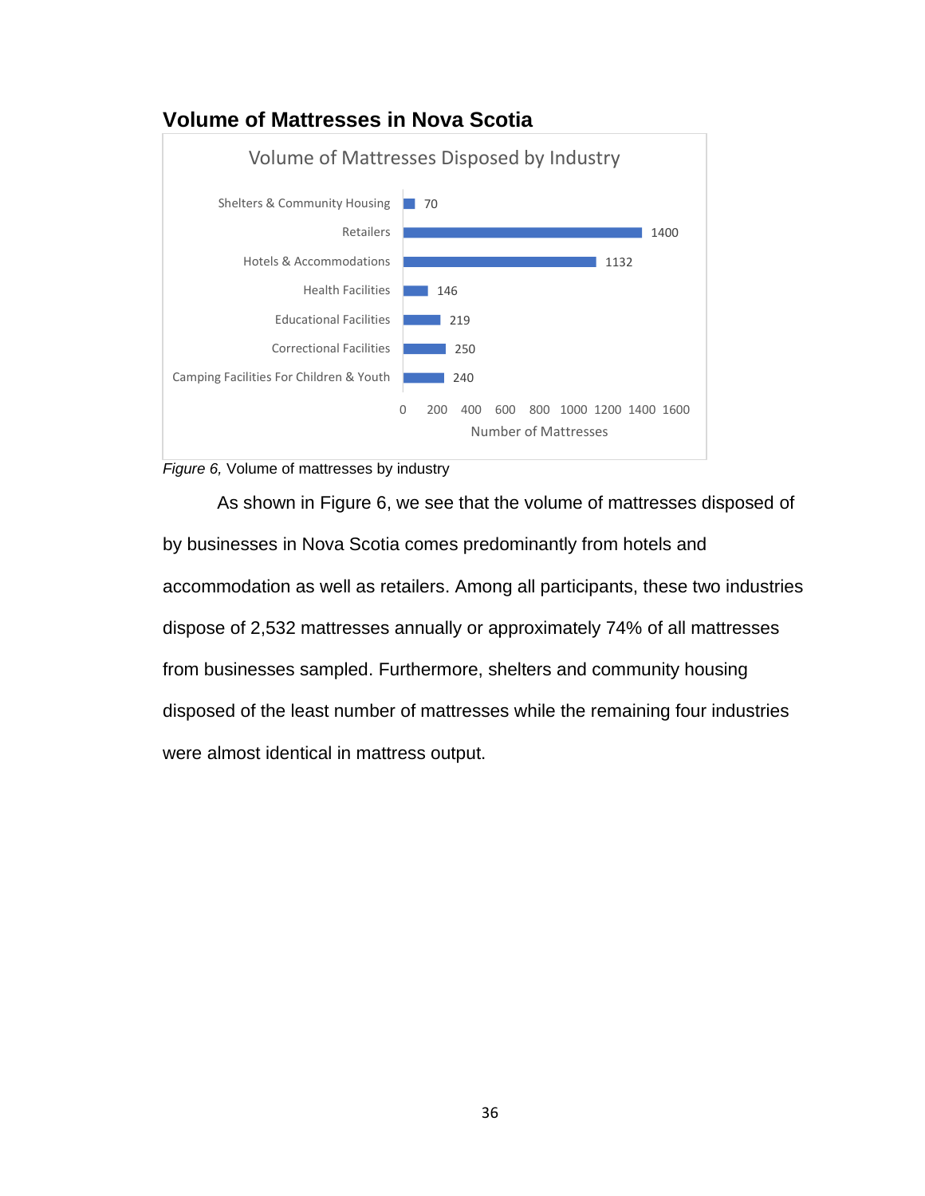## Volume of Mattresses in Nova Scotia

Volume of Mattresses Disposed by Industry

| Industry | Number of Mattresses |
|---|---|
| Shelters & Community Housing | 70 |
| Retailers | 1400 |
| Hotels & Accommodations | 1132 |
| Health Facilities | 146 |
| Educational Facilities | 219 |
| Correctional Facilities | 250 |
| Camping Facilities For Children & Youth | 240 |

*Figure 6,* Volume of mattresses by industry

As shown in Figure 6, we see that the volume of mattresses disposed of by businesses in Nova Scotia comes predominantly from hotels and accommodation as well as retailers. Among all participants, these two industries dispose of 2,532 mattresses annually or approximately 74% of all mattresses from businesses sampled. Furthermore, shelters and community housing disposed of the least number of mattresses while the remaining four industries were almost identical in mattress output.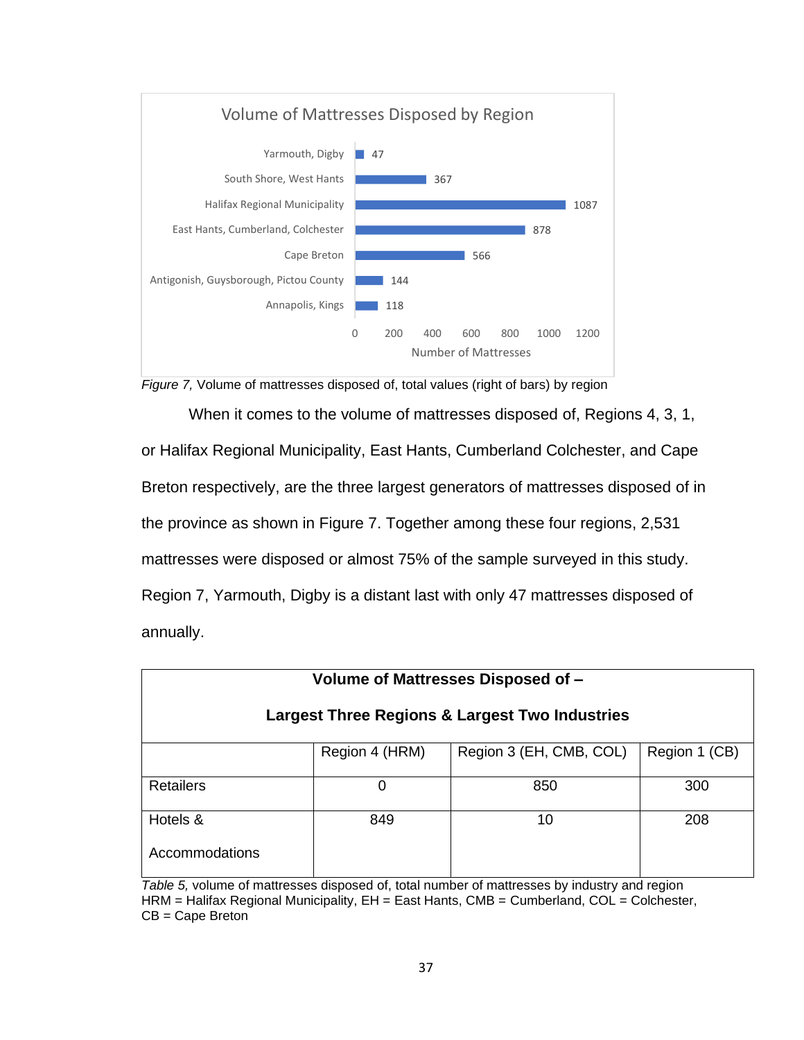**Volume of Mattresses Disposed by Region**

| Region | Number of Mattresses |
| --- | --- |
| Yarmouth, Digby | 47 |
| South Shore, West Hants | 367 |
| Halifax Regional Municipality | 1087 |
| East Hants, Cumberland, Colchester | 878 |
| Cape Breton | 566 |
| Antigonish, Guysborough, Pictou County | 144 |
| Annapolis, Kings | 118 |

*Figure 7,* Volume of mattresses disposed of, total values (right of bars) by region

When it comes to the volume of mattresses disposed of, Regions 4, 3, 1, or Halifax Regional Municipality, East Hants, Cumberland Colchester, and Cape Breton respectively, are the three largest generators of mattresses disposed of in the province as shown in Figure 7. Together among these four regions, 2,531 mattresses were disposed or almost 75% of the sample surveyed in this study. Region 7, Yarmouth, Digby is a distant last with only 47 mattresses disposed of annually.

| **Volume of Mattresses Disposed of – Largest Three Regions & Largest Two Industries** | | | |
| --- | --- | --- | --- |
| | Region 4 (HRM) | Region 3 (EH, CMB, COL) | Region 1 (CB) |
| Retailers | 0 | 850 | 300 |
| Hotels & Accommodations | 849 | 10 | 208 |

*Table 5,* volume of mattresses disposed of, total number of mattresses by industry and region
HRM = Halifax Regional Municipality, EH = East Hants, CMB = Cumberland, COL = Colchester, CB = Cape Breton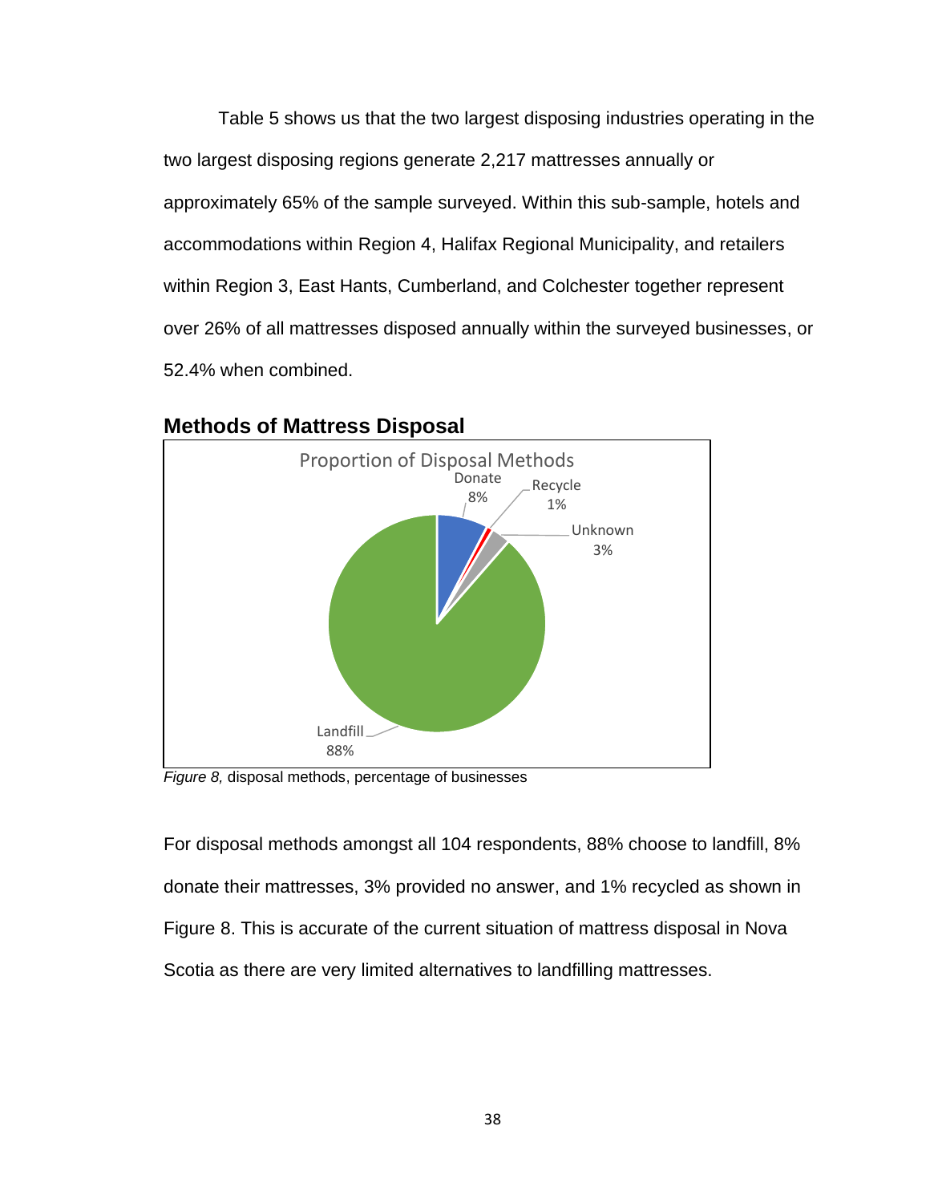Table 5 shows us that the two largest disposing industries operating in the two largest disposing regions generate 2,217 mattresses annually or approximately 65% of the sample surveyed. Within this sub-sample, hotels and accommodations within Region 4, Halifax Regional Municipality, and retailers within Region 3, East Hants, Cumberland, and Colchester together represent over 26% of all mattresses disposed annually within the surveyed businesses, or 52.4% when combined.

## Methods of Mattress Disposal

Proportion of Disposal Methods

Donate 8%, Recycle 1%, Unknown 3%, Landfill 88%

*Figure 8,* disposal methods, percentage of businesses

For disposal methods amongst all 104 respondents, 88% choose to landfill, 8% donate their mattresses, 3% provided no answer, and 1% recycled as shown in Figure 8. This is accurate of the current situation of mattress disposal in Nova Scotia as there are very limited alternatives to landfilling mattresses.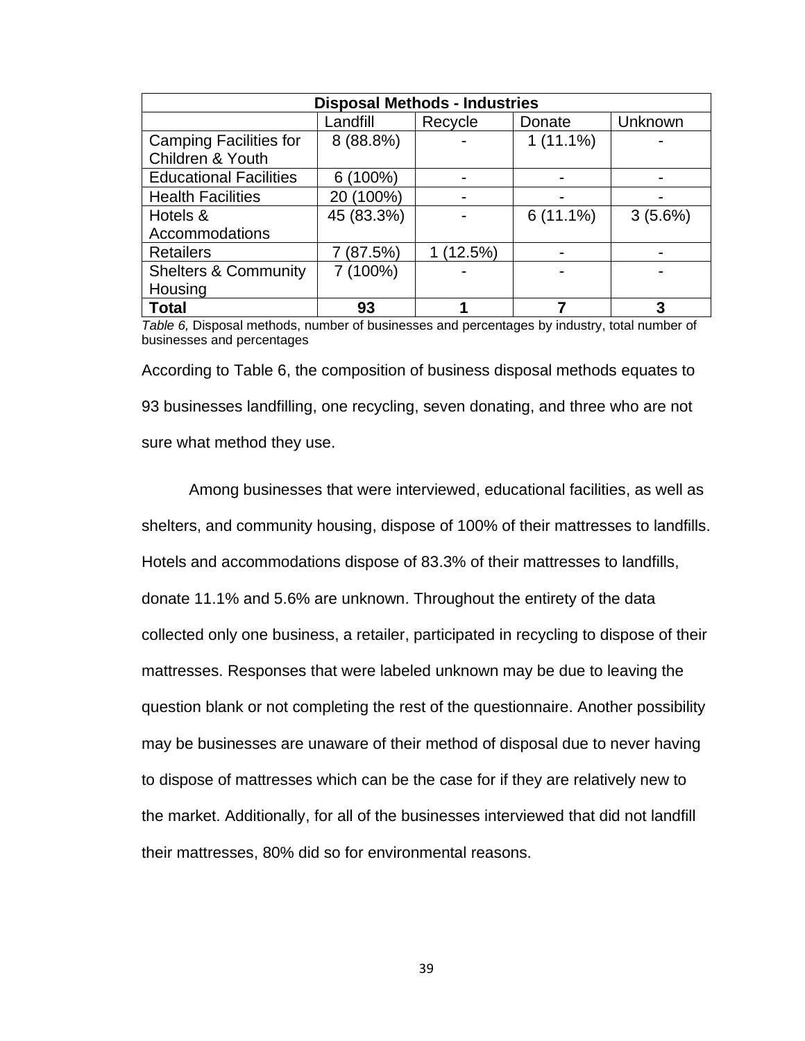| Disposal Methods - Industries | | | | |
|---|---|---|---|---|
| | Landfill | Recycle | Donate | Unknown |
| Camping Facilities for Children & Youth | 8 (88.8%) | - | 1 (11.1%) | - |
| Educational Facilities | 6 (100%) | - | - | - |
| Health Facilities | 20 (100%) | - | - | - |
| Hotels & Accommodations | 45 (83.3%) | - | 6 (11.1%) | 3 (5.6%) |
| Retailers | 7 (87.5%) | 1 (12.5%) | - | - |
| Shelters & Community Housing | 7 (100%) | - | - | - |
| **Total** | **93** | **1** | **7** | **3** |

*Table 6,* Disposal methods, number of businesses and percentages by industry, total number of businesses and percentages

According to Table 6, the composition of business disposal methods equates to 93 businesses landfilling, one recycling, seven donating, and three who are not sure what method they use.

Among businesses that were interviewed, educational facilities, as well as shelters, and community housing, dispose of 100% of their mattresses to landfills. Hotels and accommodations dispose of 83.3% of their mattresses to landfills, donate 11.1% and 5.6% are unknown. Throughout the entirety of the data collected only one business, a retailer, participated in recycling to dispose of their mattresses. Responses that were labeled unknown may be due to leaving the question blank or not completing the rest of the questionnaire. Another possibility may be businesses are unaware of their method of disposal due to never having to dispose of mattresses which can be the case for if they are relatively new to the market. Additionally, for all of the businesses interviewed that did not landfill their mattresses, 80% did so for environmental reasons.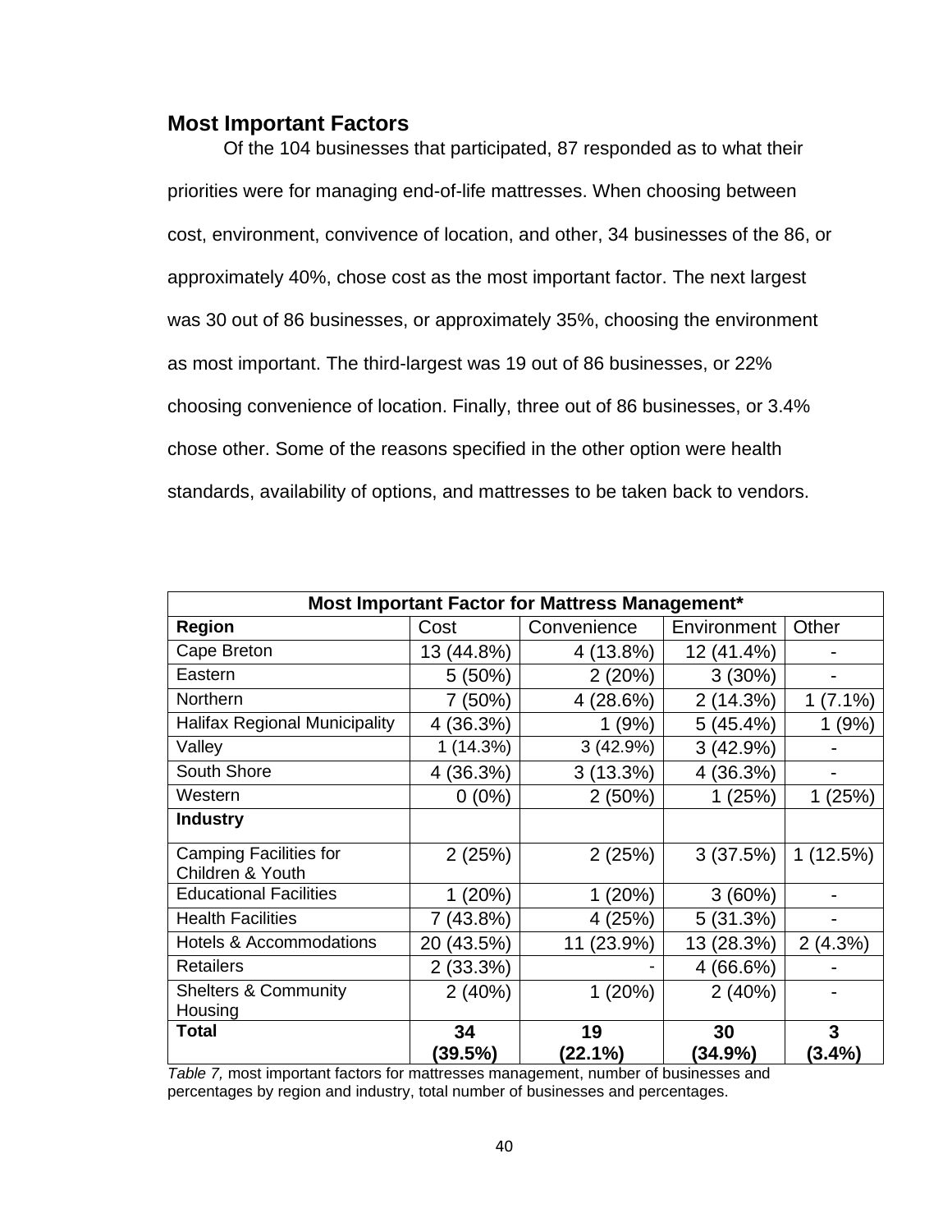## Most Important Factors

Of the 104 businesses that participated, 87 responded as to what their priorities were for managing end-of-life mattresses. When choosing between cost, environment, convivence of location, and other, 34 businesses of the 86, or approximately 40%, chose cost as the most important factor. The next largest was 30 out of 86 businesses, or approximately 35%, choosing the environment as most important. The third-largest was 19 out of 86 businesses, or 22% choosing convenience of location. Finally, three out of 86 businesses, or 3.4% chose other. Some of the reasons specified in the other option were health standards, availability of options, and mattresses to be taken back to vendors.

| Most Important Factor for Mattress Management* | | | | |
|---|---|---|---|---|
| **Region** | Cost | Convenience | Environment | Other |
| Cape Breton | 13 (44.8%) | 4 (13.8%) | 12 (41.4%) | - |
| Eastern | 5 (50%) | 2 (20%) | 3 (30%) | - |
| Northern | 7 (50%) | 4 (28.6%) | 2 (14.3%) | 1 (7.1%) |
| Halifax Regional Municipality | 4 (36.3%) | 1 (9%) | 5 (45.4%) | 1 (9%) |
| Valley | 1 (14.3%) | 3 (42.9%) | 3 (42.9%) | - |
| South Shore | 4 (36.3%) | 3 (13.3%) | 4 (36.3%) | - |
| Western | 0 (0%) | 2 (50%) | 1 (25%) | 1 (25%) |
| **Industry** | | | | |
| Camping Facilities for Children & Youth | 2 (25%) | 2 (25%) | 3 (37.5%) | 1 (12.5%) |
| Educational Facilities | 1 (20%) | 1 (20%) | 3 (60%) | - |
| Health Facilities | 7 (43.8%) | 4 (25%) | 5 (31.3%) | - |
| Hotels & Accommodations | 20 (43.5%) | 11 (23.9%) | 13 (28.3%) | 2 (4.3%) |
| Retailers | 2 (33.3%) | - | 4 (66.6%) | - |
| Shelters & Community Housing | 2 (40%) | 1 (20%) | 2 (40%) | - |
| **Total** | **34 (39.5%)** | **19 (22.1%)** | **30 (34.9%)** | **3 (3.4%)** |

*Table 7,* most important factors for mattresses management, number of businesses and percentages by region and industry, total number of businesses and percentages.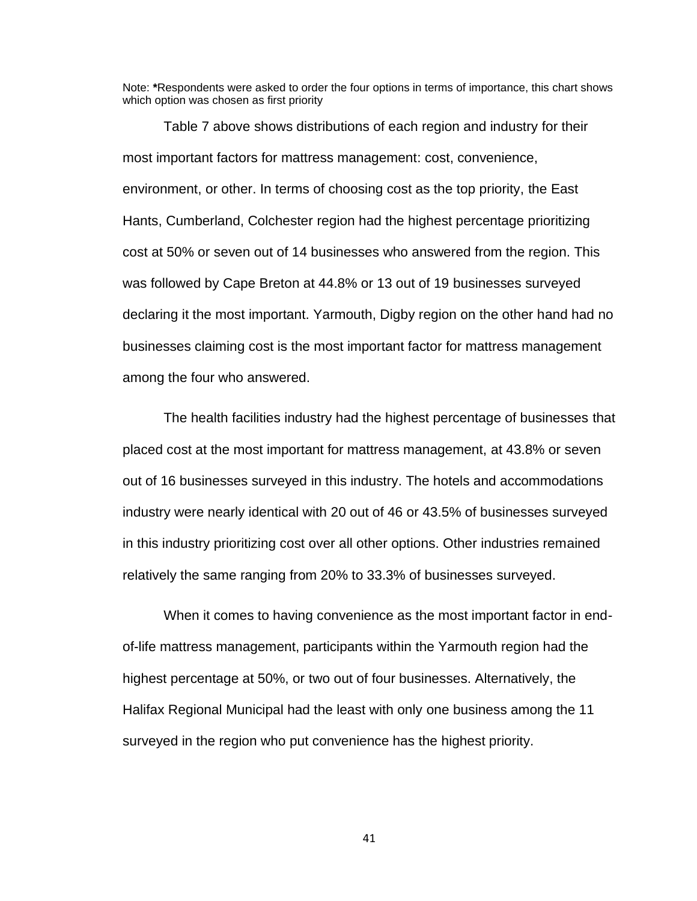Note: **\***Respondents were asked to order the four options in terms of importance, this chart shows which option was chosen as first priority

Table 7 above shows distributions of each region and industry for their most important factors for mattress management: cost, convenience, environment, or other. In terms of choosing cost as the top priority, the East Hants, Cumberland, Colchester region had the highest percentage prioritizing cost at 50% or seven out of 14 businesses who answered from the region. This was followed by Cape Breton at 44.8% or 13 out of 19 businesses surveyed declaring it the most important. Yarmouth, Digby region on the other hand had no businesses claiming cost is the most important factor for mattress management among the four who answered.

The health facilities industry had the highest percentage of businesses that placed cost at the most important for mattress management, at 43.8% or seven out of 16 businesses surveyed in this industry. The hotels and accommodations industry were nearly identical with 20 out of 46 or 43.5% of businesses surveyed in this industry prioritizing cost over all other options. Other industries remained relatively the same ranging from 20% to 33.3% of businesses surveyed.

When it comes to having convenience as the most important factor in end-of-life mattress management, participants within the Yarmouth region had the highest percentage at 50%, or two out of four businesses. Alternatively, the Halifax Regional Municipal had the least with only one business among the 11 surveyed in the region who put convenience has the highest priority.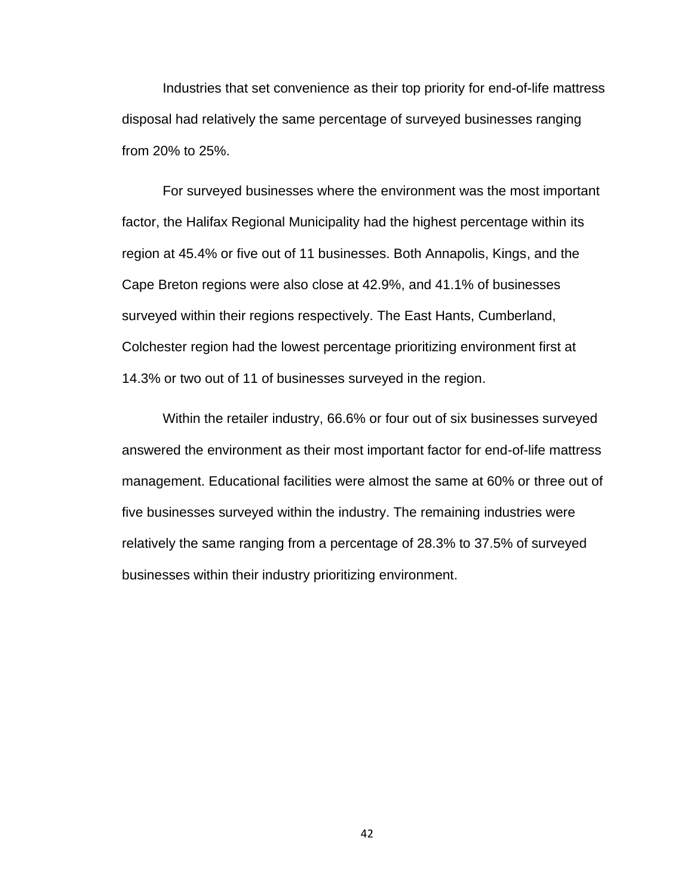Industries that set convenience as their top priority for end-of-life mattress disposal had relatively the same percentage of surveyed businesses ranging from 20% to 25%.

For surveyed businesses where the environment was the most important factor, the Halifax Regional Municipality had the highest percentage within its region at 45.4% or five out of 11 businesses. Both Annapolis, Kings, and the Cape Breton regions were also close at 42.9%, and 41.1% of businesses surveyed within their regions respectively. The East Hants, Cumberland, Colchester region had the lowest percentage prioritizing environment first at 14.3% or two out of 11 of businesses surveyed in the region.

Within the retailer industry, 66.6% or four out of six businesses surveyed answered the environment as their most important factor for end-of-life mattress management. Educational facilities were almost the same at 60% or three out of five businesses surveyed within the industry. The remaining industries were relatively the same ranging from a percentage of 28.3% to 37.5% of surveyed businesses within their industry prioritizing environment.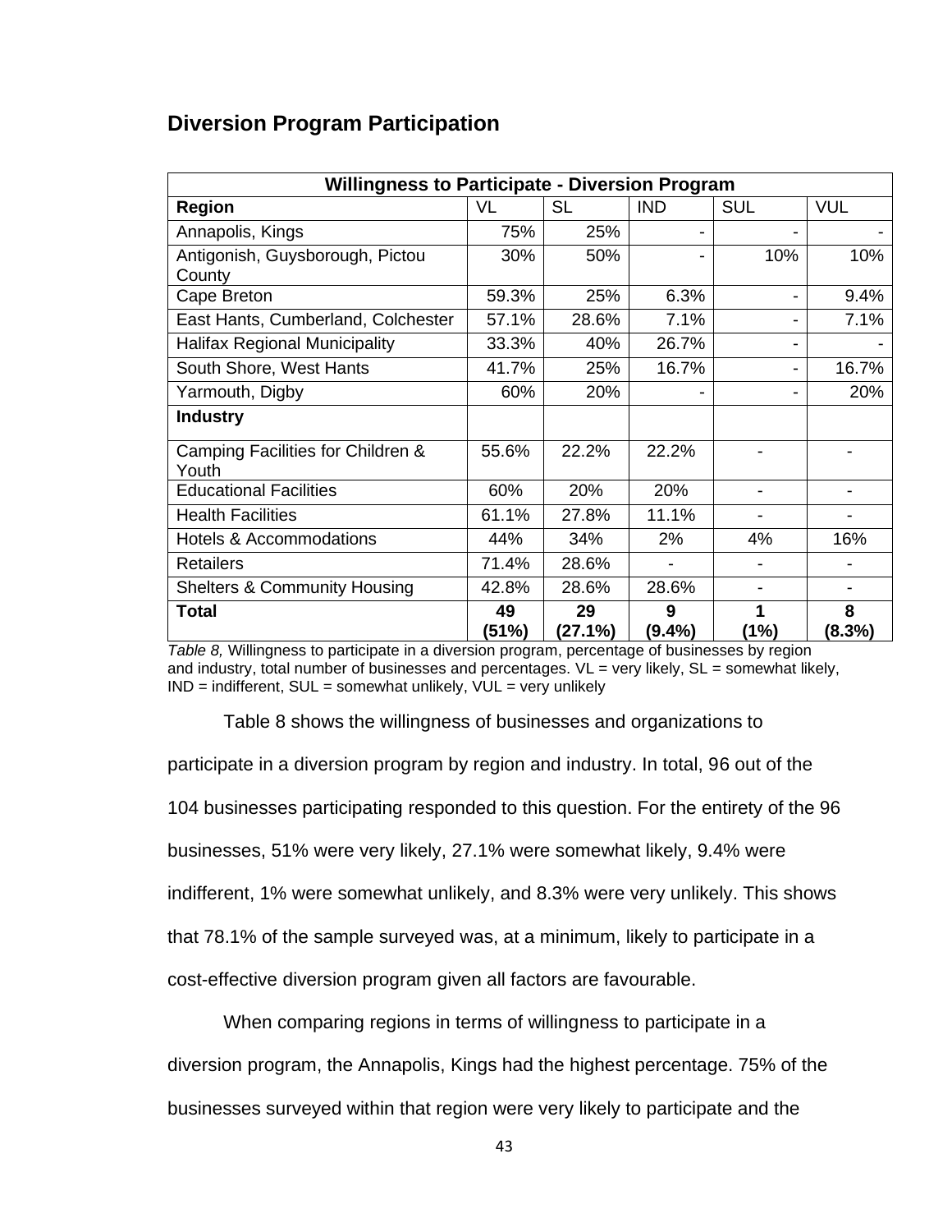## Diversion Program Participation

| Willingness to Participate - Diversion Program | | | | | |
|---|---|---|---|---|---|
| **Region** | VL | SL | IND | SUL | VUL |
| Annapolis, Kings | 75% | 25% | - | - | - |
| Antigonish, Guysborough, Pictou County | 30% | 50% | - | 10% | 10% |
| Cape Breton | 59.3% | 25% | 6.3% | - | 9.4% |
| East Hants, Cumberland, Colchester | 57.1% | 28.6% | 7.1% | - | 7.1% |
| Halifax Regional Municipality | 33.3% | 40% | 26.7% | - | - |
| South Shore, West Hants | 41.7% | 25% | 16.7% | - | 16.7% |
| Yarmouth, Digby | 60% | 20% | - | - | 20% |
| **Industry** | | | | | |
| Camping Facilities for Children & Youth | 55.6% | 22.2% | 22.2% | - | - |
| Educational Facilities | 60% | 20% | 20% | - | - |
| Health Facilities | 61.1% | 27.8% | 11.1% | - | - |
| Hotels & Accommodations | 44% | 34% | 2% | 4% | 16% |
| Retailers | 71.4% | 28.6% | - | - | - |
| Shelters & Community Housing | 42.8% | 28.6% | 28.6% | - | - |
| **Total** | **49 (51%)** | **29 (27.1%)** | **9 (9.4%)** | **1 (1%)** | **8 (8.3%)** |

*Table 8,* Willingness to participate in a diversion program, percentage of businesses by region and industry, total number of businesses and percentages. VL = very likely, SL = somewhat likely, IND = indifferent, SUL = somewhat unlikely, VUL = very unlikely

Table 8 shows the willingness of businesses and organizations to participate in a diversion program by region and industry. In total, 96 out of the 104 businesses participating responded to this question. For the entirety of the 96 businesses, 51% were very likely, 27.1% were somewhat likely, 9.4% were indifferent, 1% were somewhat unlikely, and 8.3% were very unlikely. This shows that 78.1% of the sample surveyed was, at a minimum, likely to participate in a cost-effective diversion program given all factors are favourable.

When comparing regions in terms of willingness to participate in a diversion program, the Annapolis, Kings had the highest percentage. 75% of the businesses surveyed within that region were very likely to participate and the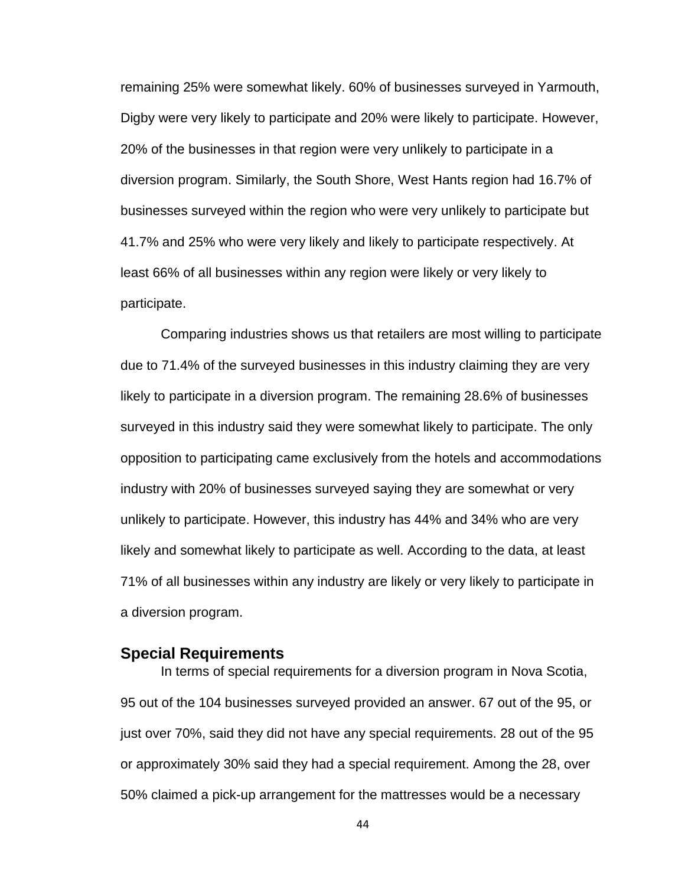remaining 25% were somewhat likely. 60% of businesses surveyed in Yarmouth, Digby were very likely to participate and 20% were likely to participate. However, 20% of the businesses in that region were very unlikely to participate in a diversion program. Similarly, the South Shore, West Hants region had 16.7% of businesses surveyed within the region who were very unlikely to participate but 41.7% and 25% who were very likely and likely to participate respectively. At least 66% of all businesses within any region were likely or very likely to participate.

Comparing industries shows us that retailers are most willing to participate due to 71.4% of the surveyed businesses in this industry claiming they are very likely to participate in a diversion program. The remaining 28.6% of businesses surveyed in this industry said they were somewhat likely to participate. The only opposition to participating came exclusively from the hotels and accommodations industry with 20% of businesses surveyed saying they are somewhat or very unlikely to participate. However, this industry has 44% and 34% who are very likely and somewhat likely to participate as well. According to the data, at least 71% of all businesses within any industry are likely or very likely to participate in a diversion program.

## Special Requirements

In terms of special requirements for a diversion program in Nova Scotia, 95 out of the 104 businesses surveyed provided an answer. 67 out of the 95, or just over 70%, said they did not have any special requirements. 28 out of the 95 or approximately 30% said they had a special requirement. Among the 28, over 50% claimed a pick-up arrangement for the mattresses would be a necessary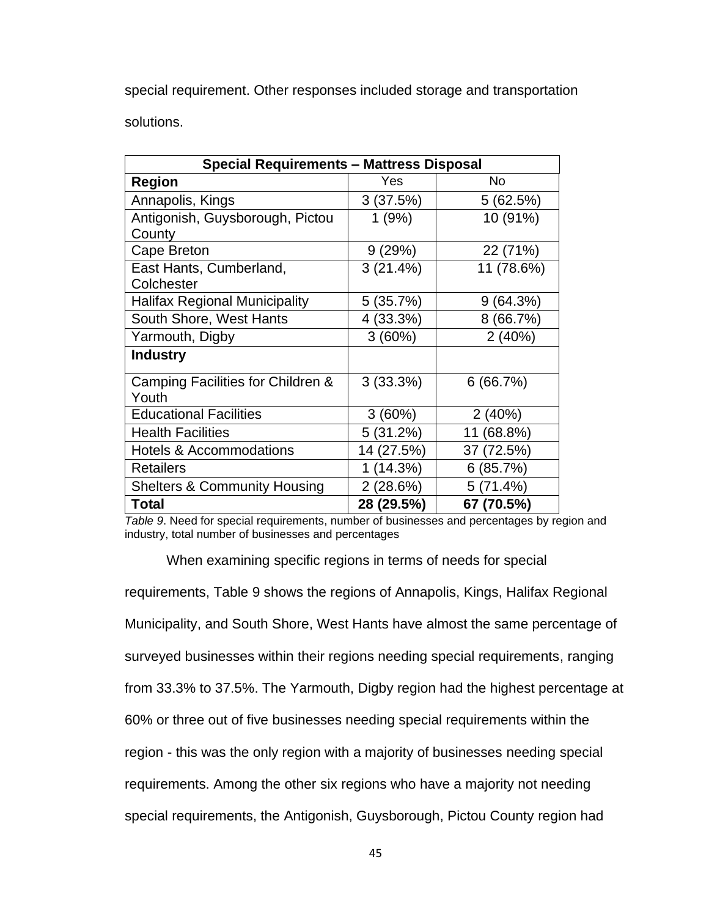special requirement. Other responses included storage and transportation solutions.

| Special Requirements – Mattress Disposal | | |
|---|---|---|
| **Region** | Yes | No |
| Annapolis, Kings | 3 (37.5%) | 5 (62.5%) |
| Antigonish, Guysborough, Pictou County | 1 (9%) | 10 (91%) |
| Cape Breton | 9 (29%) | 22 (71%) |
| East Hants, Cumberland, Colchester | 3 (21.4%) | 11 (78.6%) |
| Halifax Regional Municipality | 5 (35.7%) | 9 (64.3%) |
| South Shore, West Hants | 4 (33.3%) | 8 (66.7%) |
| Yarmouth, Digby | 3 (60%) | 2 (40%) |
| **Industry** | | |
| Camping Facilities for Children & Youth | 3 (33.3%) | 6 (66.7%) |
| Educational Facilities | 3 (60%) | 2 (40%) |
| Health Facilities | 5 (31.2%) | 11 (68.8%) |
| Hotels & Accommodations | 14 (27.5%) | 37 (72.5%) |
| Retailers | 1 (14.3%) | 6 (85.7%) |
| Shelters & Community Housing | 2 (28.6%) | 5 (71.4%) |
| **Total** | **28 (29.5%)** | **67 (70.5%)** |

*Table 9*. Need for special requirements, number of businesses and percentages by region and industry, total number of businesses and percentages

When examining specific regions in terms of needs for special requirements, Table 9 shows the regions of Annapolis, Kings, Halifax Regional Municipality, and South Shore, West Hants have almost the same percentage of surveyed businesses within their regions needing special requirements, ranging from 33.3% to 37.5%. The Yarmouth, Digby region had the highest percentage at 60% or three out of five businesses needing special requirements within the region - this was the only region with a majority of businesses needing special requirements. Among the other six regions who have a majority not needing special requirements, the Antigonish, Guysborough, Pictou County region had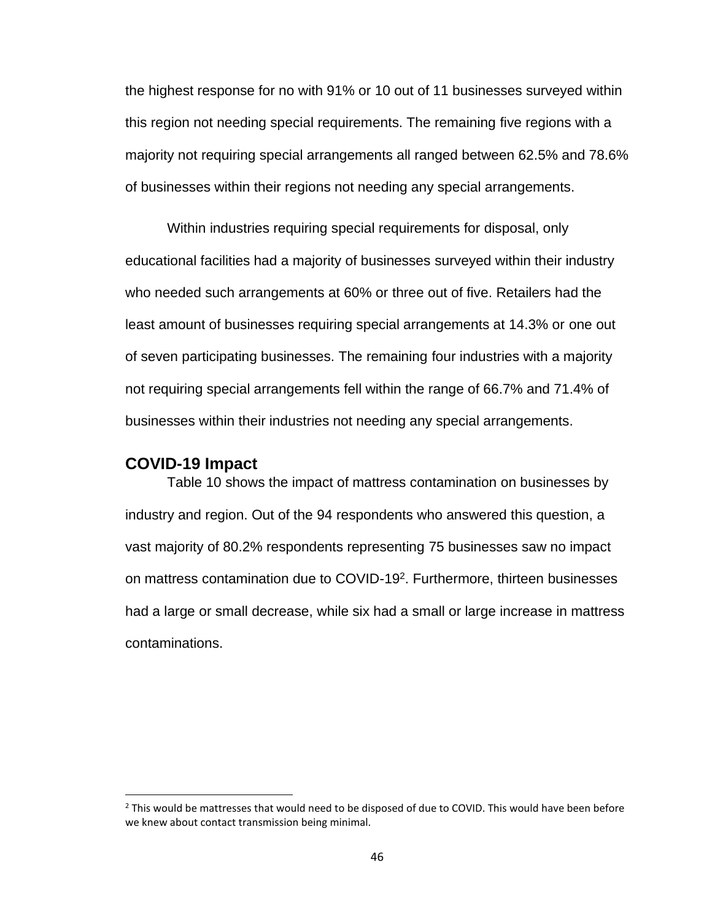the highest response for no with 91% or 10 out of 11 businesses surveyed within this region not needing special requirements. The remaining five regions with a majority not requiring special arrangements all ranged between 62.5% and 78.6% of businesses within their regions not needing any special arrangements.

Within industries requiring special requirements for disposal, only educational facilities had a majority of businesses surveyed within their industry who needed such arrangements at 60% or three out of five. Retailers had the least amount of businesses requiring special arrangements at 14.3% or one out of seven participating businesses. The remaining four industries with a majority not requiring special arrangements fell within the range of 66.7% and 71.4% of businesses within their industries not needing any special arrangements.

## COVID-19 Impact

Table 10 shows the impact of mattress contamination on businesses by industry and region. Out of the 94 respondents who answered this question, a vast majority of 80.2% respondents representing 75 businesses saw no impact on mattress contamination due to COVID-19[2]. Furthermore, thirteen businesses had a large or small decrease, while six had a small or large increase in mattress contaminations.

---

[2] This would be mattresses that would need to be disposed of due to COVID. This would have been before we knew about contact transmission being minimal.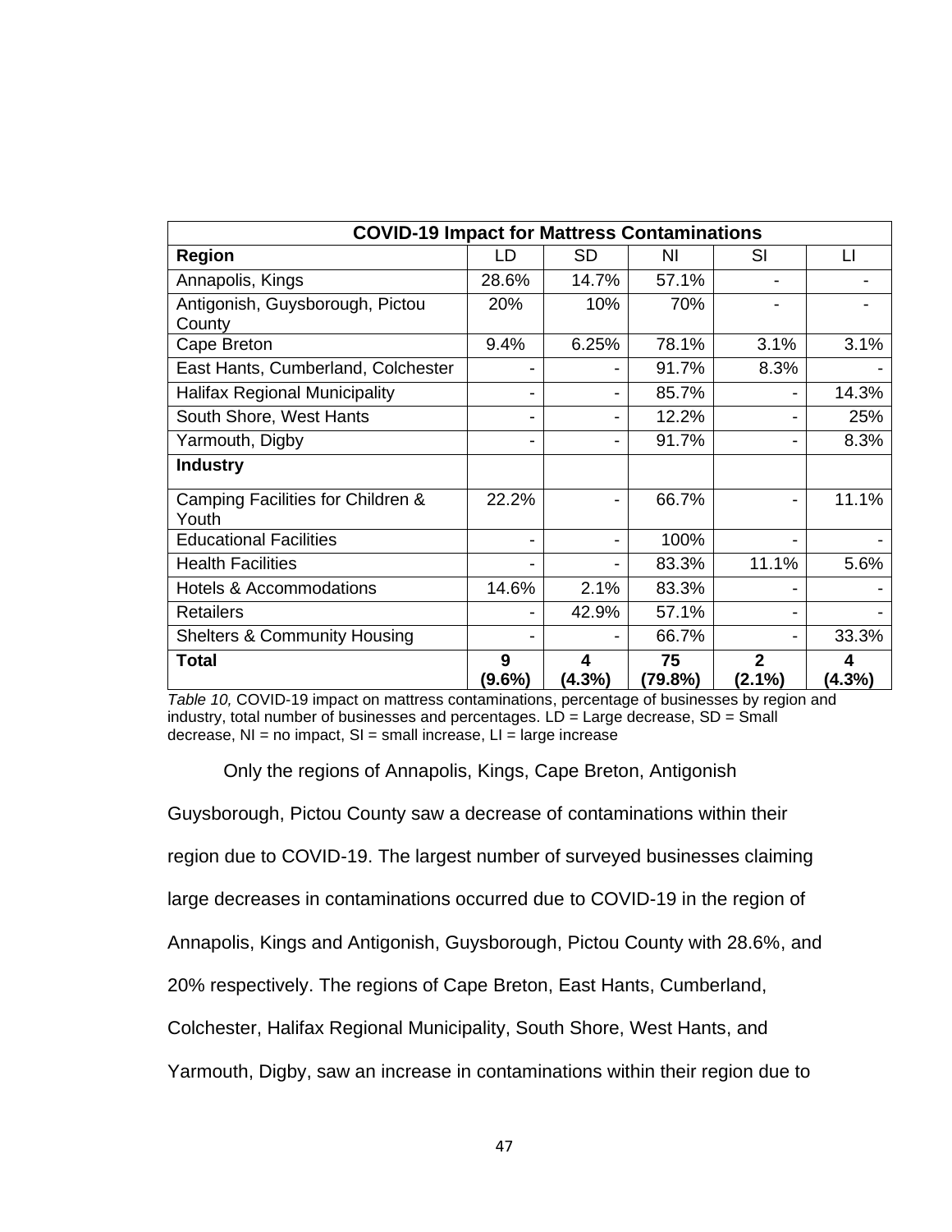| COVID-19 Impact for Mattress Contaminations | | | | | |
|---|---|---|---|---|---|
| **Region** | LD | SD | NI | SI | LI |
| Annapolis, Kings | 28.6% | 14.7% | 57.1% | - | - |
| Antigonish, Guysborough, Pictou County | 20% | 10% | 70% | - | - |
| Cape Breton | 9.4% | 6.25% | 78.1% | 3.1% | 3.1% |
| East Hants, Cumberland, Colchester | - | - | 91.7% | 8.3% | - |
| Halifax Regional Municipality | - | - | 85.7% | - | 14.3% |
| South Shore, West Hants | - | - | 12.2% | - | 25% |
| Yarmouth, Digby | - | - | 91.7% | - | 8.3% |
| **Industry** | | | | | |
| Camping Facilities for Children & Youth | 22.2% | - | 66.7% | - | 11.1% |
| Educational Facilities | - | - | 100% | - | - |
| Health Facilities | - | - | 83.3% | 11.1% | 5.6% |
| Hotels & Accommodations | 14.6% | 2.1% | 83.3% | - | - |
| Retailers | - | 42.9% | 57.1% | - | - |
| Shelters & Community Housing | - | - | 66.7% | - | 33.3% |
| **Total** | **9 (9.6%)** | **4 (4.3%)** | **75 (79.8%)** | **2 (2.1%)** | **4 (4.3%)** |

*Table 10,* COVID-19 impact on mattress contaminations, percentage of businesses by region and industry, total number of businesses and percentages. LD = Large decrease, SD = Small decrease, NI = no impact, SI = small increase, LI = large increase

Only the regions of Annapolis, Kings, Cape Breton, Antigonish Guysborough, Pictou County saw a decrease of contaminations within their region due to COVID-19. The largest number of surveyed businesses claiming large decreases in contaminations occurred due to COVID-19 in the region of Annapolis, Kings and Antigonish, Guysborough, Pictou County with 28.6%, and 20% respectively. The regions of Cape Breton, East Hants, Cumberland, Colchester, Halifax Regional Municipality, South Shore, West Hants, and Yarmouth, Digby, saw an increase in contaminations within their region due to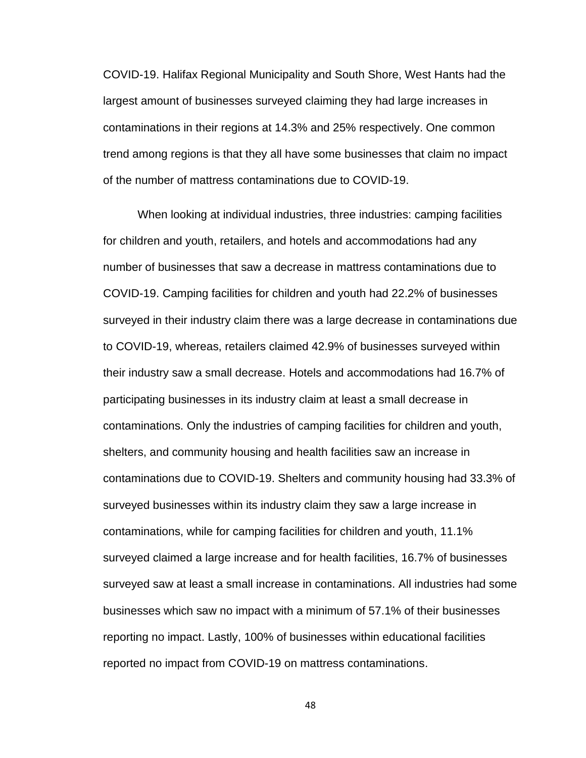COVID-19. Halifax Regional Municipality and South Shore, West Hants had the largest amount of businesses surveyed claiming they had large increases in contaminations in their regions at 14.3% and 25% respectively. One common trend among regions is that they all have some businesses that claim no impact of the number of mattress contaminations due to COVID-19.

When looking at individual industries, three industries: camping facilities for children and youth, retailers, and hotels and accommodations had any number of businesses that saw a decrease in mattress contaminations due to COVID-19. Camping facilities for children and youth had 22.2% of businesses surveyed in their industry claim there was a large decrease in contaminations due to COVID-19, whereas, retailers claimed 42.9% of businesses surveyed within their industry saw a small decrease. Hotels and accommodations had 16.7% of participating businesses in its industry claim at least a small decrease in contaminations. Only the industries of camping facilities for children and youth, shelters, and community housing and health facilities saw an increase in contaminations due to COVID-19. Shelters and community housing had 33.3% of surveyed businesses within its industry claim they saw a large increase in contaminations, while for camping facilities for children and youth, 11.1% surveyed claimed a large increase and for health facilities, 16.7% of businesses surveyed saw at least a small increase in contaminations. All industries had some businesses which saw no impact with a minimum of 57.1% of their businesses reporting no impact. Lastly, 100% of businesses within educational facilities reported no impact from COVID-19 on mattress contaminations.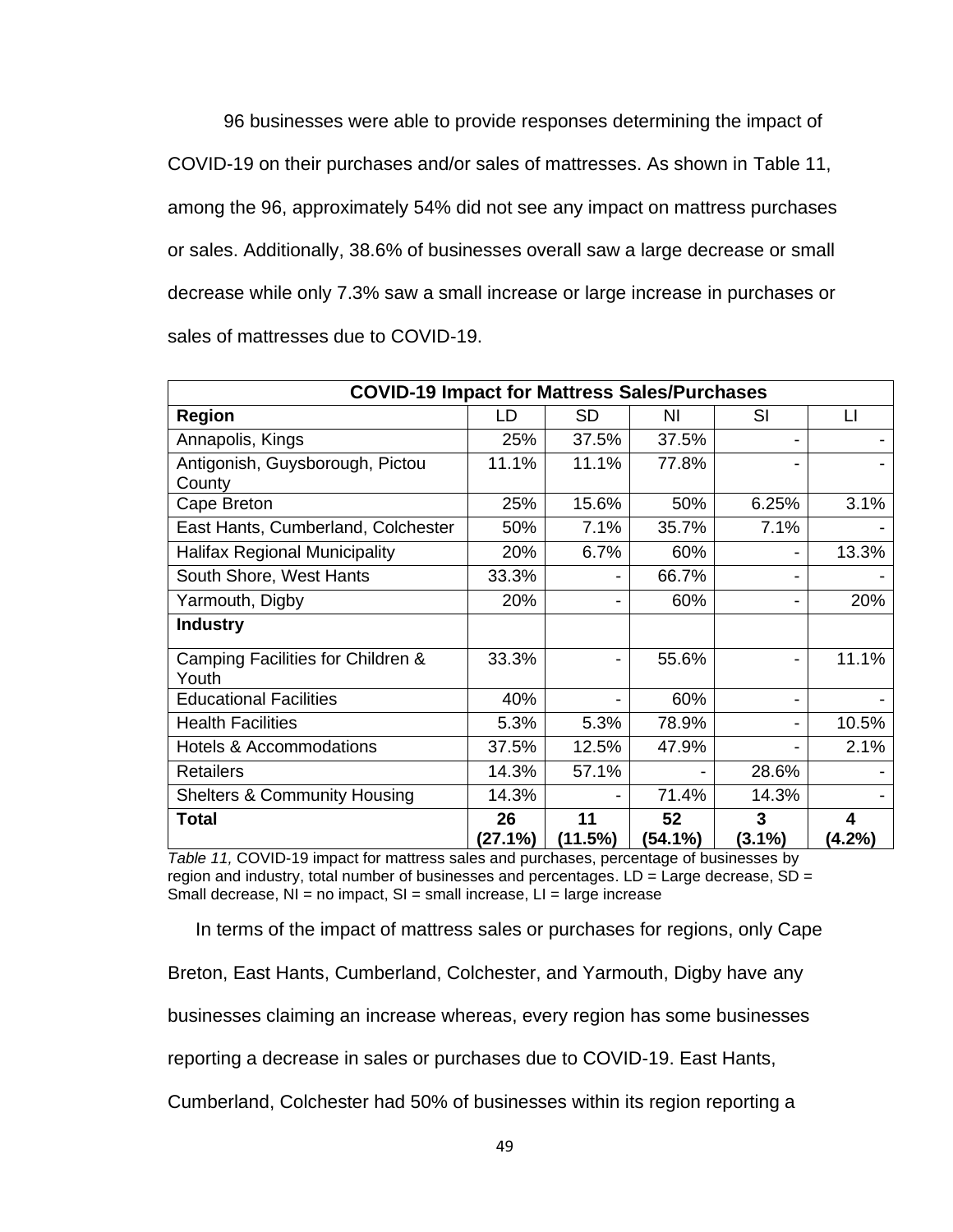96 businesses were able to provide responses determining the impact of COVID-19 on their purchases and/or sales of mattresses. As shown in Table 11, among the 96, approximately 54% did not see any impact on mattress purchases or sales. Additionally, 38.6% of businesses overall saw a large decrease or small decrease while only 7.3% saw a small increase or large increase in purchases or sales of mattresses due to COVID-19.

| COVID-19 Impact for Mattress Sales/Purchases | | | | | |
|---|---|---|---|---|---|
| **Region** | LD | SD | NI | SI | LI |
| Annapolis, Kings | 25% | 37.5% | 37.5% | - | - |
| Antigonish, Guysborough, Pictou County | 11.1% | 11.1% | 77.8% | - | - |
| Cape Breton | 25% | 15.6% | 50% | 6.25% | 3.1% |
| East Hants, Cumberland, Colchester | 50% | 7.1% | 35.7% | 7.1% | - |
| Halifax Regional Municipality | 20% | 6.7% | 60% | - | 13.3% |
| South Shore, West Hants | 33.3% | - | 66.7% | - | - |
| Yarmouth, Digby | 20% | - | 60% | - | 20% |
| **Industry** | | | | | |
| Camping Facilities for Children & Youth | 33.3% | - | 55.6% | - | 11.1% |
| Educational Facilities | 40% | - | 60% | - | - |
| Health Facilities | 5.3% | 5.3% | 78.9% | - | 10.5% |
| Hotels & Accommodations | 37.5% | 12.5% | 47.9% | - | 2.1% |
| Retailers | 14.3% | 57.1% | - | 28.6% | - |
| Shelters & Community Housing | 14.3% | - | 71.4% | 14.3% | - |
| **Total** | **26 (27.1%)** | **11 (11.5%)** | **52 (54.1%)** | **3 (3.1%)** | **4 (4.2%)** |

*Table 11,* COVID-19 impact for mattress sales and purchases, percentage of businesses by region and industry, total number of businesses and percentages. LD = Large decrease, SD = Small decrease, NI = no impact, SI = small increase, LI = large increase

In terms of the impact of mattress sales or purchases for regions, only Cape Breton, East Hants, Cumberland, Colchester, and Yarmouth, Digby have any businesses claiming an increase whereas, every region has some businesses reporting a decrease in sales or purchases due to COVID-19. East Hants, Cumberland, Colchester had 50% of businesses within its region reporting a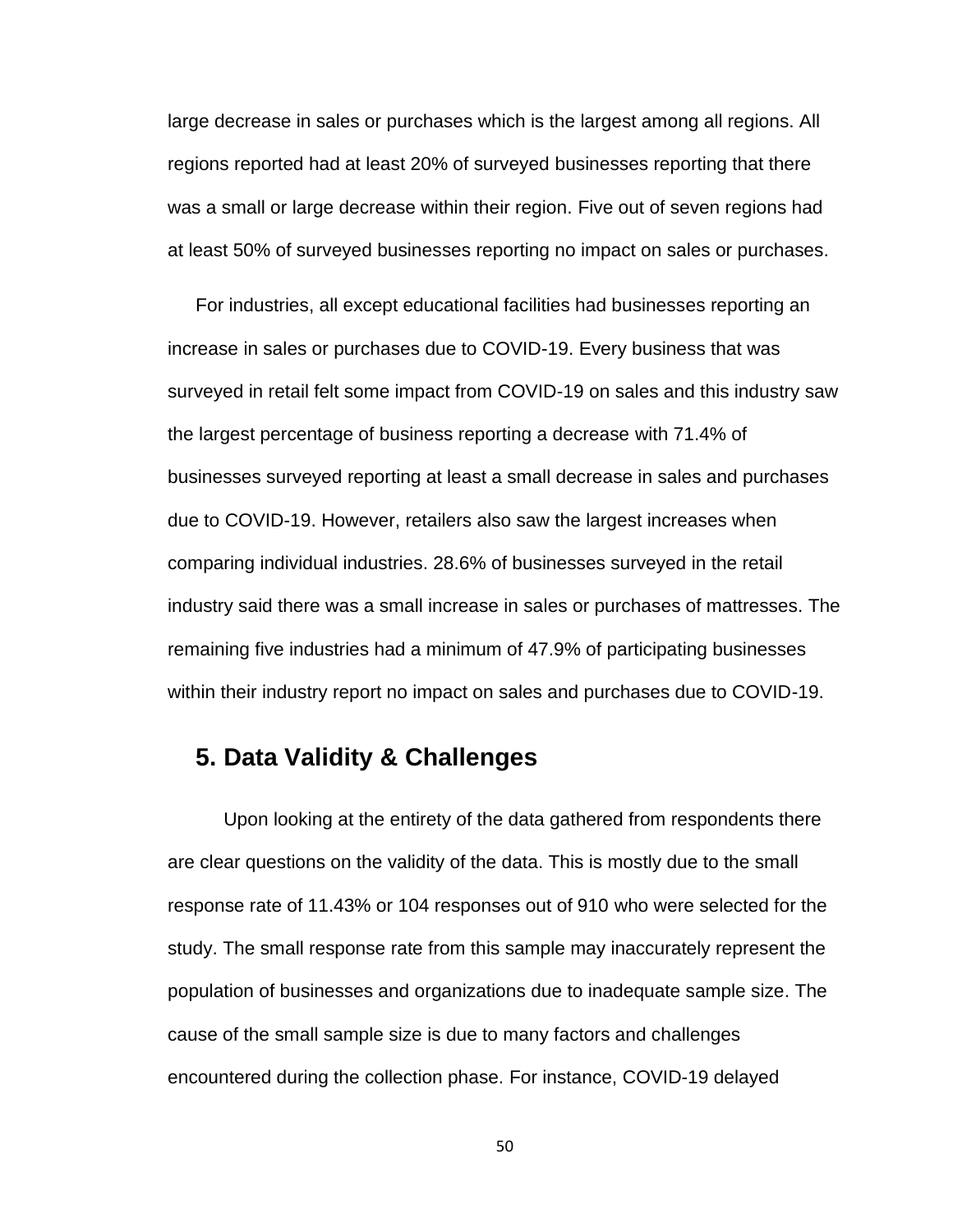large decrease in sales or purchases which is the largest among all regions. All regions reported had at least 20% of surveyed businesses reporting that there was a small or large decrease within their region. Five out of seven regions had at least 50% of surveyed businesses reporting no impact on sales or purchases.

For industries, all except educational facilities had businesses reporting an increase in sales or purchases due to COVID-19. Every business that was surveyed in retail felt some impact from COVID-19 on sales and this industry saw the largest percentage of business reporting a decrease with 71.4% of businesses surveyed reporting at least a small decrease in sales and purchases due to COVID-19. However, retailers also saw the largest increases when comparing individual industries. 28.6% of businesses surveyed in the retail industry said there was a small increase in sales or purchases of mattresses. The remaining five industries had a minimum of 47.9% of participating businesses within their industry report no impact on sales and purchases due to COVID-19.

## 5. Data Validity & Challenges

Upon looking at the entirety of the data gathered from respondents there are clear questions on the validity of the data. This is mostly due to the small response rate of 11.43% or 104 responses out of 910 who were selected for the study. The small response rate from this sample may inaccurately represent the population of businesses and organizations due to inadequate sample size. The cause of the small sample size is due to many factors and challenges encountered during the collection phase. For instance, COVID-19 delayed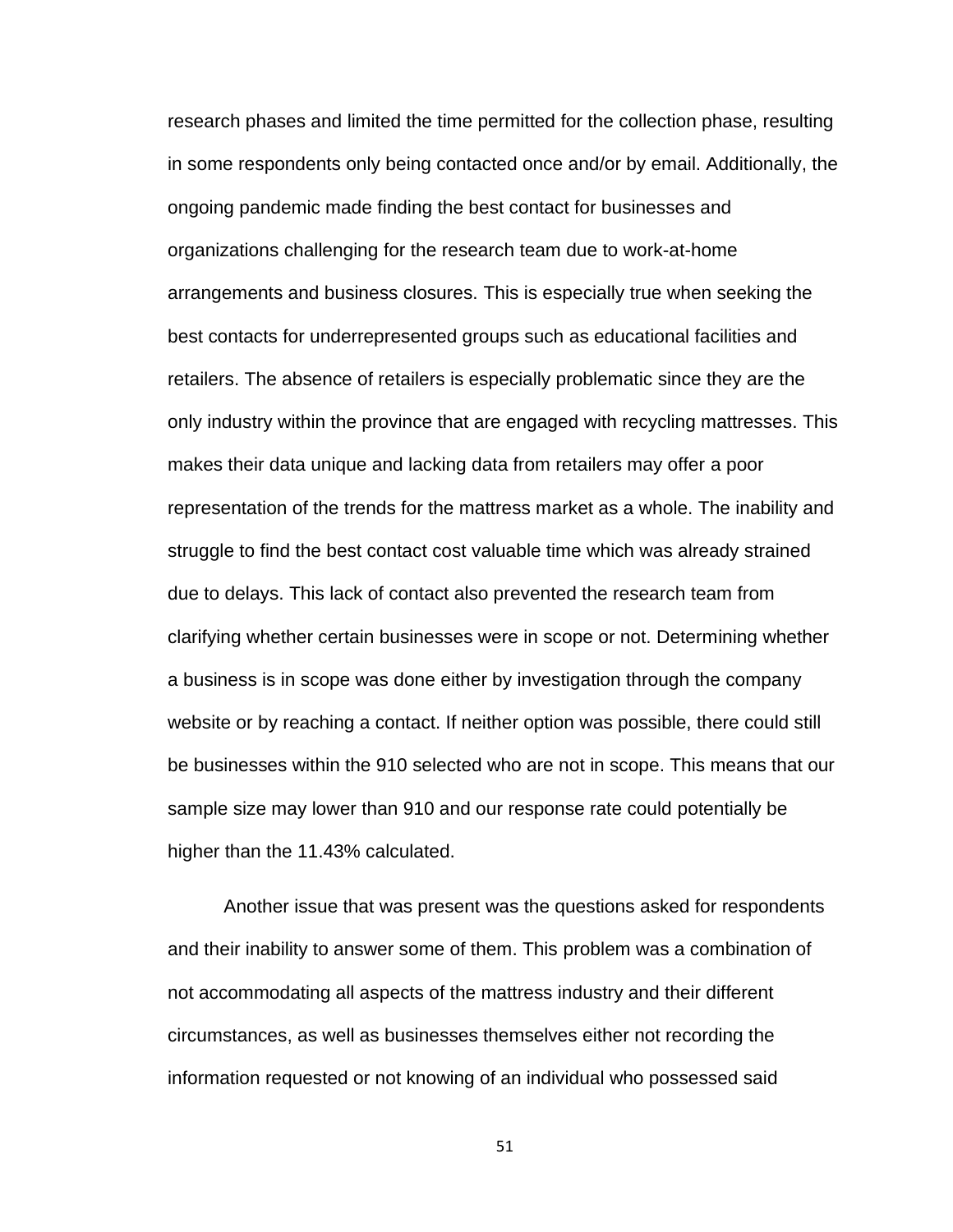research phases and limited the time permitted for the collection phase, resulting in some respondents only being contacted once and/or by email. Additionally, the ongoing pandemic made finding the best contact for businesses and organizations challenging for the research team due to work-at-home arrangements and business closures. This is especially true when seeking the best contacts for underrepresented groups such as educational facilities and retailers. The absence of retailers is especially problematic since they are the only industry within the province that are engaged with recycling mattresses. This makes their data unique and lacking data from retailers may offer a poor representation of the trends for the mattress market as a whole. The inability and struggle to find the best contact cost valuable time which was already strained due to delays. This lack of contact also prevented the research team from clarifying whether certain businesses were in scope or not. Determining whether a business is in scope was done either by investigation through the company website or by reaching a contact. If neither option was possible, there could still be businesses within the 910 selected who are not in scope. This means that our sample size may lower than 910 and our response rate could potentially be higher than the 11.43% calculated.

Another issue that was present was the questions asked for respondents and their inability to answer some of them. This problem was a combination of not accommodating all aspects of the mattress industry and their different circumstances, as well as businesses themselves either not recording the information requested or not knowing of an individual who possessed said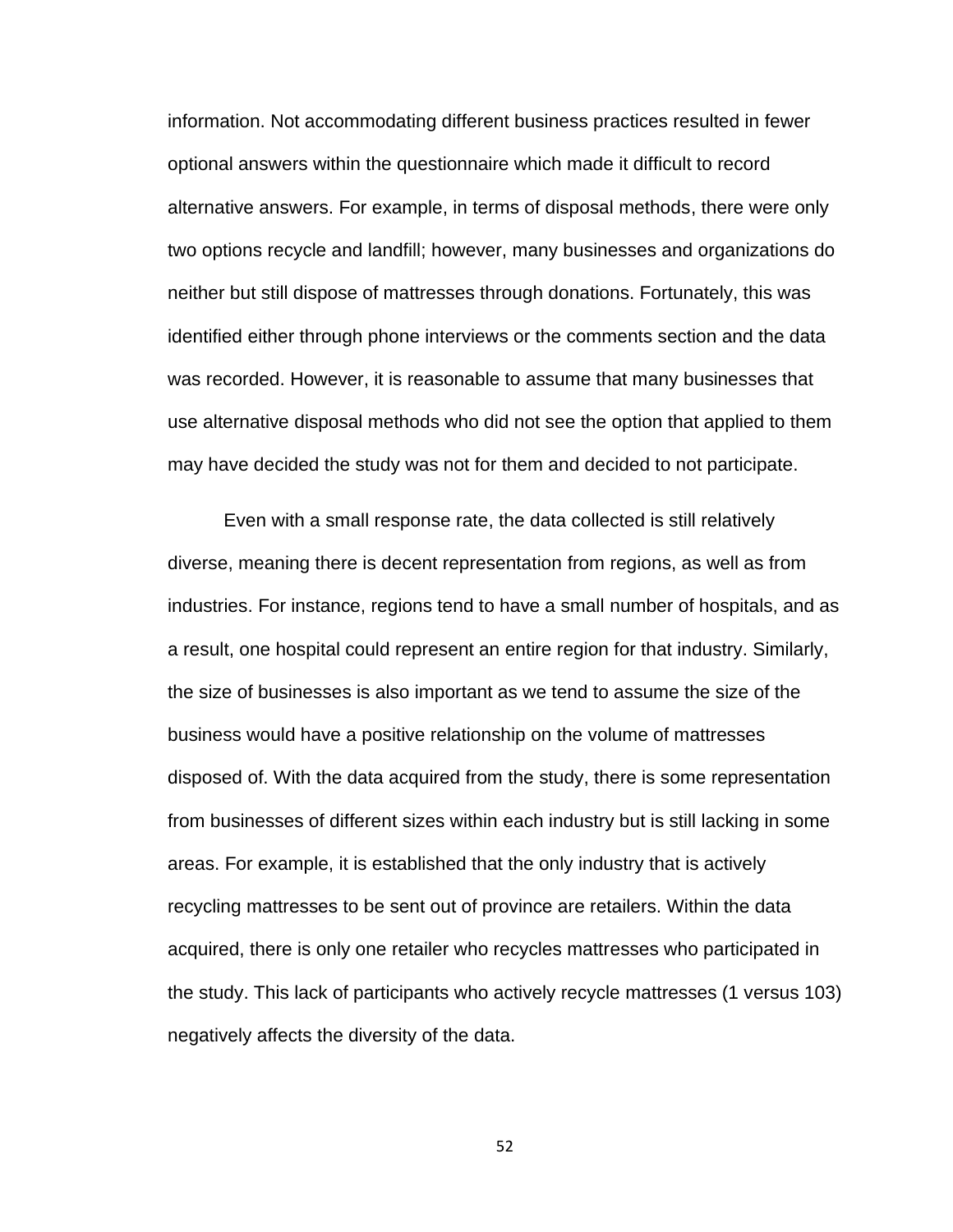information. Not accommodating different business practices resulted in fewer optional answers within the questionnaire which made it difficult to record alternative answers. For example, in terms of disposal methods, there were only two options recycle and landfill; however, many businesses and organizations do neither but still dispose of mattresses through donations. Fortunately, this was identified either through phone interviews or the comments section and the data was recorded. However, it is reasonable to assume that many businesses that use alternative disposal methods who did not see the option that applied to them may have decided the study was not for them and decided to not participate.

Even with a small response rate, the data collected is still relatively diverse, meaning there is decent representation from regions, as well as from industries. For instance, regions tend to have a small number of hospitals, and as a result, one hospital could represent an entire region for that industry. Similarly, the size of businesses is also important as we tend to assume the size of the business would have a positive relationship on the volume of mattresses disposed of. With the data acquired from the study, there is some representation from businesses of different sizes within each industry but is still lacking in some areas. For example, it is established that the only industry that is actively recycling mattresses to be sent out of province are retailers. Within the data acquired, there is only one retailer who recycles mattresses who participated in the study. This lack of participants who actively recycle mattresses (1 versus 103) negatively affects the diversity of the data.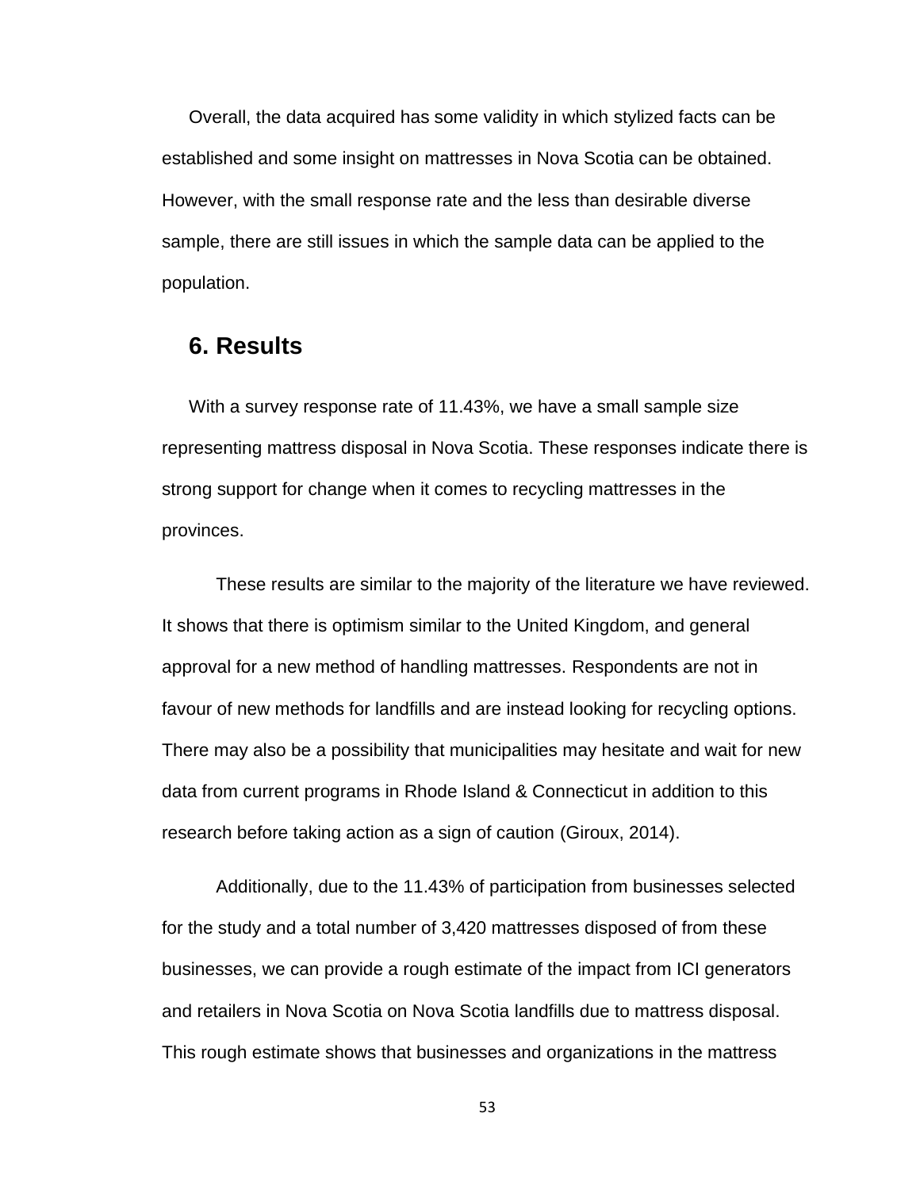Overall, the data acquired has some validity in which stylized facts can be established and some insight on mattresses in Nova Scotia can be obtained. However, with the small response rate and the less than desirable diverse sample, there are still issues in which the sample data can be applied to the population.

## 6. Results

With a survey response rate of 11.43%, we have a small sample size representing mattress disposal in Nova Scotia. These responses indicate there is strong support for change when it comes to recycling mattresses in the provinces.

These results are similar to the majority of the literature we have reviewed. It shows that there is optimism similar to the United Kingdom, and general approval for a new method of handling mattresses. Respondents are not in favour of new methods for landfills and are instead looking for recycling options. There may also be a possibility that municipalities may hesitate and wait for new data from current programs in Rhode Island & Connecticut in addition to this research before taking action as a sign of caution (Giroux, 2014).

Additionally, due to the 11.43% of participation from businesses selected for the study and a total number of 3,420 mattresses disposed of from these businesses, we can provide a rough estimate of the impact from ICI generators and retailers in Nova Scotia on Nova Scotia landfills due to mattress disposal. This rough estimate shows that businesses and organizations in the mattress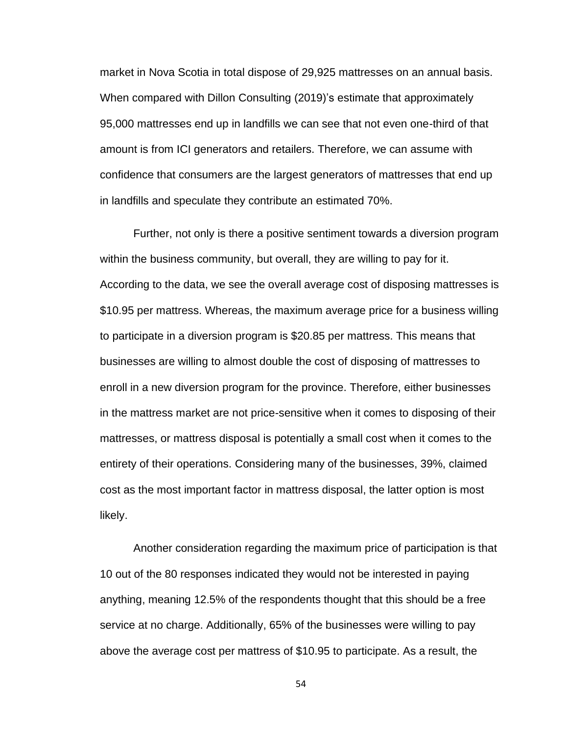market in Nova Scotia in total dispose of 29,925 mattresses on an annual basis. When compared with Dillon Consulting (2019)'s estimate that approximately 95,000 mattresses end up in landfills we can see that not even one-third of that amount is from ICI generators and retailers. Therefore, we can assume with confidence that consumers are the largest generators of mattresses that end up in landfills and speculate they contribute an estimated 70%.

Further, not only is there a positive sentiment towards a diversion program within the business community, but overall, they are willing to pay for it. According to the data, we see the overall average cost of disposing mattresses is $10.95 per mattress. Whereas, the maximum average price for a business willing to participate in a diversion program is $20.85 per mattress. This means that businesses are willing to almost double the cost of disposing of mattresses to enroll in a new diversion program for the province. Therefore, either businesses in the mattress market are not price-sensitive when it comes to disposing of their mattresses, or mattress disposal is potentially a small cost when it comes to the entirety of their operations. Considering many of the businesses, 39%, claimed cost as the most important factor in mattress disposal, the latter option is most likely.

Another consideration regarding the maximum price of participation is that 10 out of the 80 responses indicated they would not be interested in paying anything, meaning 12.5% of the respondents thought that this should be a free service at no charge. Additionally, 65% of the businesses were willing to pay above the average cost per mattress of $10.95 to participate. As a result, the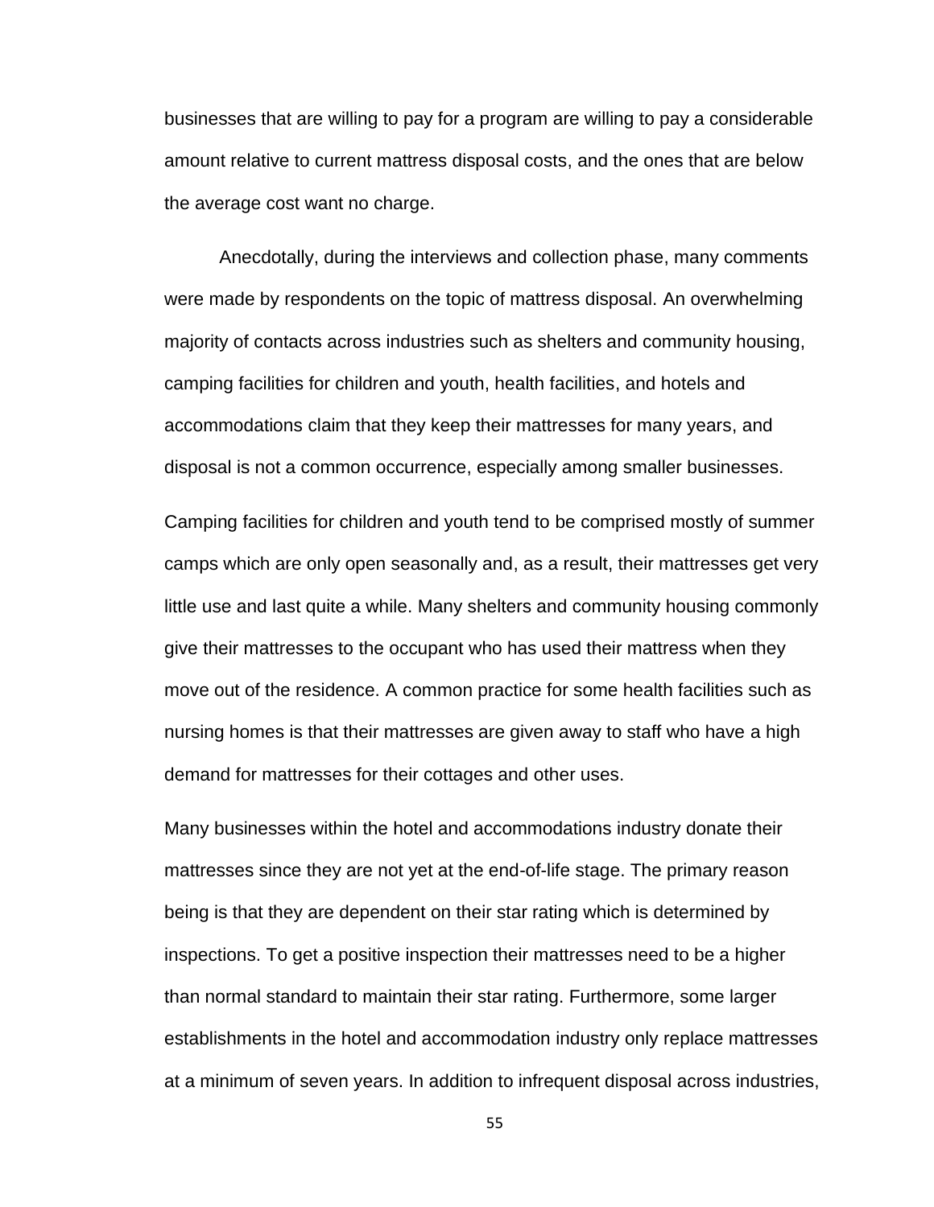businesses that are willing to pay for a program are willing to pay a considerable amount relative to current mattress disposal costs, and the ones that are below the average cost want no charge.

Anecdotally, during the interviews and collection phase, many comments were made by respondents on the topic of mattress disposal. An overwhelming majority of contacts across industries such as shelters and community housing, camping facilities for children and youth, health facilities, and hotels and accommodations claim that they keep their mattresses for many years, and disposal is not a common occurrence, especially among smaller businesses.

Camping facilities for children and youth tend to be comprised mostly of summer camps which are only open seasonally and, as a result, their mattresses get very little use and last quite a while. Many shelters and community housing commonly give their mattresses to the occupant who has used their mattress when they move out of the residence. A common practice for some health facilities such as nursing homes is that their mattresses are given away to staff who have a high demand for mattresses for their cottages and other uses.

Many businesses within the hotel and accommodations industry donate their mattresses since they are not yet at the end-of-life stage. The primary reason being is that they are dependent on their star rating which is determined by inspections. To get a positive inspection their mattresses need to be a higher than normal standard to maintain their star rating. Furthermore, some larger establishments in the hotel and accommodation industry only replace mattresses at a minimum of seven years. In addition to infrequent disposal across industries,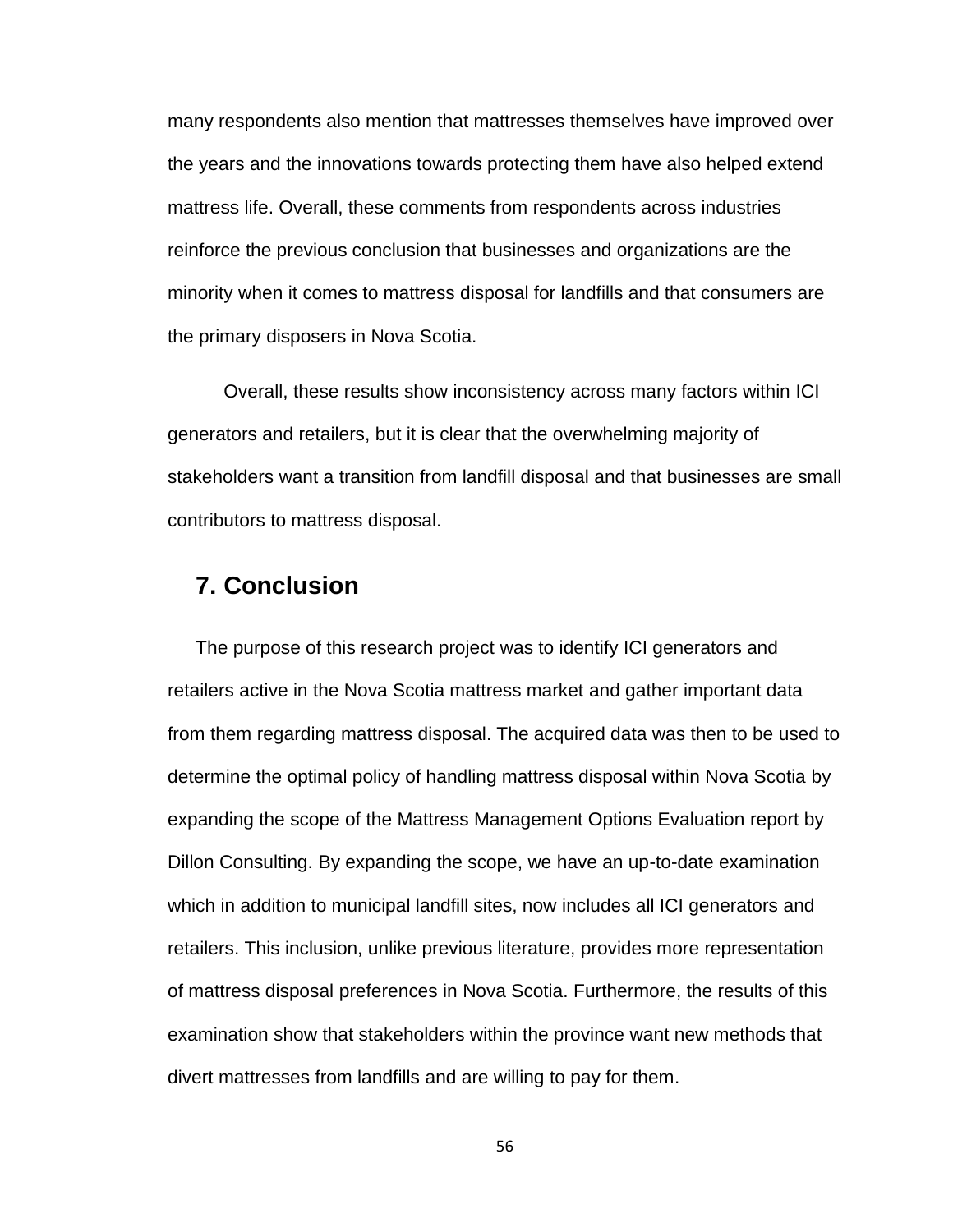many respondents also mention that mattresses themselves have improved over the years and the innovations towards protecting them have also helped extend mattress life. Overall, these comments from respondents across industries reinforce the previous conclusion that businesses and organizations are the minority when it comes to mattress disposal for landfills and that consumers are the primary disposers in Nova Scotia.

Overall, these results show inconsistency across many factors within ICI generators and retailers, but it is clear that the overwhelming majority of stakeholders want a transition from landfill disposal and that businesses are small contributors to mattress disposal.

## 7. Conclusion

The purpose of this research project was to identify ICI generators and retailers active in the Nova Scotia mattress market and gather important data from them regarding mattress disposal. The acquired data was then to be used to determine the optimal policy of handling mattress disposal within Nova Scotia by expanding the scope of the Mattress Management Options Evaluation report by Dillon Consulting. By expanding the scope, we have an up-to-date examination which in addition to municipal landfill sites, now includes all ICI generators and retailers. This inclusion, unlike previous literature, provides more representation of mattress disposal preferences in Nova Scotia. Furthermore, the results of this examination show that stakeholders within the province want new methods that divert mattresses from landfills and are willing to pay for them.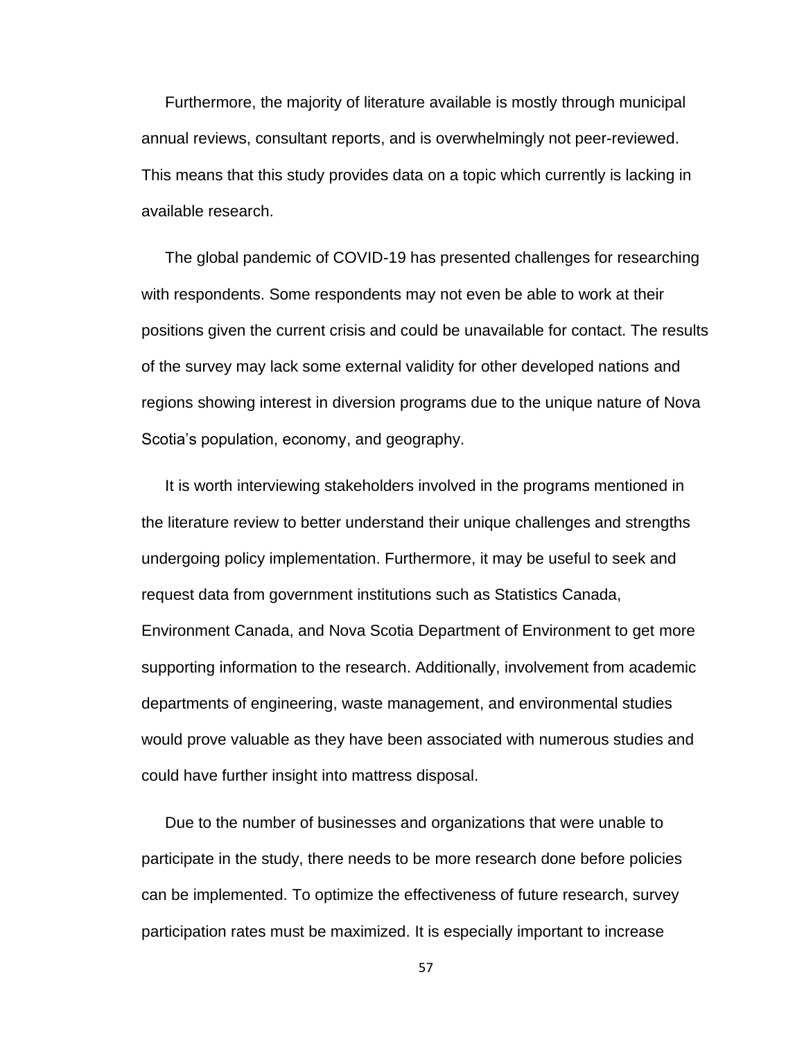Furthermore, the majority of literature available is mostly through municipal annual reviews, consultant reports, and is overwhelmingly not peer-reviewed. This means that this study provides data on a topic which currently is lacking in available research.

The global pandemic of COVID-19 has presented challenges for researching with respondents. Some respondents may not even be able to work at their positions given the current crisis and could be unavailable for contact. The results of the survey may lack some external validity for other developed nations and regions showing interest in diversion programs due to the unique nature of Nova Scotia's population, economy, and geography.

It is worth interviewing stakeholders involved in the programs mentioned in the literature review to better understand their unique challenges and strengths undergoing policy implementation. Furthermore, it may be useful to seek and request data from government institutions such as Statistics Canada, Environment Canada, and Nova Scotia Department of Environment to get more supporting information to the research. Additionally, involvement from academic departments of engineering, waste management, and environmental studies would prove valuable as they have been associated with numerous studies and could have further insight into mattress disposal.

Due to the number of businesses and organizations that were unable to participate in the study, there needs to be more research done before policies can be implemented. To optimize the effectiveness of future research, survey participation rates must be maximized. It is especially important to increase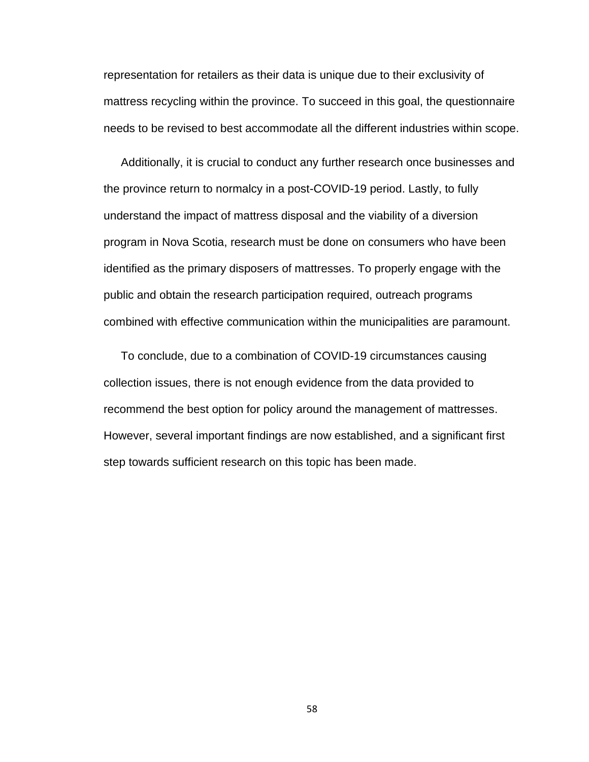representation for retailers as their data is unique due to their exclusivity of mattress recycling within the province. To succeed in this goal, the questionnaire needs to be revised to best accommodate all the different industries within scope.

Additionally, it is crucial to conduct any further research once businesses and the province return to normalcy in a post-COVID-19 period. Lastly, to fully understand the impact of mattress disposal and the viability of a diversion program in Nova Scotia, research must be done on consumers who have been identified as the primary disposers of mattresses. To properly engage with the public and obtain the research participation required, outreach programs combined with effective communication within the municipalities are paramount.

To conclude, due to a combination of COVID-19 circumstances causing collection issues, there is not enough evidence from the data provided to recommend the best option for policy around the management of mattresses. However, several important findings are now established, and a significant first step towards sufficient research on this topic has been made.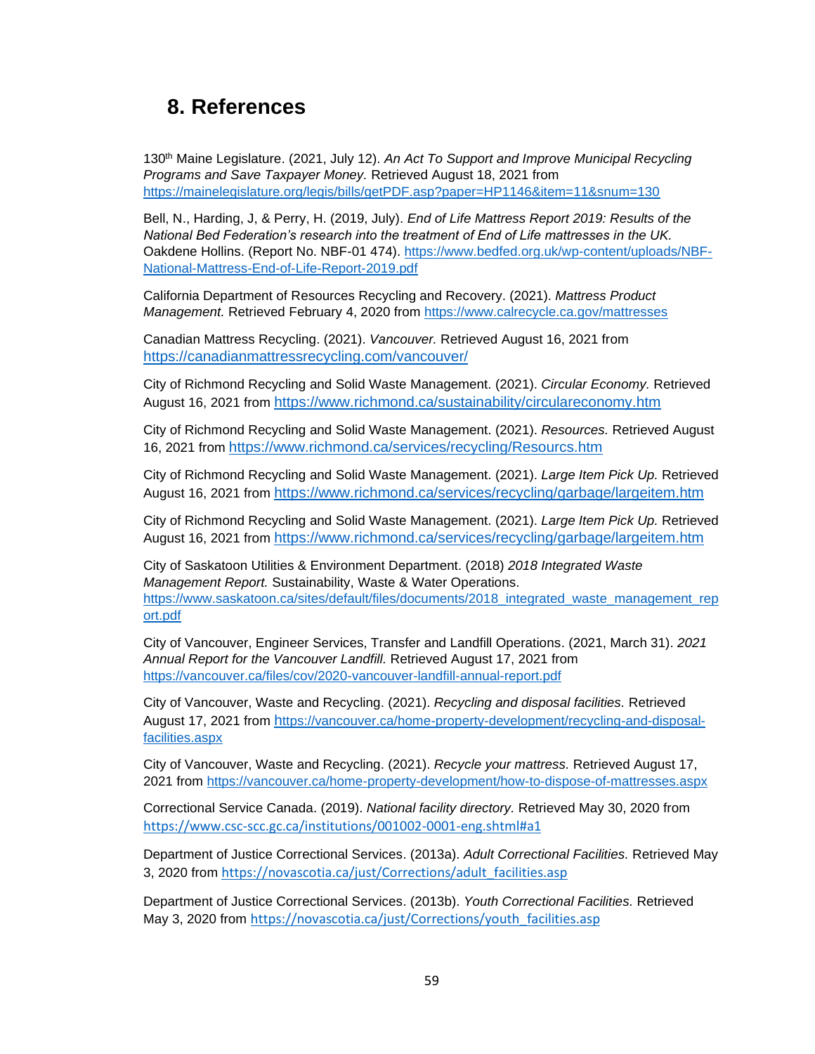# 8. References

130th Maine Legislature. (2021, July 12). *An Act To Support and Improve Municipal Recycling Programs and Save Taxpayer Money.* Retrieved August 18, 2021 from https://mainelegislature.org/legis/bills/getPDF.asp?paper=HP1146&item=11&snum=130

Bell, N., Harding, J, & Perry, H. (2019, July). *End of Life Mattress Report 2019: Results of the National Bed Federation's research into the treatment of End of Life mattresses in the UK.* Oakdene Hollins. (Report No. NBF-01 474). https://www.bedfed.org.uk/wp-content/uploads/NBF-National-Mattress-End-of-Life-Report-2019.pdf

California Department of Resources Recycling and Recovery. (2021). *Mattress Product Management.* Retrieved February 4, 2020 from https://www.calrecycle.ca.gov/mattresses

Canadian Mattress Recycling. (2021). *Vancouver.* Retrieved August 16, 2021 from https://canadianmattressrecycling.com/vancouver/

City of Richmond Recycling and Solid Waste Management. (2021). *Circular Economy.* Retrieved August 16, 2021 from https://www.richmond.ca/sustainability/circulareconomy.htm

City of Richmond Recycling and Solid Waste Management. (2021). *Resources.* Retrieved August 16, 2021 from https://www.richmond.ca/services/recycling/Resourcs.htm

City of Richmond Recycling and Solid Waste Management. (2021). *Large Item Pick Up.* Retrieved August 16, 2021 from https://www.richmond.ca/services/recycling/garbage/largeitem.htm

City of Richmond Recycling and Solid Waste Management. (2021). *Large Item Pick Up.* Retrieved August 16, 2021 from https://www.richmond.ca/services/recycling/garbage/largeitem.htm

City of Saskatoon Utilities & Environment Department. (2018) *2018 Integrated Waste Management Report.* Sustainability, Waste & Water Operations. https://www.saskatoon.ca/sites/default/files/documents/2018_integrated_waste_management_report.pdf

City of Vancouver, Engineer Services, Transfer and Landfill Operations. (2021, March 31). *2021 Annual Report for the Vancouver Landfill.* Retrieved August 17, 2021 from https://vancouver.ca/files/cov/2020-vancouver-landfill-annual-report.pdf

City of Vancouver, Waste and Recycling. (2021). *Recycling and disposal facilities.* Retrieved August 17, 2021 from https://vancouver.ca/home-property-development/recycling-and-disposal-facilities.aspx

City of Vancouver, Waste and Recycling. (2021). *Recycle your mattress.* Retrieved August 17, 2021 from https://vancouver.ca/home-property-development/how-to-dispose-of-mattresses.aspx

Correctional Service Canada. (2019). *National facility directory.* Retrieved May 30, 2020 from https://www.csc-scc.gc.ca/institutions/001002-0001-eng.shtml#a1

Department of Justice Correctional Services. (2013a). *Adult Correctional Facilities.* Retrieved May 3, 2020 from https://novascotia.ca/just/Corrections/adult_facilities.asp

Department of Justice Correctional Services. (2013b). *Youth Correctional Facilities.* Retrieved May 3, 2020 from https://novascotia.ca/just/Corrections/youth_facilities.asp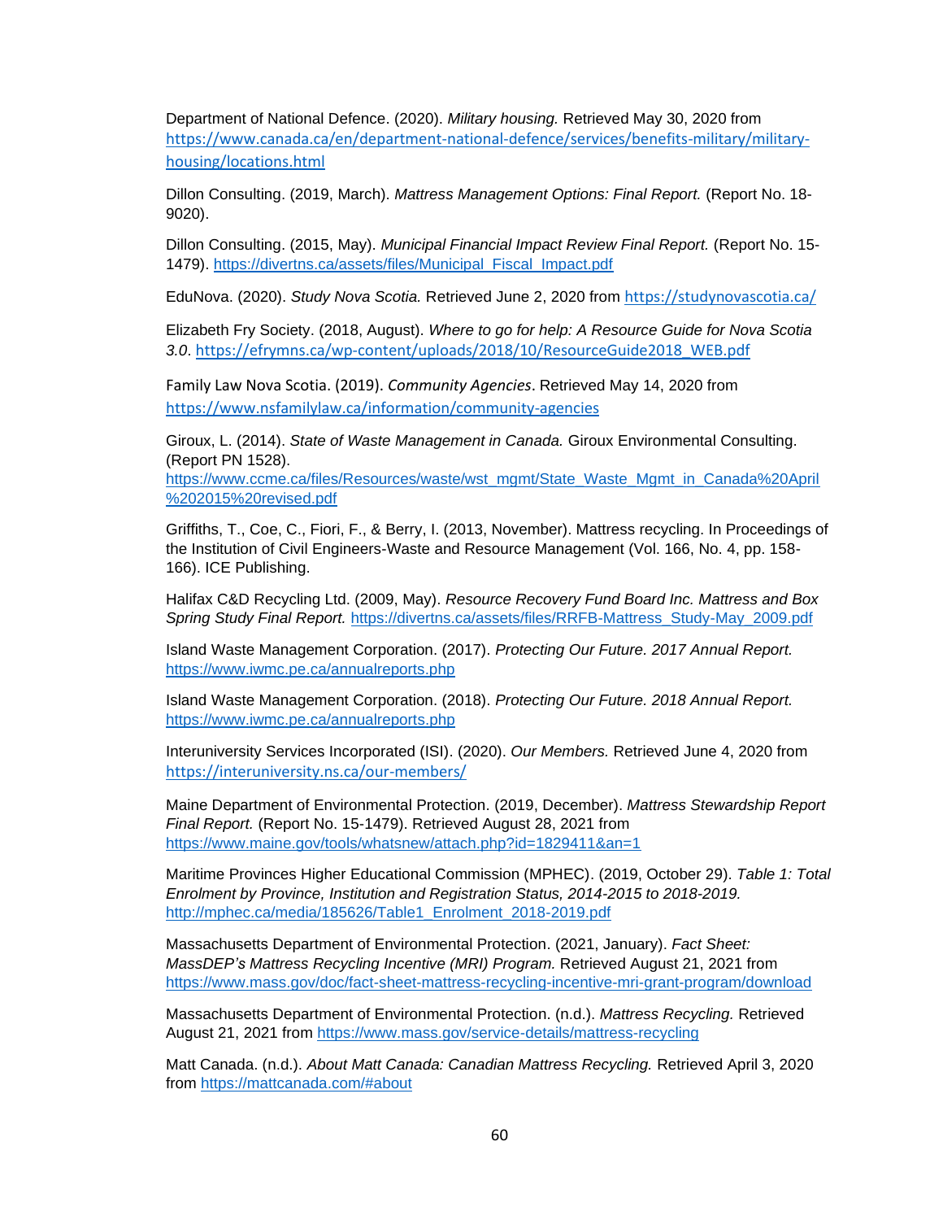Department of National Defence. (2020). *Military housing.* Retrieved May 30, 2020 from https://www.canada.ca/en/department-national-defence/services/benefits-military/military-housing/locations.html

Dillon Consulting. (2019, March). *Mattress Management Options: Final Report.* (Report No. 18-9020).

Dillon Consulting. (2015, May). *Municipal Financial Impact Review Final Report.* (Report No. 15-1479). https://divertns.ca/assets/files/Municipal_Fiscal_Impact.pdf

EduNova. (2020). *Study Nova Scotia.* Retrieved June 2, 2020 from https://studynovascotia.ca/

Elizabeth Fry Society. (2018, August). *Where to go for help: A Resource Guide for Nova Scotia 3.0*. https://efrymns.ca/wp-content/uploads/2018/10/ResourceGuide2018_WEB.pdf

Family Law Nova Scotia. (2019). *Community Agencies*. Retrieved May 14, 2020 from https://www.nsfamilylaw.ca/information/community-agencies

Giroux, L. (2014). *State of Waste Management in Canada.* Giroux Environmental Consulting. (Report PN 1528). https://www.ccme.ca/files/Resources/waste/wst_mgmt/State_Waste_Mgmt_in_Canada%20April%202015%20revised.pdf

Griffiths, T., Coe, C., Fiori, F., & Berry, I. (2013, November). Mattress recycling. In Proceedings of the Institution of Civil Engineers-Waste and Resource Management (Vol. 166, No. 4, pp. 158-166). ICE Publishing.

Halifax C&D Recycling Ltd. (2009, May). *Resource Recovery Fund Board Inc. Mattress and Box Spring Study Final Report.* https://divertns.ca/assets/files/RRFB-Mattress_Study-May_2009.pdf

Island Waste Management Corporation. (2017). *Protecting Our Future. 2017 Annual Report.* https://www.iwmc.pe.ca/annualreports.php

Island Waste Management Corporation. (2018). *Protecting Our Future. 2018 Annual Report.* https://www.iwmc.pe.ca/annualreports.php

Interuniversity Services Incorporated (ISI). (2020). *Our Members.* Retrieved June 4, 2020 from https://interuniversity.ns.ca/our-members/

Maine Department of Environmental Protection. (2019, December). *Mattress Stewardship Report Final Report.* (Report No. 15-1479). Retrieved August 28, 2021 from https://www.maine.gov/tools/whatsnew/attach.php?id=1829411&an=1

Maritime Provinces Higher Educational Commission (MPHEC). (2019, October 29). *Table 1: Total Enrolment by Province, Institution and Registration Status, 2014-2015 to 2018-2019.* http://mphec.ca/media/185626/Table1_Enrolment_2018-2019.pdf

Massachusetts Department of Environmental Protection. (2021, January). *Fact Sheet: MassDEP's Mattress Recycling Incentive (MRI) Program.* Retrieved August 21, 2021 from https://www.mass.gov/doc/fact-sheet-mattress-recycling-incentive-mri-grant-program/download

Massachusetts Department of Environmental Protection. (n.d.). *Mattress Recycling.* Retrieved August 21, 2021 from https://www.mass.gov/service-details/mattress-recycling

Matt Canada. (n.d.). *About Matt Canada: Canadian Mattress Recycling.* Retrieved April 3, 2020 from https://mattcanada.com/#about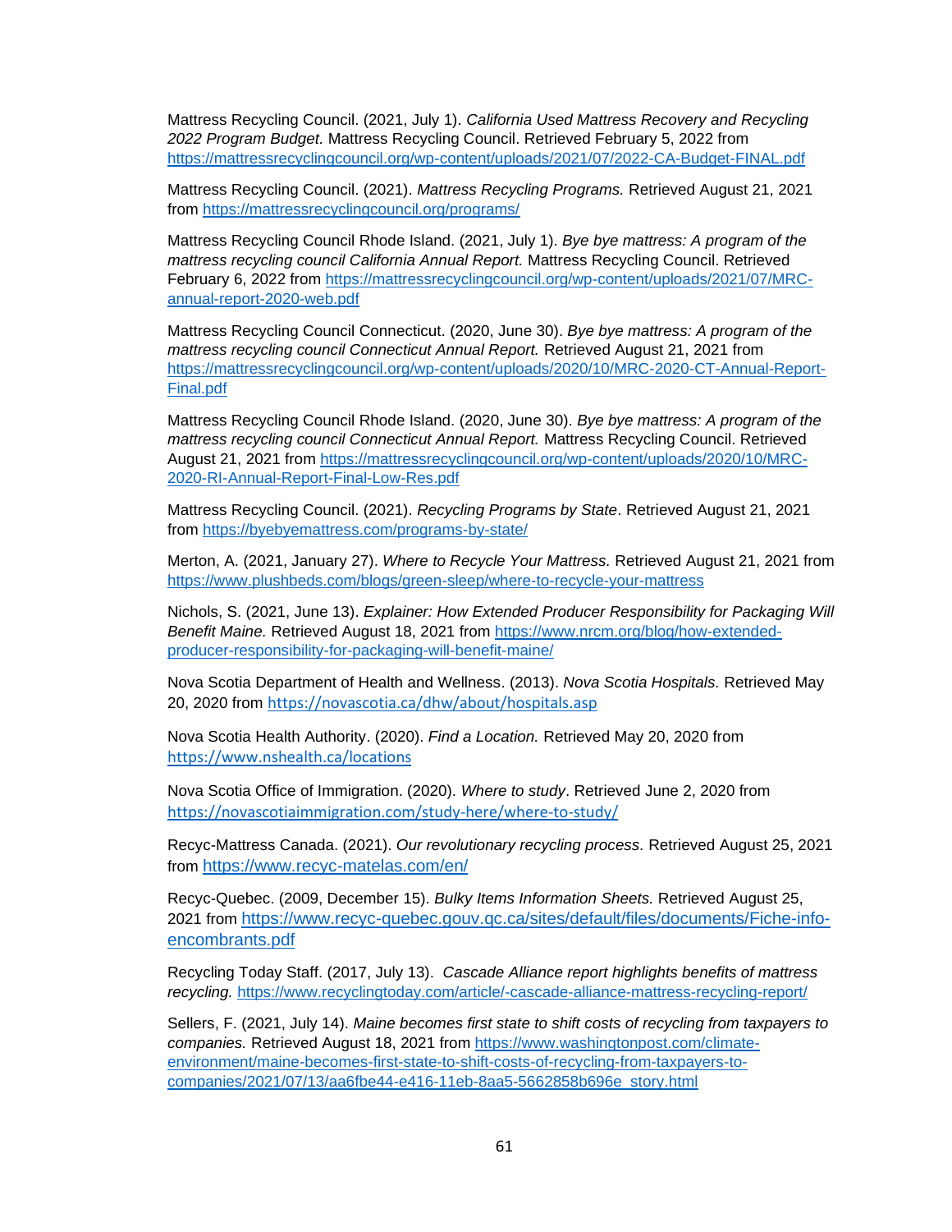Mattress Recycling Council. (2021, July 1). *California Used Mattress Recovery and Recycling 2022 Program Budget.* Mattress Recycling Council. Retrieved February 5, 2022 from https://mattressrecyclingcouncil.org/wp-content/uploads/2021/07/2022-CA-Budget-FINAL.pdf

Mattress Recycling Council. (2021). *Mattress Recycling Programs.* Retrieved August 21, 2021 from https://mattressrecyclingcouncil.org/programs/

Mattress Recycling Council Rhode Island. (2021, July 1). *Bye bye mattress: A program of the mattress recycling council California Annual Report.* Mattress Recycling Council. Retrieved February 6, 2022 from https://mattressrecyclingcouncil.org/wp-content/uploads/2021/07/MRC-annual-report-2020-web.pdf

Mattress Recycling Council Connecticut. (2020, June 30). *Bye bye mattress: A program of the mattress recycling council Connecticut Annual Report.* Retrieved August 21, 2021 from https://mattressrecyclingcouncil.org/wp-content/uploads/2020/10/MRC-2020-CT-Annual-Report-Final.pdf

Mattress Recycling Council Rhode Island. (2020, June 30). *Bye bye mattress: A program of the mattress recycling council Connecticut Annual Report.* Mattress Recycling Council. Retrieved August 21, 2021 from https://mattressrecyclingcouncil.org/wp-content/uploads/2020/10/MRC-2020-RI-Annual-Report-Final-Low-Res.pdf

Mattress Recycling Council. (2021). *Recycling Programs by State*. Retrieved August 21, 2021 from https://byebyemattress.com/programs-by-state/

Merton, A. (2021, January 27). *Where to Recycle Your Mattress.* Retrieved August 21, 2021 from https://www.plushbeds.com/blogs/green-sleep/where-to-recycle-your-mattress

Nichols, S. (2021, June 13). *Explainer: How Extended Producer Responsibility for Packaging Will Benefit Maine.* Retrieved August 18, 2021 from https://www.nrcm.org/blog/how-extended-producer-responsibility-for-packaging-will-benefit-maine/

Nova Scotia Department of Health and Wellness. (2013). *Nova Scotia Hospitals.* Retrieved May 20, 2020 from https://novascotia.ca/dhw/about/hospitals.asp

Nova Scotia Health Authority. (2020). *Find a Location.* Retrieved May 20, 2020 from https://www.nshealth.ca/locations

Nova Scotia Office of Immigration. (2020). *Where to study*. Retrieved June 2, 2020 from https://novascotiaimmigration.com/study-here/where-to-study/

Recyc-Mattress Canada. (2021). *Our revolutionary recycling process.* Retrieved August 25, 2021 from https://www.recyc-matelas.com/en/

Recyc-Quebec. (2009, December 15). *Bulky Items Information Sheets.* Retrieved August 25, 2021 from https://www.recyc-quebec.gouv.qc.ca/sites/default/files/documents/Fiche-info-encombrants.pdf

Recycling Today Staff. (2017, July 13). *Cascade Alliance report highlights benefits of mattress recycling.* https://www.recyclingtoday.com/article/-cascade-alliance-mattress-recycling-report/

Sellers, F. (2021, July 14). *Maine becomes first state to shift costs of recycling from taxpayers to companies.* Retrieved August 18, 2021 from https://www.washingtonpost.com/climate-environment/maine-becomes-first-state-to-shift-costs-of-recycling-from-taxpayers-to-companies/2021/07/13/aa6fbe44-e416-11eb-8aa5-5662858b696e_story.html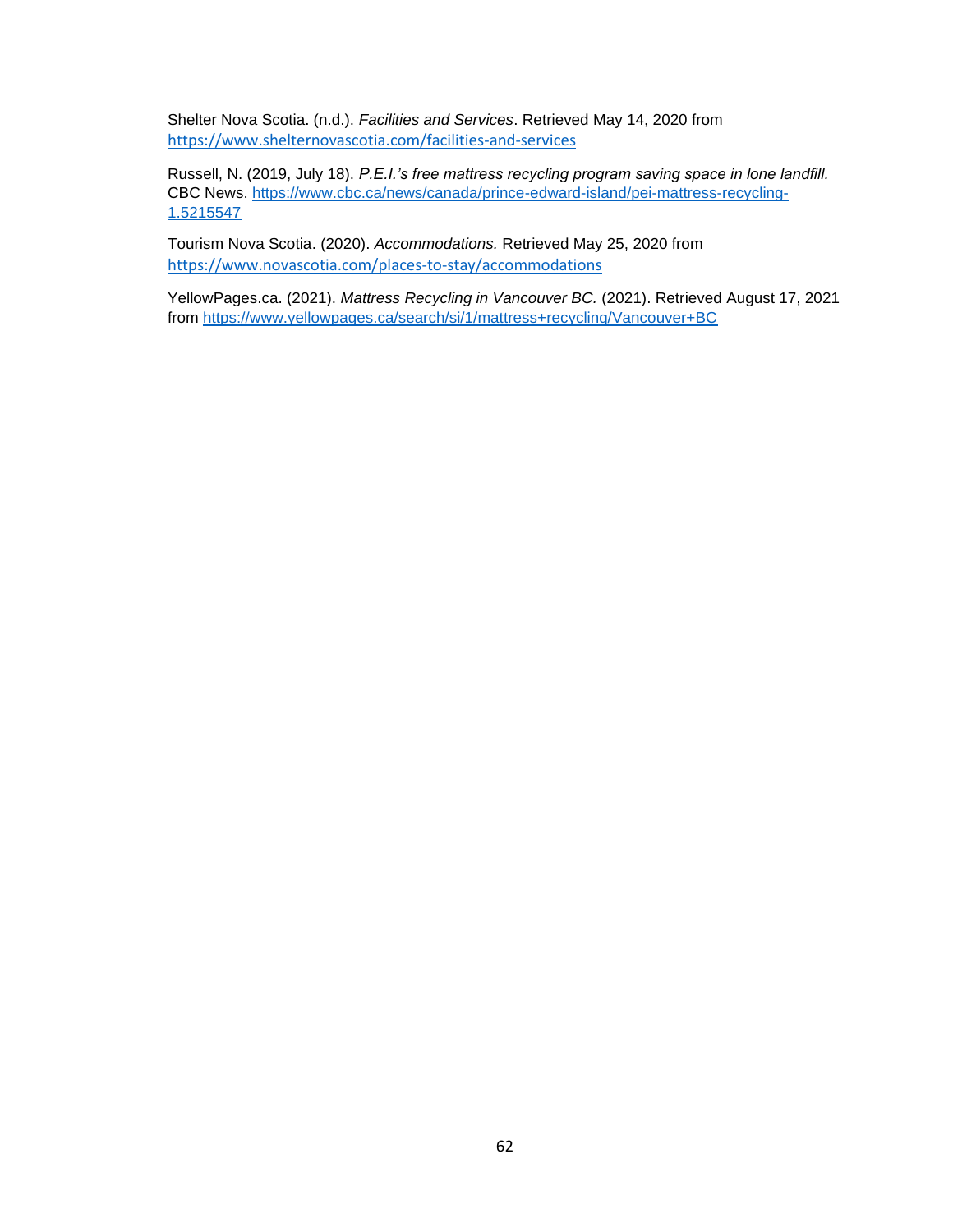Shelter Nova Scotia. (n.d.). *Facilities and Services*. Retrieved May 14, 2020 from https://www.shelternovascotia.com/facilities-and-services

Russell, N. (2019, July 18). *P.E.I.'s free mattress recycling program saving space in lone landfill.* CBC News. https://www.cbc.ca/news/canada/prince-edward-island/pei-mattress-recycling-1.5215547

Tourism Nova Scotia. (2020). *Accommodations.* Retrieved May 25, 2020 from https://www.novascotia.com/places-to-stay/accommodations

YellowPages.ca. (2021). *Mattress Recycling in Vancouver BC.* (2021). Retrieved August 17, 2021 from https://www.yellowpages.ca/search/si/1/mattress+recycling/Vancouver+BC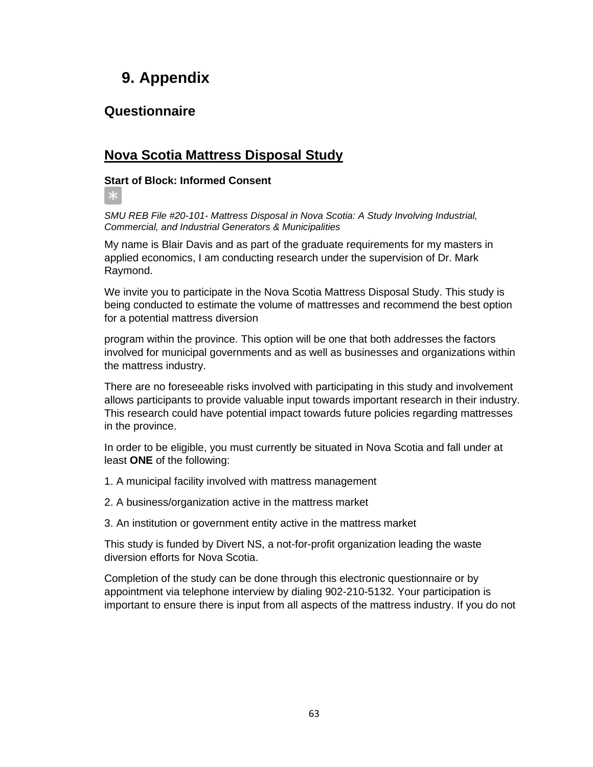# 9. Appendix

## Questionnaire

## Nova Scotia Mattress Disposal Study

**Start of Block: Informed Consent**

*SMU REB File #20-101- Mattress Disposal in Nova Scotia: A Study Involving Industrial, Commercial, and Industrial Generators & Municipalities*

My name is Blair Davis and as part of the graduate requirements for my masters in applied economics, I am conducting research under the supervision of Dr. Mark Raymond.

We invite you to participate in the Nova Scotia Mattress Disposal Study. This study is being conducted to estimate the volume of mattresses and recommend the best option for a potential mattress diversion

program within the province. This option will be one that both addresses the factors involved for municipal governments and as well as businesses and organizations within the mattress industry.

There are no foreseeable risks involved with participating in this study and involvement allows participants to provide valuable input towards important research in their industry. This research could have potential impact towards future policies regarding mattresses in the province.

In order to be eligible, you must currently be situated in Nova Scotia and fall under at least **ONE** of the following:

1. A municipal facility involved with mattress management

2. A business/organization active in the mattress market

3. An institution or government entity active in the mattress market

This study is funded by Divert NS, a not-for-profit organization leading the waste diversion efforts for Nova Scotia.

Completion of the study can be done through this electronic questionnaire or by appointment via telephone interview by dialing 902-210-5132. Your participation is important to ensure there is input from all aspects of the mattress industry. If you do not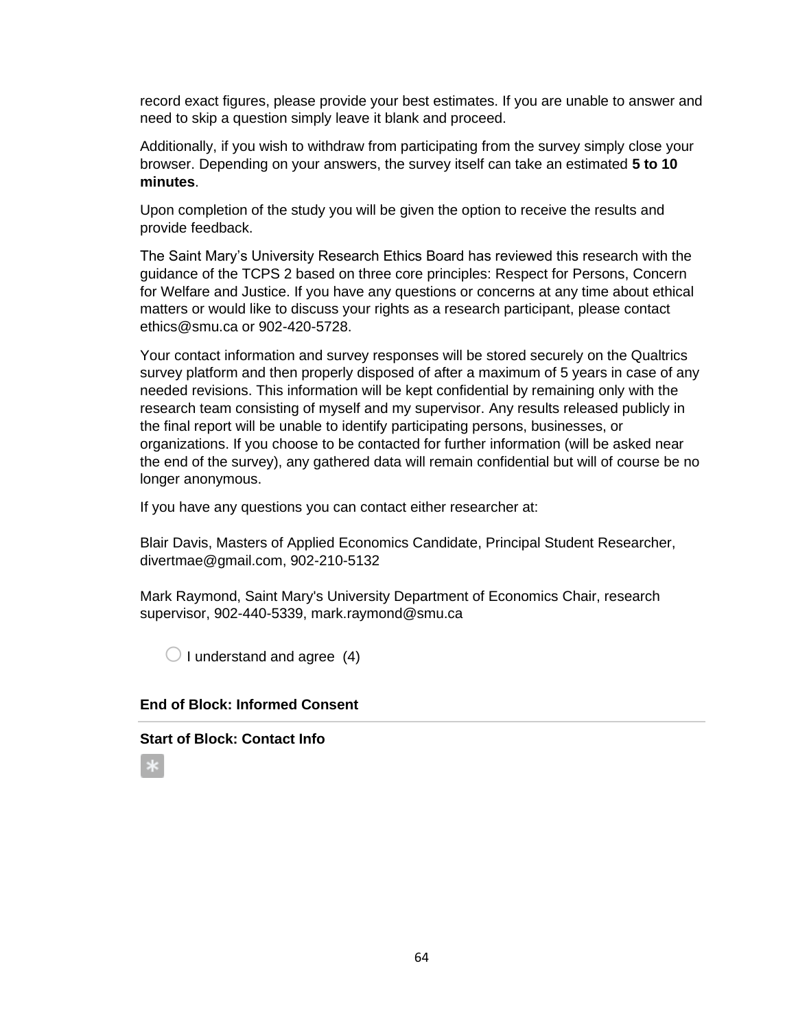record exact figures, please provide your best estimates. If you are unable to answer and need to skip a question simply leave it blank and proceed.

Additionally, if you wish to withdraw from participating from the survey simply close your browser. Depending on your answers, the survey itself can take an estimated **5 to 10 minutes**.

Upon completion of the study you will be given the option to receive the results and provide feedback.

The Saint Mary's University Research Ethics Board has reviewed this research with the guidance of the TCPS 2 based on three core principles: Respect for Persons, Concern for Welfare and Justice. If you have any questions or concerns at any time about ethical matters or would like to discuss your rights as a research participant, please contact ethics@smu.ca or 902-420-5728.

Your contact information and survey responses will be stored securely on the Qualtrics survey platform and then properly disposed of after a maximum of 5 years in case of any needed revisions. This information will be kept confidential by remaining only with the research team consisting of myself and my supervisor. Any results released publicly in the final report will be unable to identify participating persons, businesses, or organizations. If you choose to be contacted for further information (will be asked near the end of the survey), any gathered data will remain confidential but will of course be no longer anonymous.

If you have any questions you can contact either researcher at:

Blair Davis, Masters of Applied Economics Candidate, Principal Student Researcher, divertmae@gmail.com, 902-210-5132

Mark Raymond, Saint Mary's University Department of Economics Chair, research supervisor, 902-440-5339, mark.raymond@smu.ca

○ I understand and agree (4)

**End of Block: Informed Consent**

---

**Start of Block: Contact Info**

*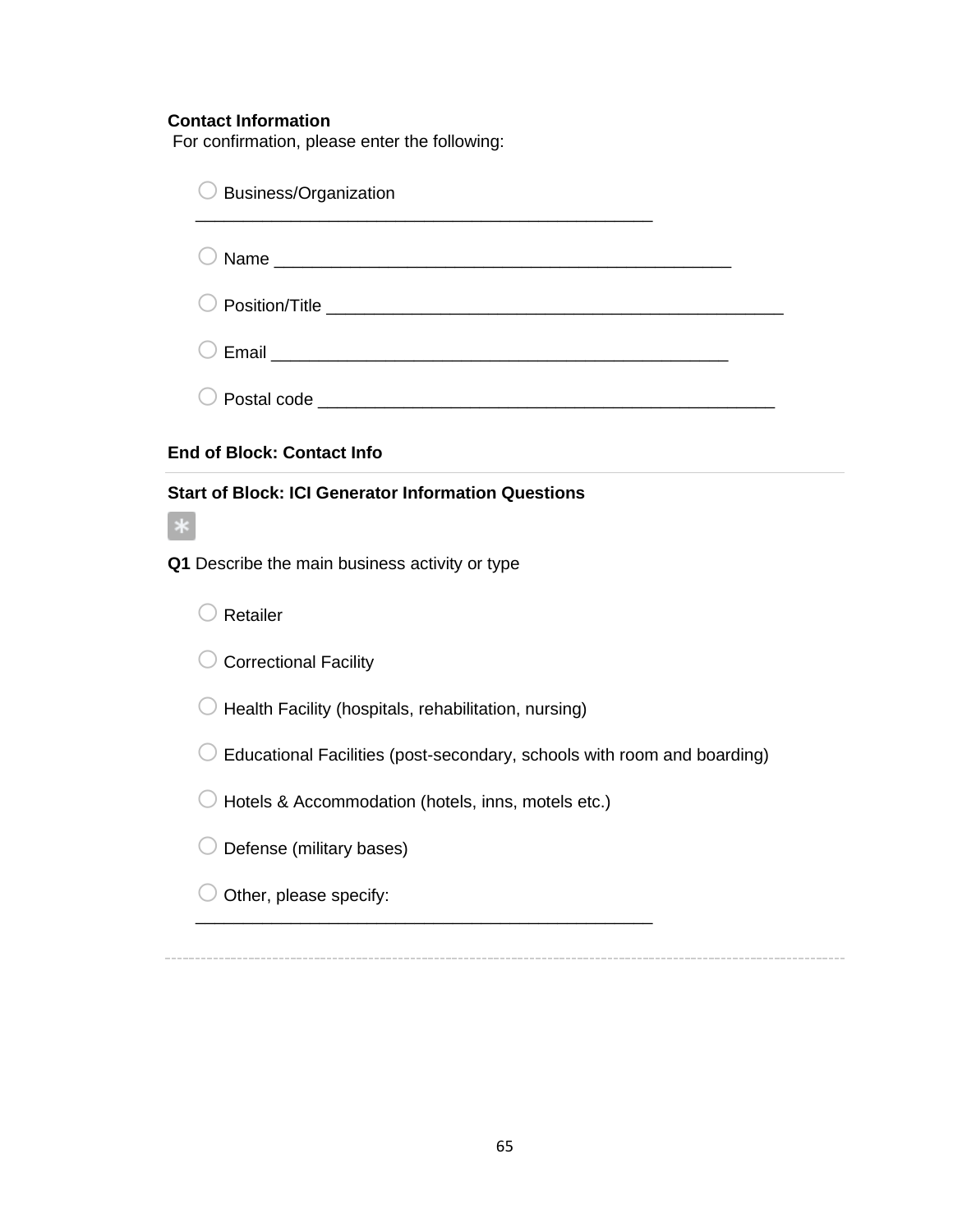**Contact Information**
For confirmation, please enter the following:

○ Business/Organization ________________________________________________

○ Name ________________________________________________

○ Position/Title ________________________________________________

○ Email ________________________________________________

○ Postal code ________________________________________________

**End of Block: Contact Info**

---

**Start of Block: ICI Generator Information Questions**

*

**Q1** Describe the main business activity or type

○ Retailer

○ Correctional Facility

○ Health Facility (hospitals, rehabilitation, nursing)

○ Educational Facilities (post-secondary, schools with room and boarding)

○ Hotels & Accommodation (hotels, inns, motels etc.)

○ Defense (military bases)

○ Other, please specify: ________________________________________________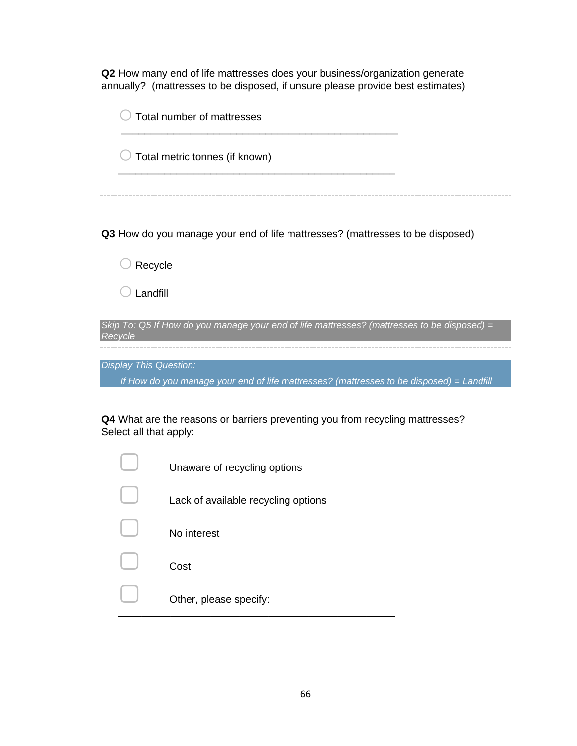**Q2** How many end of life mattresses does your business/organization generate annually? (mattresses to be disposed, if unsure please provide best estimates)

- ○ Total number of mattresses

________________________________________________

- ○ Total metric tonnes (if known)

________________________________________________

---

**Q3** How do you manage your end of life mattresses? (mattresses to be disposed)

- ○ Recycle
- ○ Landfill

*Skip To: Q5 If How do you manage your end of life mattresses? (mattresses to be disposed) = Recycle*

---

*Display This Question:*

*If How do you manage your end of life mattresses? (mattresses to be disposed) = Landfill*

**Q4** What are the reasons or barriers preventing you from recycling mattresses? Select all that apply:

- ☐ Unaware of recycling options
- ☐ Lack of available recycling options
- ☐ No interest
- ☐ Cost
- ☐ Other, please specify:

________________________________________________

---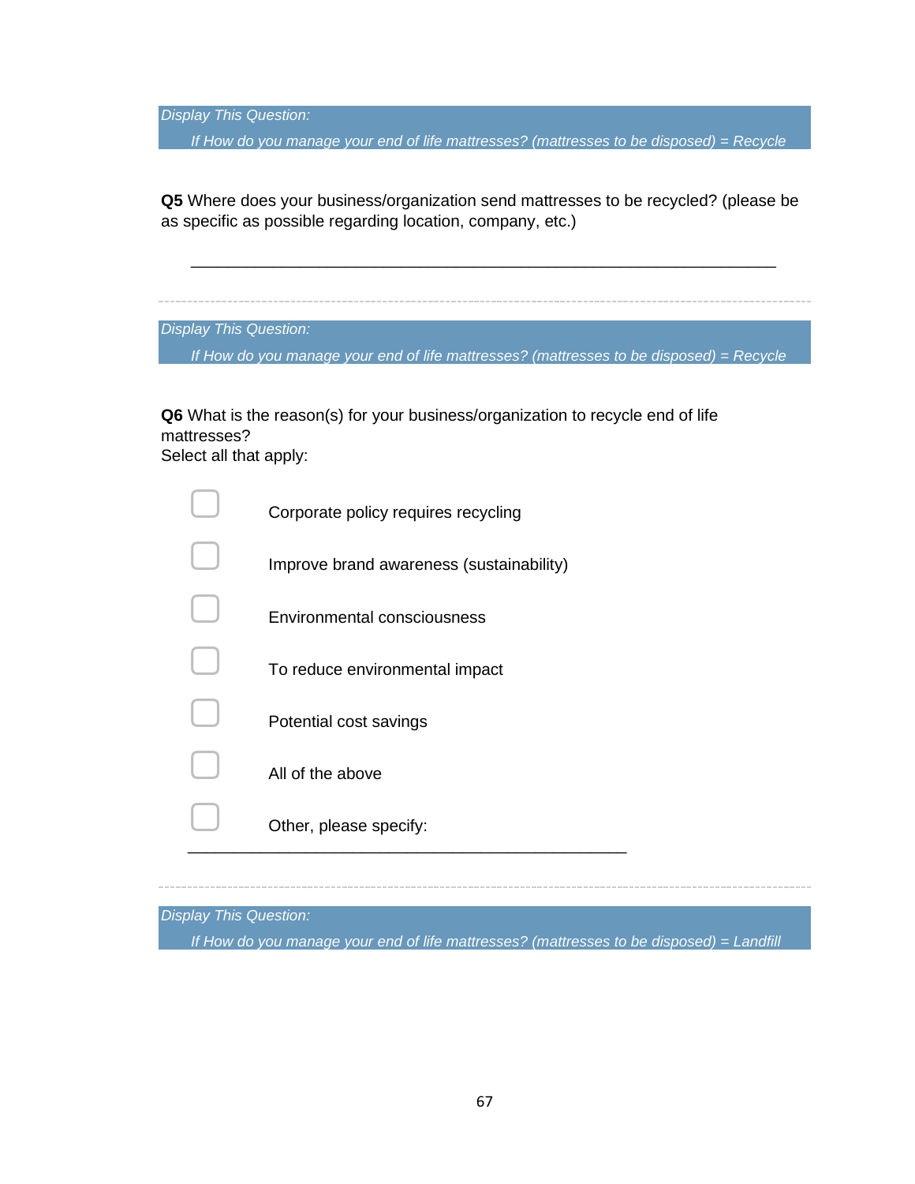*Display This Question:*

*If How do you manage your end of life mattresses? (mattresses to be disposed) = Recycle*

**Q5** Where does your business/organization send mattresses to be recycled? (please be as specific as possible regarding location, company, etc.)

________________________________________________________________

---

*Display This Question:*

*If How do you manage your end of life mattresses? (mattresses to be disposed) = Recycle*

**Q6** What is the reason(s) for your business/organization to recycle end of life mattresses?
Select all that apply:

- ▢ Corporate policy requires recycling
- ▢ Improve brand awareness (sustainability)
- ▢ Environmental consciousness
- ▢ To reduce environmental impact
- ▢ Potential cost savings
- ▢ All of the above
- ▢ Other, please specify: ________________________________________________

---

*Display This Question:*

*If How do you manage your end of life mattresses? (mattresses to be disposed) = Landfill*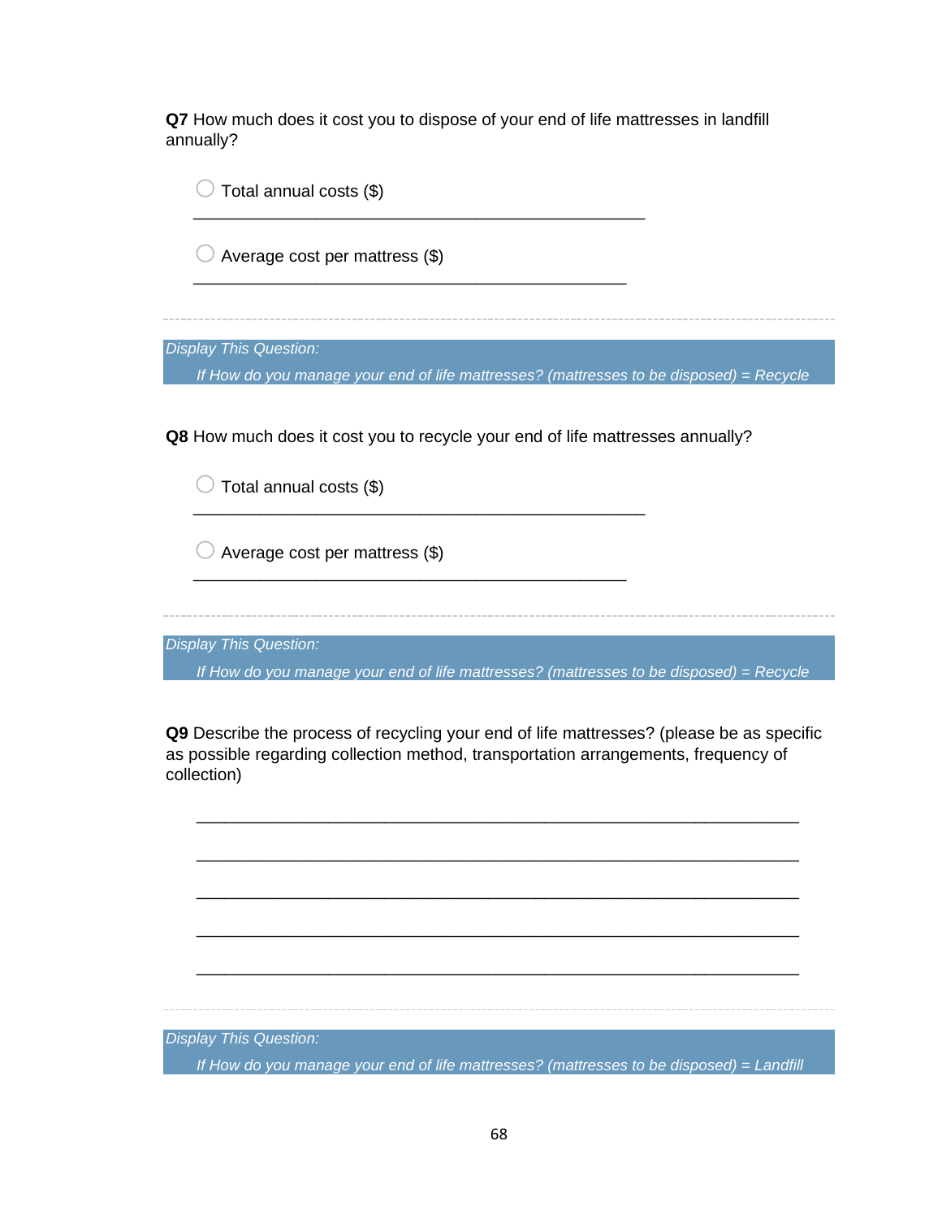**Q7** How much does it cost you to dispose of your end of life mattresses in landfill annually?

◯ Total annual costs ($) ________________________________________________

◯ Average cost per mattress ($) ________________________________________________

---

*Display This Question:*

*If How do you manage your end of life mattresses? (mattresses to be disposed) = Recycle*

**Q8** How much does it cost you to recycle your end of life mattresses annually?

◯ Total annual costs ($) ________________________________________________

◯ Average cost per mattress ($) ________________________________________________

---

*Display This Question:*

*If How do you manage your end of life mattresses? (mattresses to be disposed) = Recycle*

**Q9** Describe the process of recycling your end of life mattresses? (please be as specific as possible regarding collection method, transportation arrangements, frequency of collection)

________________________________________________________________

________________________________________________________________

________________________________________________________________

________________________________________________________________

________________________________________________________________

---

*Display This Question:*

*If How do you manage your end of life mattresses? (mattresses to be disposed) = Landfill*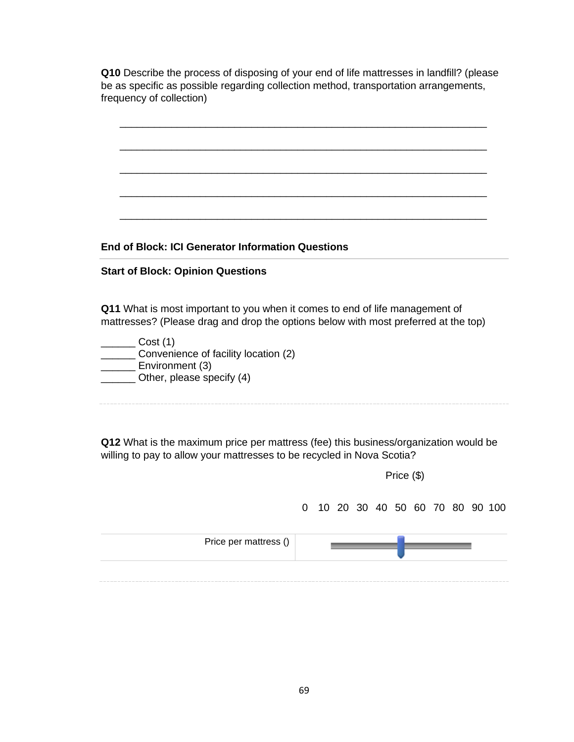**Q10** Describe the process of disposing of your end of life mattresses in landfill? (please be as specific as possible regarding collection method, transportation arrangements, frequency of collection)

________________________________________________________________

________________________________________________________________

________________________________________________________________

________________________________________________________________

________________________________________________________________

**End of Block: ICI Generator Information Questions**

---

**Start of Block: Opinion Questions**

**Q11** What is most important to you when it comes to end of life management of mattresses? (Please drag and drop the options below with most preferred at the top)

______ Cost (1)
______ Convenience of facility location (2)
______ Environment (3)
______ Other, please specify (4)

---

**Q12** What is the maximum price per mattress (fee) this business/organization would be willing to pay to allow your mattresses to be recycled in Nova Scotia?

| | Price ($) |
|---|---|
| | 0 10 20 30 40 50 60 70 80 90 100 |
| Price per mattress () | |

---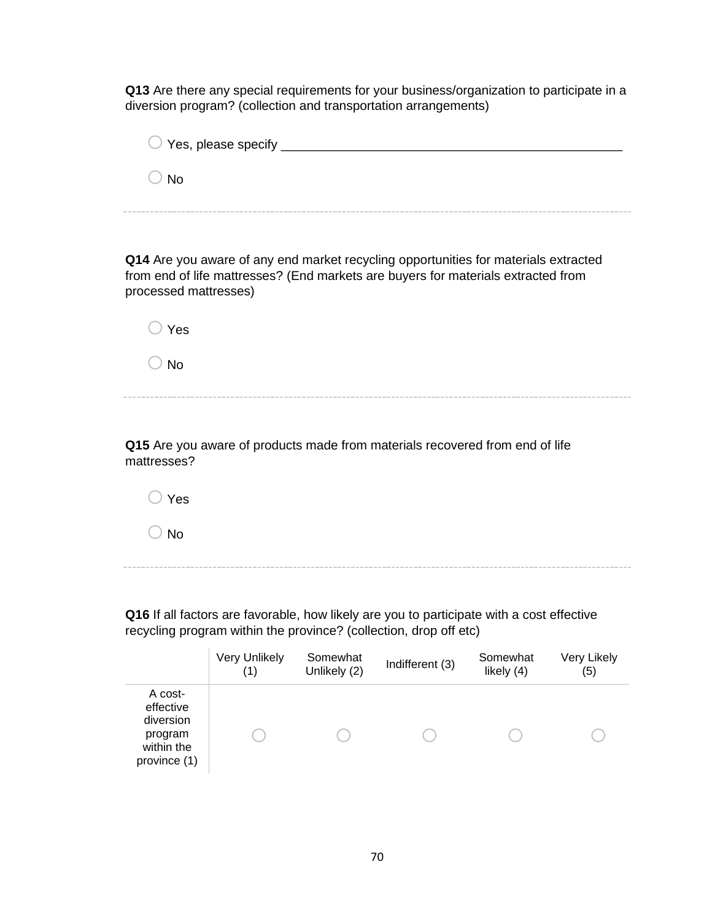**Q13** Are there any special requirements for your business/organization to participate in a diversion program? (collection and transportation arrangements)

○ Yes, please specify ________________________________________________

○ No

---

**Q14** Are you aware of any end market recycling opportunities for materials extracted from end of life mattresses? (End markets are buyers for materials extracted from processed mattresses)

○ Yes

○ No

---

**Q15** Are you aware of products made from materials recovered from end of life mattresses?

○ Yes

○ No

---

**Q16** If all factors are favorable, how likely are you to participate with a cost effective recycling program within the province? (collection, drop off etc)

| | Very Unlikely (1) | Somewhat Unlikely (2) | Indifferent (3) | Somewhat likely (4) | Very Likely (5) |
|---|---|---|---|---|---|
| A cost-effective diversion program within the province (1) | ○ | ○ | ○ | ○ | ○ |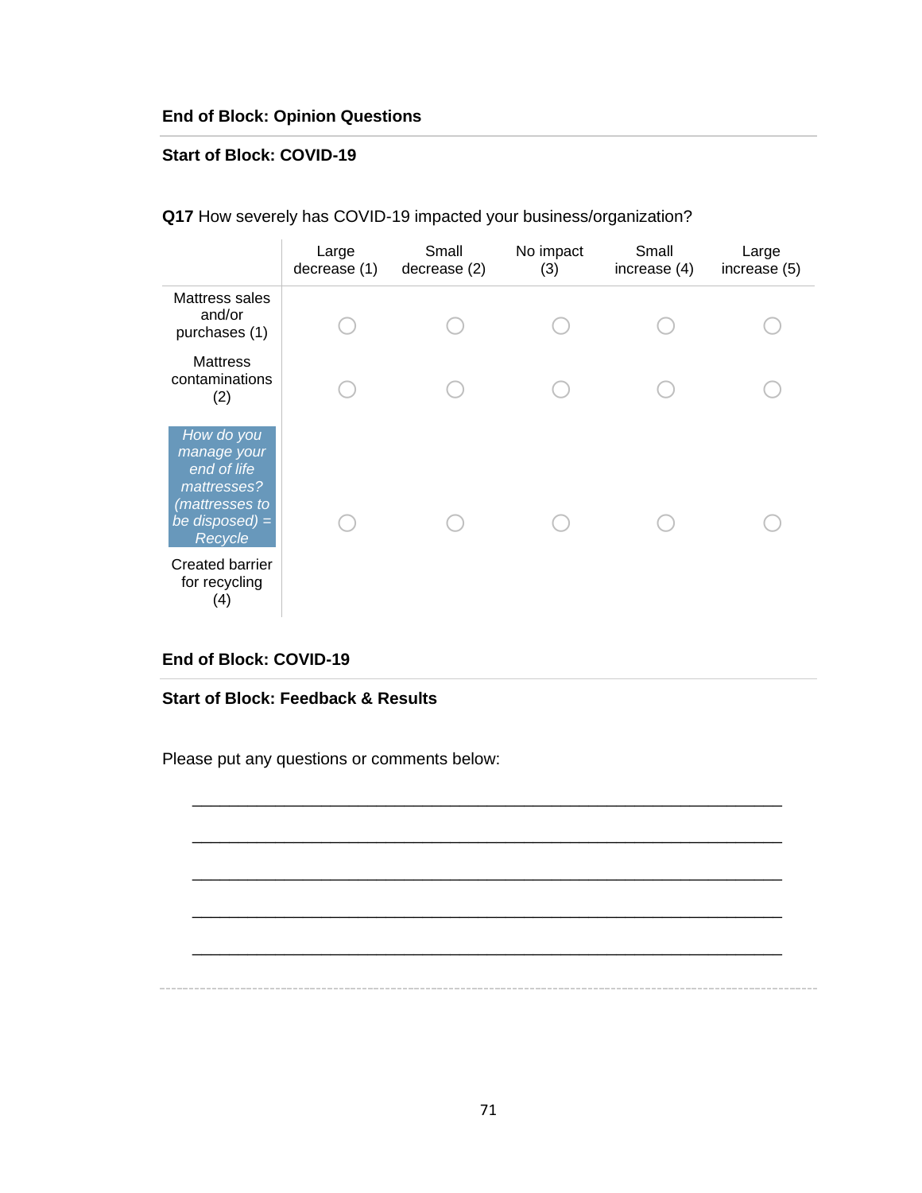**End of Block: Opinion Questions**

---

**Start of Block: COVID-19**

**Q17** How severely has COVID-19 impacted your business/organization?

| | Large decrease (1) | Small decrease (2) | No impact (3) | Small increase (4) | Large increase (5) |
|---|---|---|---|---|---|
| Mattress sales and/or purchases (1) | ◯ | ◯ | ◯ | ◯ | ◯ |
| Mattress contaminations (2) | ◯ | ◯ | ◯ | ◯ | ◯ |
| *How do you manage your end of life mattresses? (mattresses to be disposed) = Recycle* | ◯ | ◯ | ◯ | ◯ | ◯ |
| Created barrier for recycling (4) | | | | | |

**End of Block: COVID-19**

---

**Start of Block: Feedback & Results**

Please put any questions or comments below:

________________________________________________________________

________________________________________________________________

________________________________________________________________

________________________________________________________________

________________________________________________________________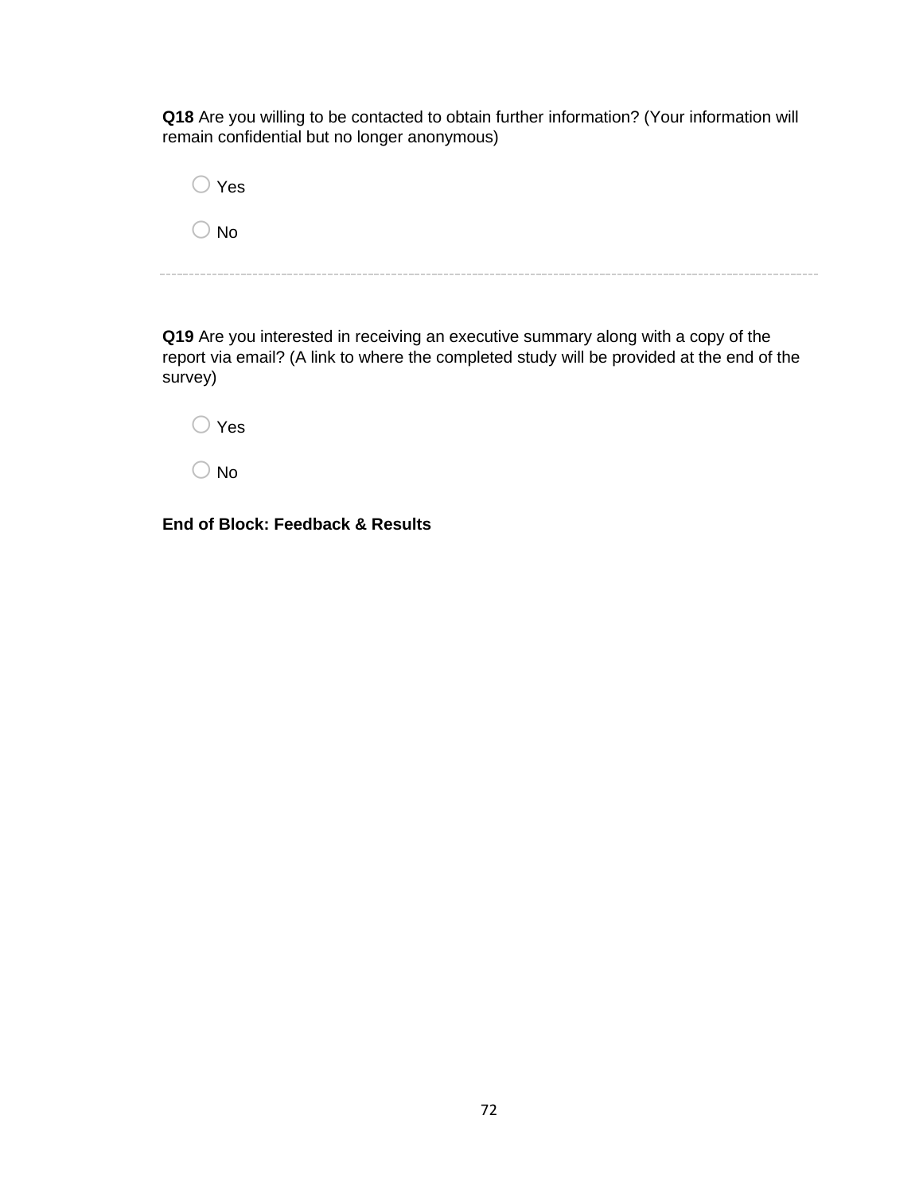**Q18** Are you willing to be contacted to obtain further information? (Your information will remain confidential but no longer anonymous)

○ Yes

○ No

---

**Q19** Are you interested in receiving an executive summary along with a copy of the report via email? (A link to where the completed study will be provided at the end of the survey)

○ Yes

○ No

**End of Block: Feedback & Results**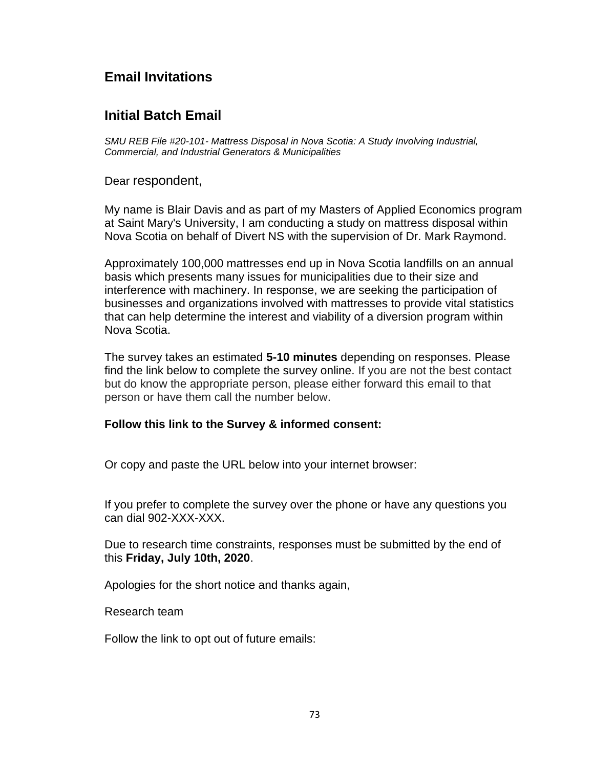## Email Invitations

## Initial Batch Email

*SMU REB File #20-101- Mattress Disposal in Nova Scotia: A Study Involving Industrial, Commercial, and Industrial Generators & Municipalities*

Dear respondent,

My name is Blair Davis and as part of my Masters of Applied Economics program at Saint Mary's University, I am conducting a study on mattress disposal within Nova Scotia on behalf of Divert NS with the supervision of Dr. Mark Raymond.

Approximately 100,000 mattresses end up in Nova Scotia landfills on an annual basis which presents many issues for municipalities due to their size and interference with machinery. In response, we are seeking the participation of businesses and organizations involved with mattresses to provide vital statistics that can help determine the interest and viability of a diversion program within Nova Scotia.

The survey takes an estimated **5-10 minutes** depending on responses. Please find the link below to complete the survey online. If you are not the best contact but do know the appropriate person, please either forward this email to that person or have them call the number below.

**Follow this link to the Survey & informed consent:**

Or copy and paste the URL below into your internet browser:

If you prefer to complete the survey over the phone or have any questions you can dial 902-XXX-XXX.

Due to research time constraints, responses must be submitted by the end of this **Friday, July 10th, 2020**.

Apologies for the short notice and thanks again,

Research team

Follow the link to opt out of future emails: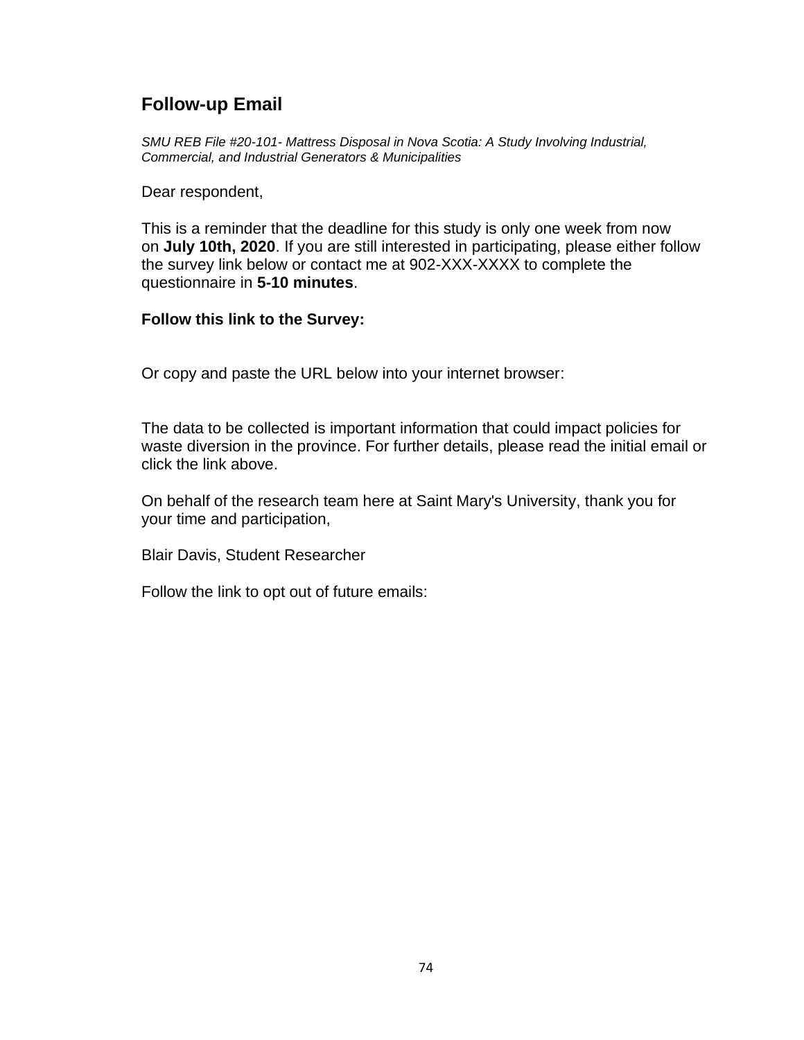## Follow-up Email

*SMU REB File #20-101- Mattress Disposal in Nova Scotia: A Study Involving Industrial, Commercial, and Industrial Generators & Municipalities*

Dear respondent,

This is a reminder that the deadline for this study is only one week from now on **July 10th, 2020**. If you are still interested in participating, please either follow the survey link below or contact me at 902-XXX-XXXX to complete the questionnaire in **5-10 minutes**.

**Follow this link to the Survey:**

Or copy and paste the URL below into your internet browser:

The data to be collected is important information that could impact policies for waste diversion in the province. For further details, please read the initial email or click the link above.

On behalf of the research team here at Saint Mary's University, thank you for your time and participation,

Blair Davis, Student Researcher

Follow the link to opt out of future emails: